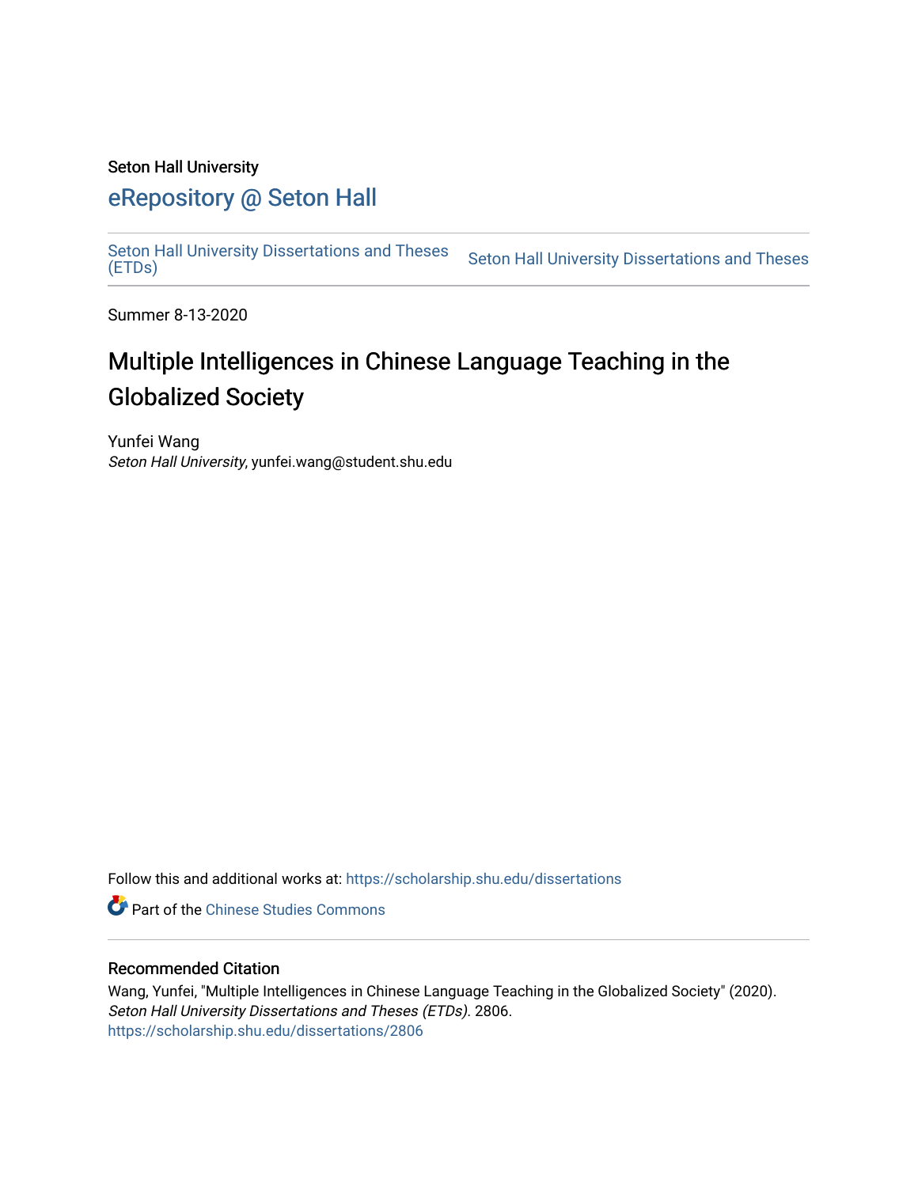Seton Hall University

# eRepository @ Seton Hall

Seton Hall University Dissertations and Theses (ETDs) | Seton Hall University Dissertations and Theses

Summer 8-13-2020

## Multiple Intelligences in Chinese Language Teaching in the Globalized Society

Yunfei Wang
*Seton Hall University*, yunfei.wang@student.shu.edu

Follow this and additional works at: https://scholarship.shu.edu/dissertations

Part of the Chinese Studies Commons

### Recommended Citation

Wang, Yunfei, "Multiple Intelligences in Chinese Language Teaching in the Globalized Society" (2020). *Seton Hall University Dissertations and Theses (ETDs)*. 2806.
https://scholarship.shu.edu/dissertations/2806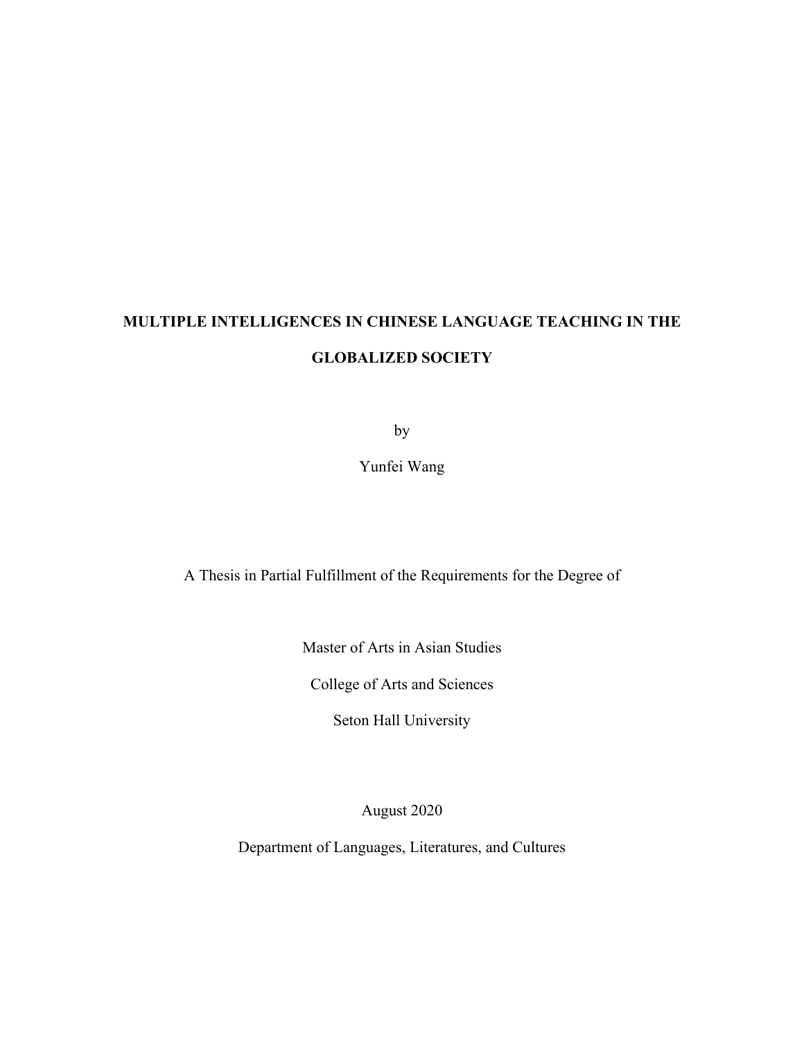**MULTIPLE INTELLIGENCES IN CHINESE LANGUAGE TEACHING IN THE GLOBALIZED SOCIETY**

by

Yunfei Wang

A Thesis in Partial Fulfillment of the Requirements for the Degree of

Master of Arts in Asian Studies

College of Arts and Sciences

Seton Hall University

August 2020

Department of Languages, Literatures, and Cultures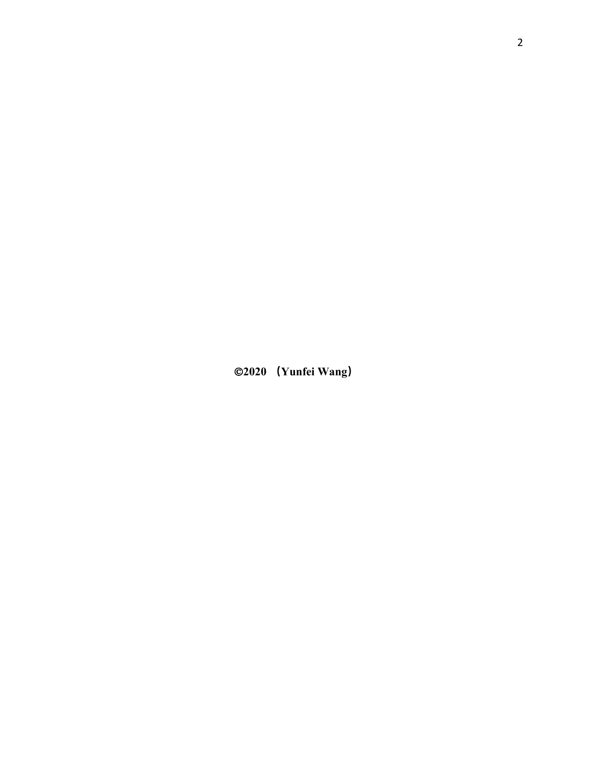**©2020 （Yunfei Wang）**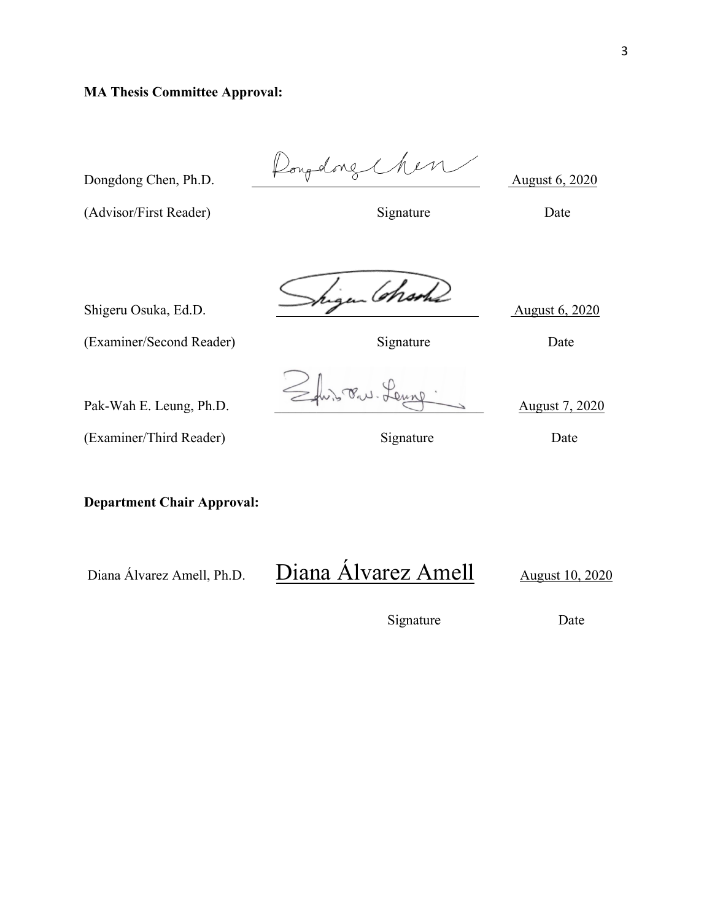**MA Thesis Committee Approval:**

| | | |
|---|---|---|
| Dongdong Chen, Ph.D. | Dongdong Chen | August 6, 2020 |
| (Advisor/First Reader) | Signature | Date |
| Shigeru Osuka, Ed.D. | Shigeru Osuka | August 6, 2020 |
| (Examiner/Second Reader) | Signature | Date |
| Pak-Wah E. Leung, Ph.D. | Edwin P.W. Leung | August 7, 2020 |
| (Examiner/Third Reader) | Signature | Date |

**Department Chair Approval:**

| | | |
|---|---|---|
| Diana Álvarez Amell, Ph.D. | Diana Álvarez Amell | August 10, 2020 |
| | Signature | Date |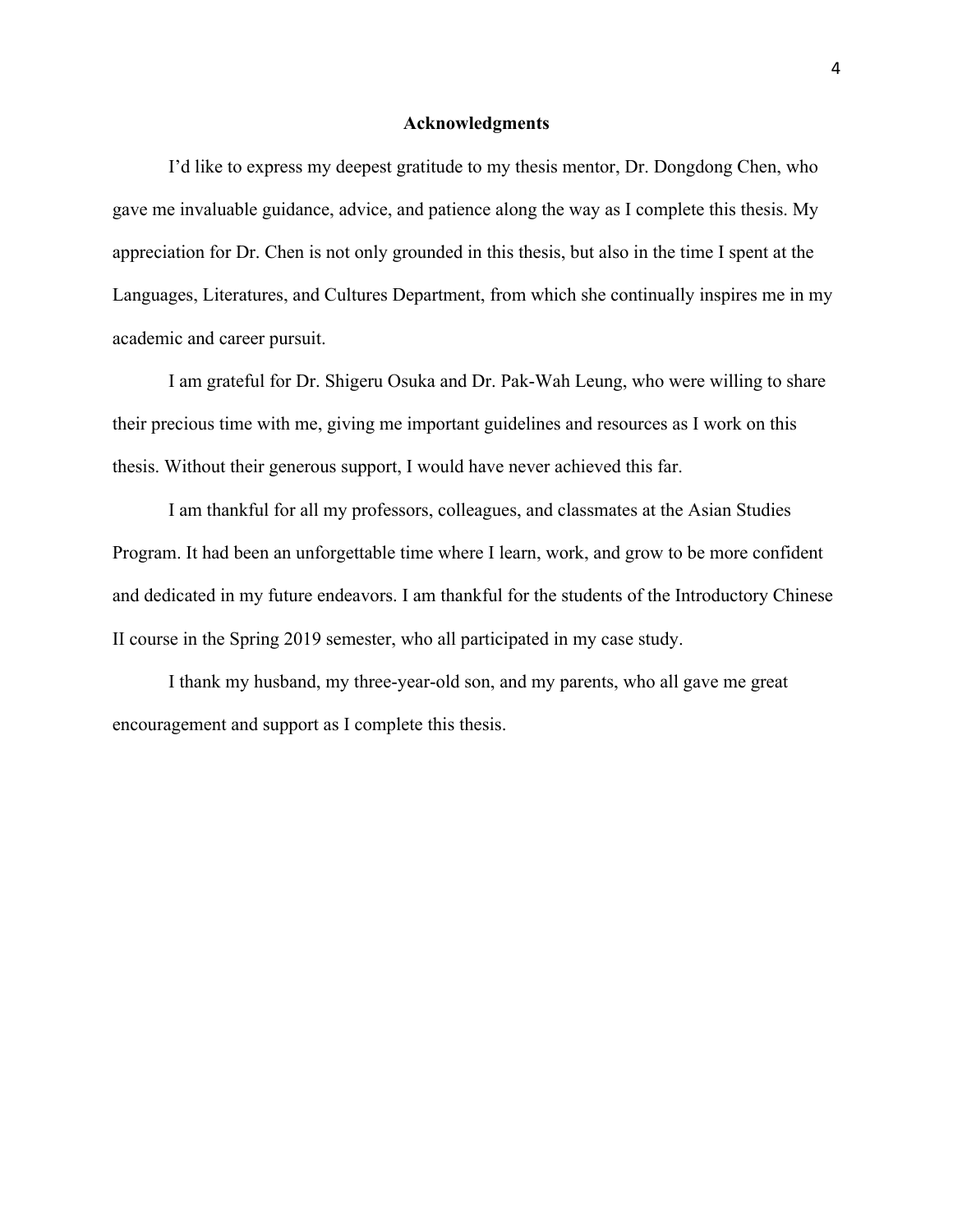# Acknowledgments

I'd like to express my deepest gratitude to my thesis mentor, Dr. Dongdong Chen, who gave me invaluable guidance, advice, and patience along the way as I complete this thesis. My appreciation for Dr. Chen is not only grounded in this thesis, but also in the time I spent at the Languages, Literatures, and Cultures Department, from which she continually inspires me in my academic and career pursuit.

I am grateful for Dr. Shigeru Osuka and Dr. Pak-Wah Leung, who were willing to share their precious time with me, giving me important guidelines and resources as I work on this thesis. Without their generous support, I would have never achieved this far.

I am thankful for all my professors, colleagues, and classmates at the Asian Studies Program. It had been an unforgettable time where I learn, work, and grow to be more confident and dedicated in my future endeavors. I am thankful for the students of the Introductory Chinese II course in the Spring 2019 semester, who all participated in my case study.

I thank my husband, my three-year-old son, and my parents, who all gave me great encouragement and support as I complete this thesis.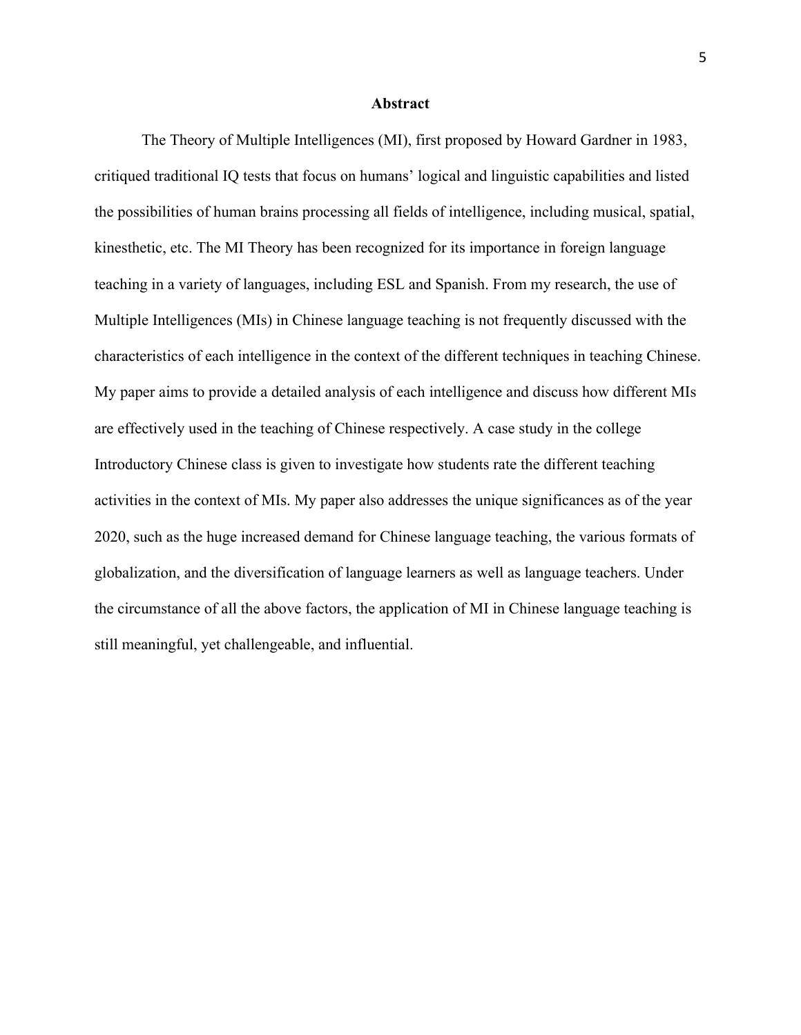## Abstract

The Theory of Multiple Intelligences (MI), first proposed by Howard Gardner in 1983, critiqued traditional IQ tests that focus on humans' logical and linguistic capabilities and listed the possibilities of human brains processing all fields of intelligence, including musical, spatial, kinesthetic, etc. The MI Theory has been recognized for its importance in foreign language teaching in a variety of languages, including ESL and Spanish. From my research, the use of Multiple Intelligences (MIs) in Chinese language teaching is not frequently discussed with the characteristics of each intelligence in the context of the different techniques in teaching Chinese. My paper aims to provide a detailed analysis of each intelligence and discuss how different MIs are effectively used in the teaching of Chinese respectively. A case study in the college Introductory Chinese class is given to investigate how students rate the different teaching activities in the context of MIs. My paper also addresses the unique significances as of the year 2020, such as the huge increased demand for Chinese language teaching, the various formats of globalization, and the diversification of language learners as well as language teachers. Under the circumstance of all the above factors, the application of MI in Chinese language teaching is still meaningful, yet challengeable, and influential.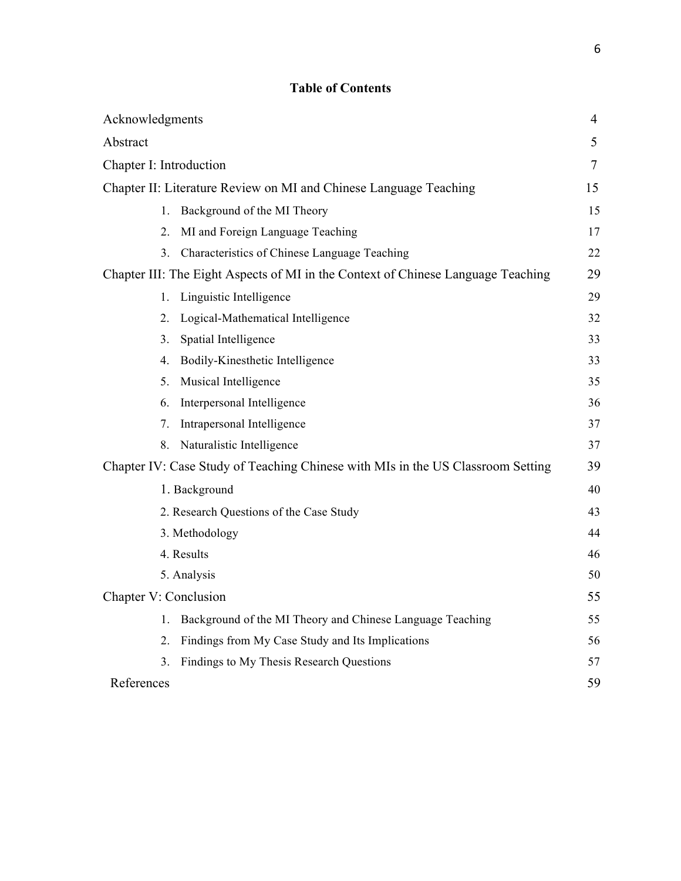# Table of Contents

| | |
|---|---|
| Acknowledgments | 4 |
| Abstract | 5 |
| Chapter I: Introduction | 7 |
| Chapter II: Literature Review on MI and Chinese Language Teaching | 15 |
| 1. Background of the MI Theory | 15 |
| 2. MI and Foreign Language Teaching | 17 |
| 3. Characteristics of Chinese Language Teaching | 22 |
| Chapter III: The Eight Aspects of MI in the Context of Chinese Language Teaching | 29 |
| 1. Linguistic Intelligence | 29 |
| 2. Logical-Mathematical Intelligence | 32 |
| 3. Spatial Intelligence | 33 |
| 4. Bodily-Kinesthetic Intelligence | 33 |
| 5. Musical Intelligence | 35 |
| 6. Interpersonal Intelligence | 36 |
| 7. Intrapersonal Intelligence | 37 |
| 8. Naturalistic Intelligence | 37 |
| Chapter IV: Case Study of Teaching Chinese with MIs in the US Classroom Setting | 39 |
| 1. Background | 40 |
| 2. Research Questions of the Case Study | 43 |
| 3. Methodology | 44 |
| 4. Results | 46 |
| 5. Analysis | 50 |
| Chapter V: Conclusion | 55 |
| 1. Background of the MI Theory and Chinese Language Teaching | 55 |
| 2. Findings from My Case Study and Its Implications | 56 |
| 3. Findings to My Thesis Research Questions | 57 |
| References | 59 |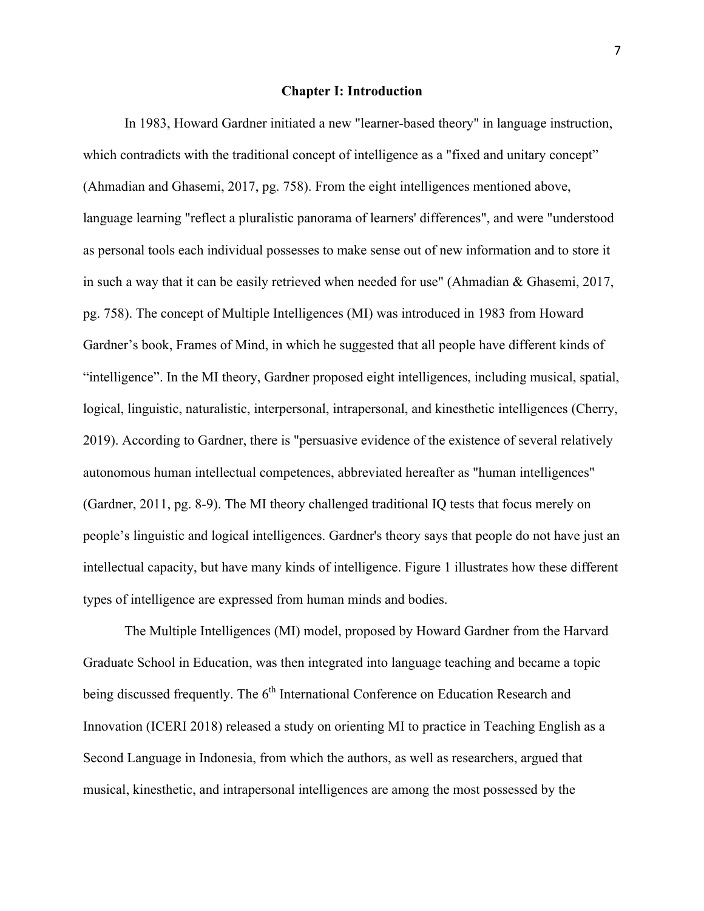## Chapter I: Introduction

In 1983, Howard Gardner initiated a new "learner-based theory" in language instruction, which contradicts with the traditional concept of intelligence as a "fixed and unitary concept" (Ahmadian and Ghasemi, 2017, pg. 758). From the eight intelligences mentioned above, language learning "reflect a pluralistic panorama of learners' differences", and were "understood as personal tools each individual possesses to make sense out of new information and to store it in such a way that it can be easily retrieved when needed for use" (Ahmadian & Ghasemi, 2017, pg. 758). The concept of Multiple Intelligences (MI) was introduced in 1983 from Howard Gardner's book, Frames of Mind, in which he suggested that all people have different kinds of "intelligence". In the MI theory, Gardner proposed eight intelligences, including musical, spatial, logical, linguistic, naturalistic, interpersonal, intrapersonal, and kinesthetic intelligences (Cherry, 2019). According to Gardner, there is "persuasive evidence of the existence of several relatively autonomous human intellectual competences, abbreviated hereafter as "human intelligences" (Gardner, 2011, pg. 8-9). The MI theory challenged traditional IQ tests that focus merely on people's linguistic and logical intelligences. Gardner's theory says that people do not have just an intellectual capacity, but have many kinds of intelligence. Figure 1 illustrates how these different types of intelligence are expressed from human minds and bodies.

The Multiple Intelligences (MI) model, proposed by Howard Gardner from the Harvard Graduate School in Education, was then integrated into language teaching and became a topic being discussed frequently. The 6th International Conference on Education Research and Innovation (ICERI 2018) released a study on orienting MI to practice in Teaching English as a Second Language in Indonesia, from which the authors, as well as researchers, argued that musical, kinesthetic, and intrapersonal intelligences are among the most possessed by the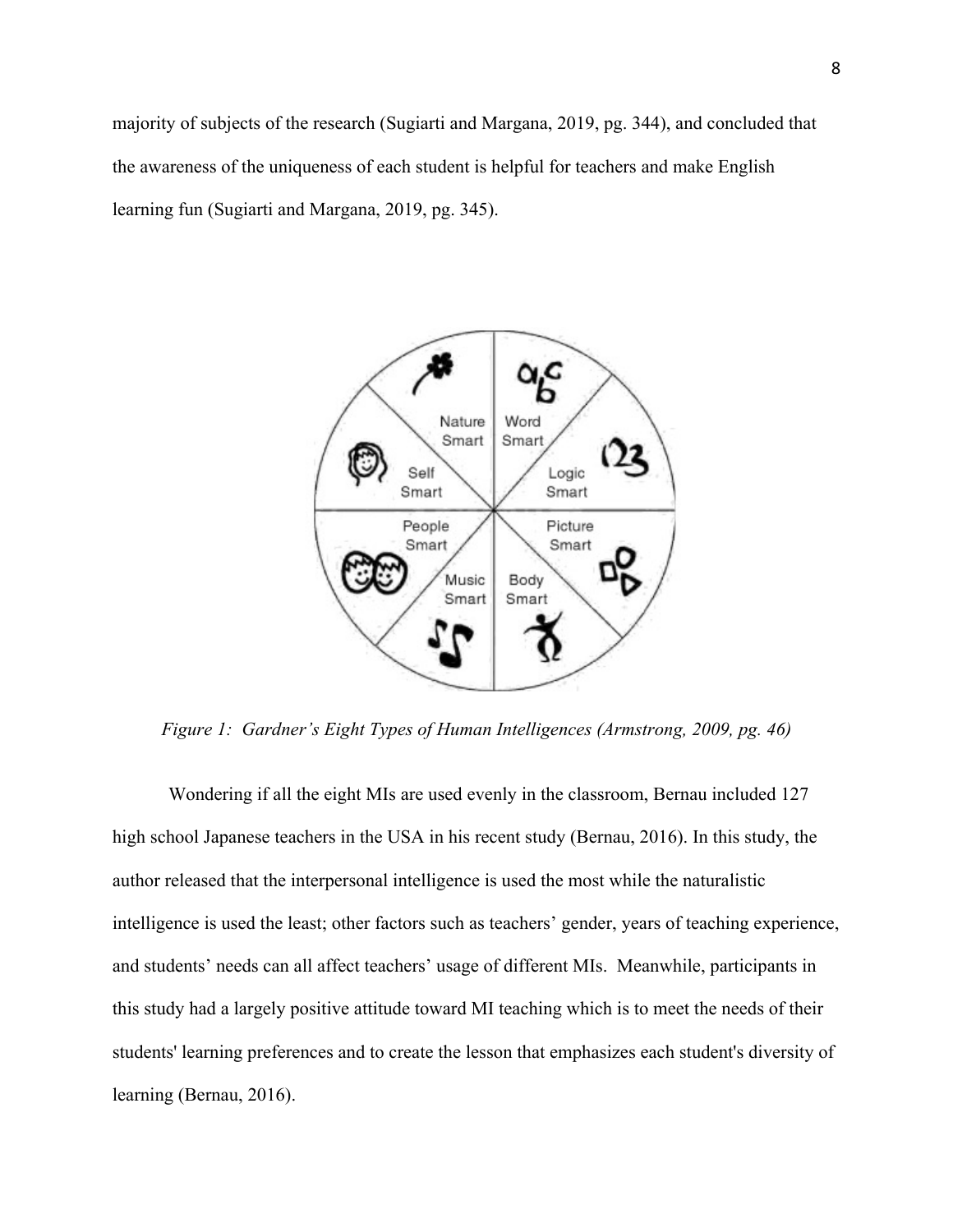majority of subjects of the research (Sugiarti and Margana, 2019, pg. 344), and concluded that the awareness of the uniqueness of each student is helpful for teachers and make English learning fun (Sugiarti and Margana, 2019, pg. 345).

*Figure 1: Gardner's Eight Types of Human Intelligences (Armstrong, 2009, pg. 46)*

Wondering if all the eight MIs are used evenly in the classroom, Bernau included 127 high school Japanese teachers in the USA in his recent study (Bernau, 2016). In this study, the author released that the interpersonal intelligence is used the most while the naturalistic intelligence is used the least; other factors such as teachers' gender, years of teaching experience, and students' needs can all affect teachers' usage of different MIs. Meanwhile, participants in this study had a largely positive attitude toward MI teaching which is to meet the needs of their students' learning preferences and to create the lesson that emphasizes each student's diversity of learning (Bernau, 2016).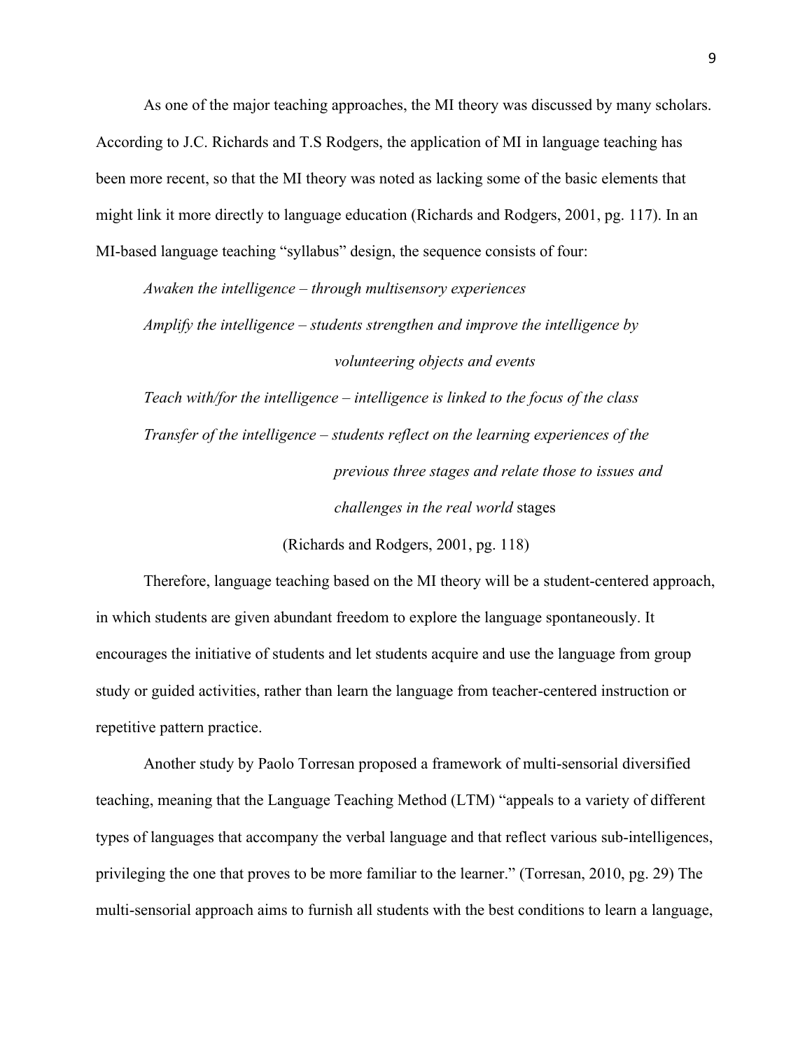As one of the major teaching approaches, the MI theory was discussed by many scholars. According to J.C. Richards and T.S Rodgers, the application of MI in language teaching has been more recent, so that the MI theory was noted as lacking some of the basic elements that might link it more directly to language education (Richards and Rodgers, 2001, pg. 117). In an MI-based language teaching "syllabus" design, the sequence consists of four:

*Awaken the intelligence – through multisensory experiences*

*Amplify the intelligence – students strengthen and improve the intelligence by volunteering objects and events*

*Teach with/for the intelligence – intelligence is linked to the focus of the class*

*Transfer of the intelligence – students reflect on the learning experiences of the previous three stages and relate those to issues and challenges in the real world* stages

(Richards and Rodgers, 2001, pg. 118)

Therefore, language teaching based on the MI theory will be a student-centered approach, in which students are given abundant freedom to explore the language spontaneously. It encourages the initiative of students and let students acquire and use the language from group study or guided activities, rather than learn the language from teacher-centered instruction or repetitive pattern practice.

Another study by Paolo Torresan proposed a framework of multi-sensorial diversified teaching, meaning that the Language Teaching Method (LTM) "appeals to a variety of different types of languages that accompany the verbal language and that reflect various sub-intelligences, privileging the one that proves to be more familiar to the learner." (Torresan, 2010, pg. 29) The multi-sensorial approach aims to furnish all students with the best conditions to learn a language,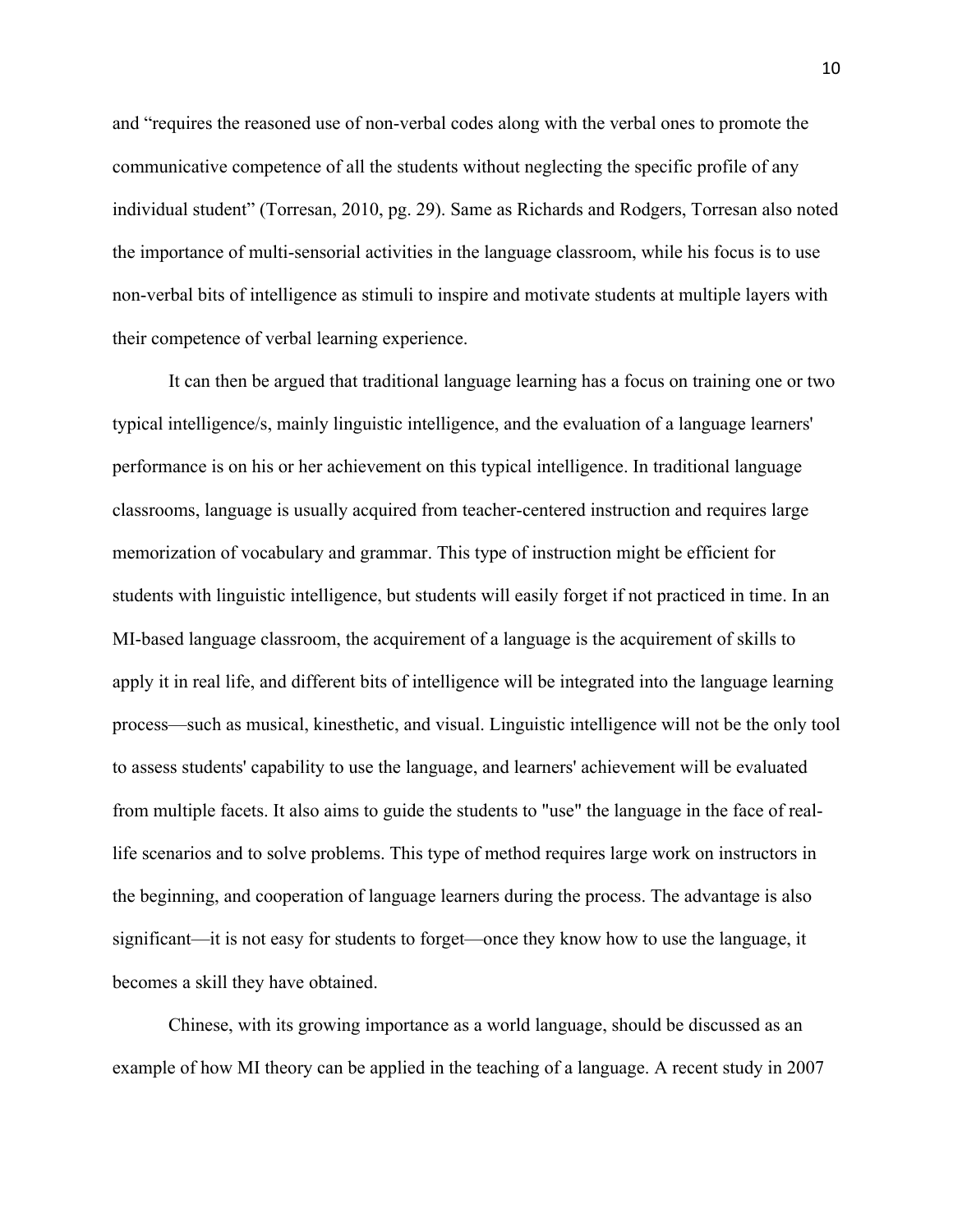and "requires the reasoned use of non-verbal codes along with the verbal ones to promote the communicative competence of all the students without neglecting the specific profile of any individual student" (Torresan, 2010, pg. 29). Same as Richards and Rodgers, Torresan also noted the importance of multi-sensorial activities in the language classroom, while his focus is to use non-verbal bits of intelligence as stimuli to inspire and motivate students at multiple layers with their competence of verbal learning experience.

It can then be argued that traditional language learning has a focus on training one or two typical intelligence/s, mainly linguistic intelligence, and the evaluation of a language learners' performance is on his or her achievement on this typical intelligence. In traditional language classrooms, language is usually acquired from teacher-centered instruction and requires large memorization of vocabulary and grammar. This type of instruction might be efficient for students with linguistic intelligence, but students will easily forget if not practiced in time. In an MI-based language classroom, the acquirement of a language is the acquirement of skills to apply it in real life, and different bits of intelligence will be integrated into the language learning process—such as musical, kinesthetic, and visual. Linguistic intelligence will not be the only tool to assess students' capability to use the language, and learners' achievement will be evaluated from multiple facets. It also aims to guide the students to "use" the language in the face of real-life scenarios and to solve problems. This type of method requires large work on instructors in the beginning, and cooperation of language learners during the process. The advantage is also significant—it is not easy for students to forget—once they know how to use the language, it becomes a skill they have obtained.

Chinese, with its growing importance as a world language, should be discussed as an example of how MI theory can be applied in the teaching of a language. A recent study in 2007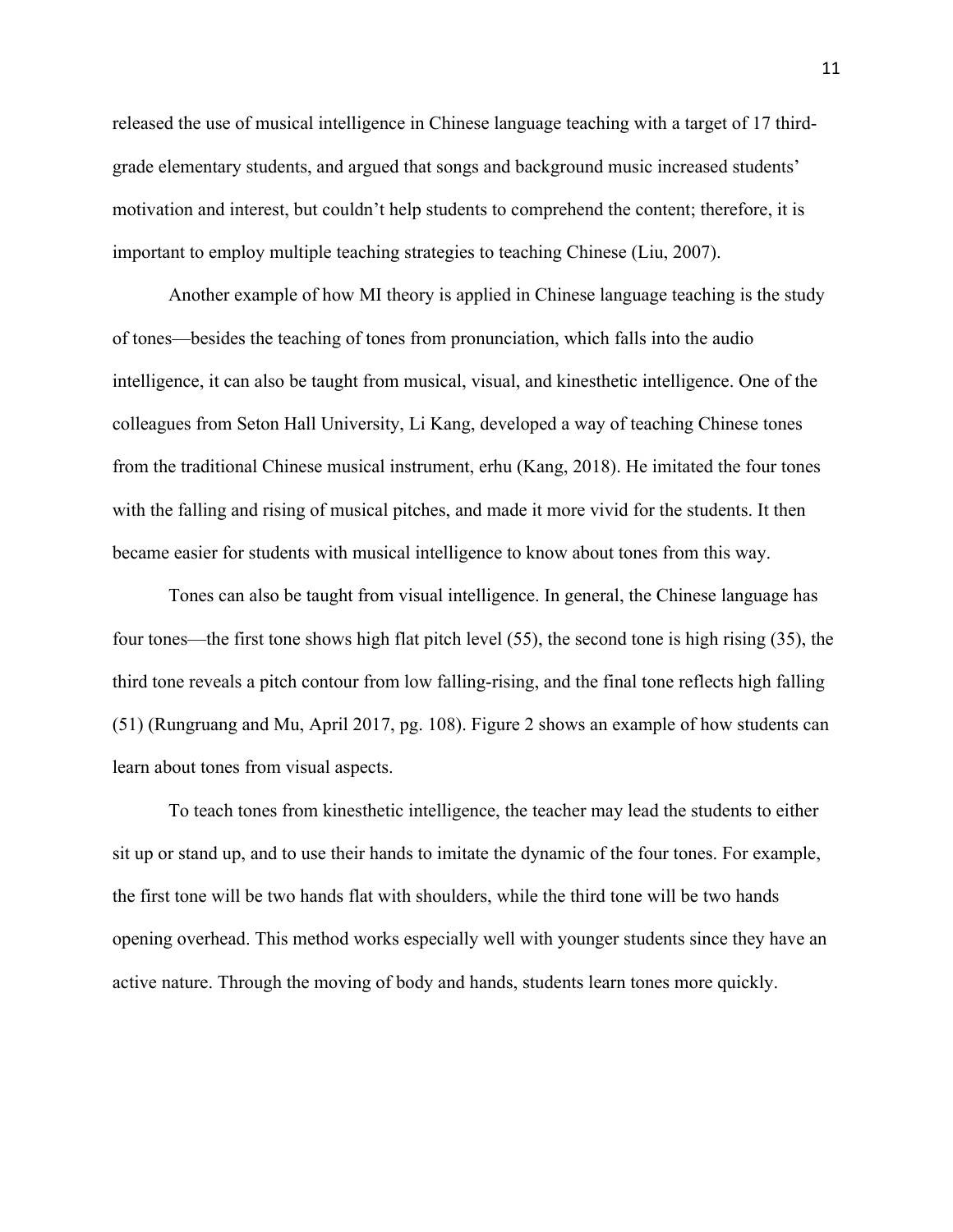released the use of musical intelligence in Chinese language teaching with a target of 17 third-grade elementary students, and argued that songs and background music increased students' motivation and interest, but couldn't help students to comprehend the content; therefore, it is important to employ multiple teaching strategies to teaching Chinese (Liu, 2007).

Another example of how MI theory is applied in Chinese language teaching is the study of tones—besides the teaching of tones from pronunciation, which falls into the audio intelligence, it can also be taught from musical, visual, and kinesthetic intelligence. One of the colleagues from Seton Hall University, Li Kang, developed a way of teaching Chinese tones from the traditional Chinese musical instrument, erhu (Kang, 2018). He imitated the four tones with the falling and rising of musical pitches, and made it more vivid for the students. It then became easier for students with musical intelligence to know about tones from this way.

Tones can also be taught from visual intelligence. In general, the Chinese language has four tones—the first tone shows high flat pitch level (55), the second tone is high rising (35), the third tone reveals a pitch contour from low falling-rising, and the final tone reflects high falling (51) (Rungruang and Mu, April 2017, pg. 108). Figure 2 shows an example of how students can learn about tones from visual aspects.

To teach tones from kinesthetic intelligence, the teacher may lead the students to either sit up or stand up, and to use their hands to imitate the dynamic of the four tones. For example, the first tone will be two hands flat with shoulders, while the third tone will be two hands opening overhead. This method works especially well with younger students since they have an active nature. Through the moving of body and hands, students learn tones more quickly.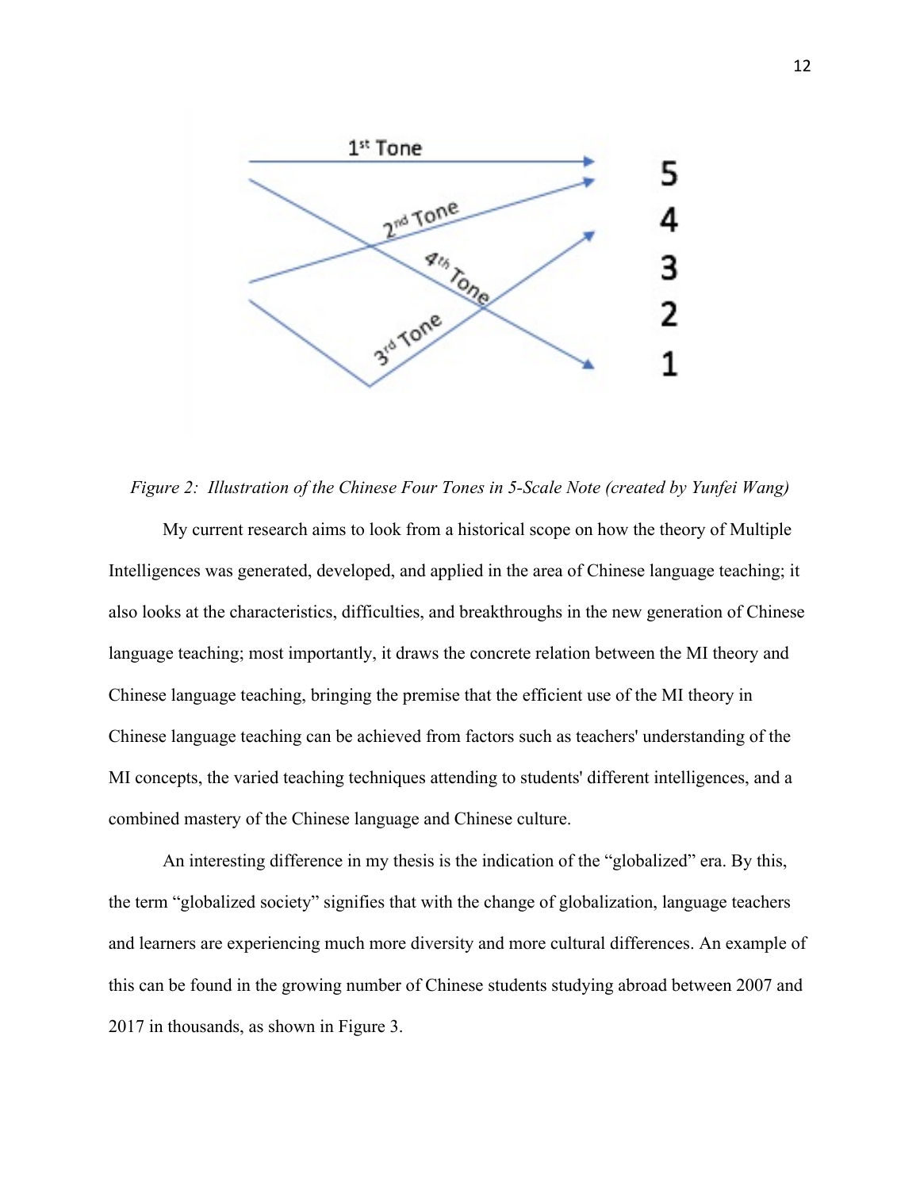*Figure 2: Illustration of the Chinese Four Tones in 5-Scale Note (created by Yunfei Wang)*

My current research aims to look from a historical scope on how the theory of Multiple Intelligences was generated, developed, and applied in the area of Chinese language teaching; it also looks at the characteristics, difficulties, and breakthroughs in the new generation of Chinese language teaching; most importantly, it draws the concrete relation between the MI theory and Chinese language teaching, bringing the premise that the efficient use of the MI theory in Chinese language teaching can be achieved from factors such as teachers' understanding of the MI concepts, the varied teaching techniques attending to students' different intelligences, and a combined mastery of the Chinese language and Chinese culture.

An interesting difference in my thesis is the indication of the "globalized" era. By this, the term "globalized society" signifies that with the change of globalization, language teachers and learners are experiencing much more diversity and more cultural differences. An example of this can be found in the growing number of Chinese students studying abroad between 2007 and 2017 in thousands, as shown in Figure 3.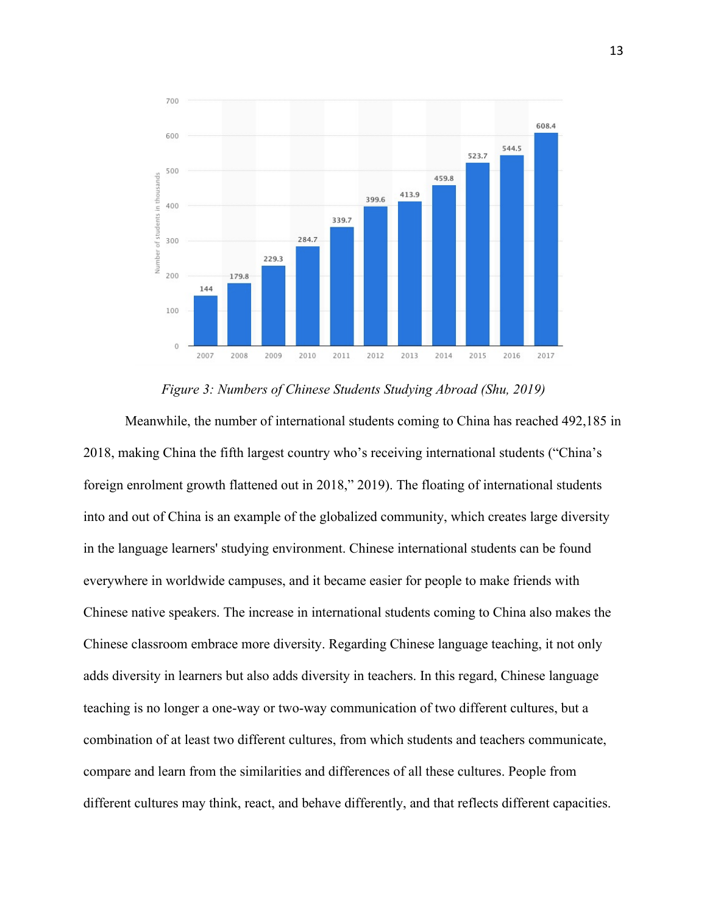*Figure 3: Numbers of Chinese Students Studying Abroad (Shu, 2019)*

Meanwhile, the number of international students coming to China has reached 492,185 in 2018, making China the fifth largest country who's receiving international students ("China's foreign enrolment growth flattened out in 2018," 2019). The floating of international students into and out of China is an example of the globalized community, which creates large diversity in the language learners' studying environment. Chinese international students can be found everywhere in worldwide campuses, and it became easier for people to make friends with Chinese native speakers. The increase in international students coming to China also makes the Chinese classroom embrace more diversity. Regarding Chinese language teaching, it not only adds diversity in learners but also adds diversity in teachers. In this regard, Chinese language teaching is no longer a one-way or two-way communication of two different cultures, but a combination of at least two different cultures, from which students and teachers communicate, compare and learn from the similarities and differences of all these cultures. People from different cultures may think, react, and behave differently, and that reflects different capacities.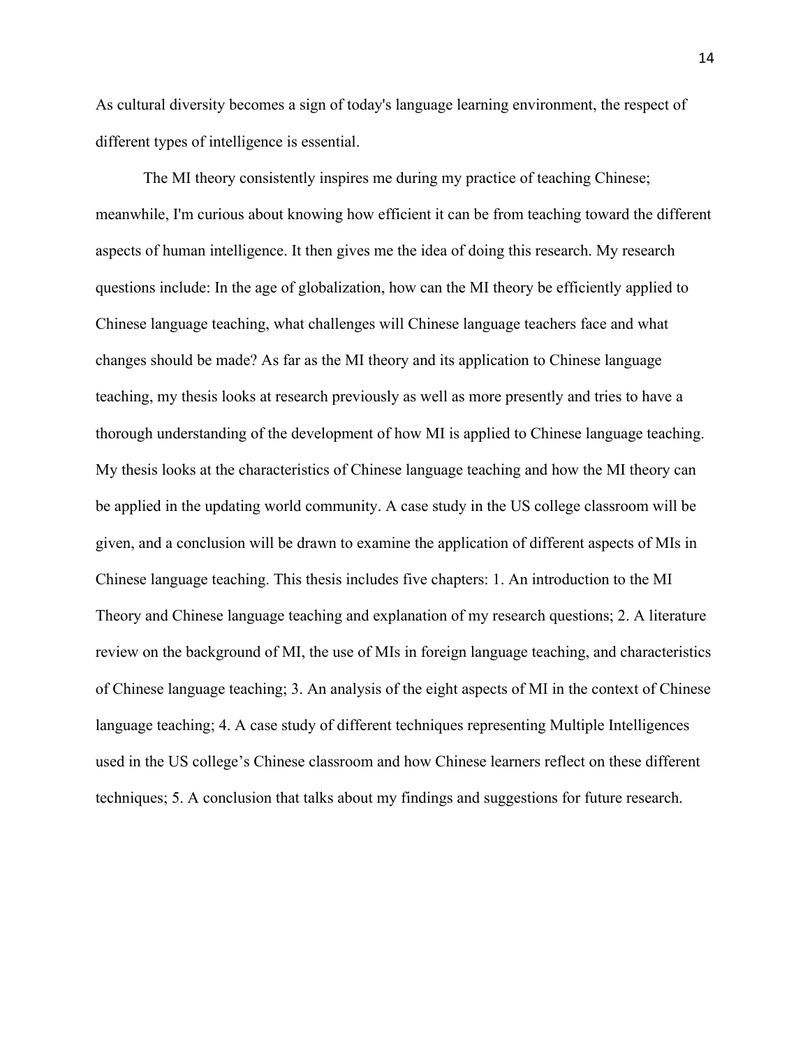As cultural diversity becomes a sign of today's language learning environment, the respect of different types of intelligence is essential.

The MI theory consistently inspires me during my practice of teaching Chinese; meanwhile, I'm curious about knowing how efficient it can be from teaching toward the different aspects of human intelligence. It then gives me the idea of doing this research. My research questions include: In the age of globalization, how can the MI theory be efficiently applied to Chinese language teaching, what challenges will Chinese language teachers face and what changes should be made? As far as the MI theory and its application to Chinese language teaching, my thesis looks at research previously as well as more presently and tries to have a thorough understanding of the development of how MI is applied to Chinese language teaching. My thesis looks at the characteristics of Chinese language teaching and how the MI theory can be applied in the updating world community. A case study in the US college classroom will be given, and a conclusion will be drawn to examine the application of different aspects of MIs in Chinese language teaching. This thesis includes five chapters: 1. An introduction to the MI Theory and Chinese language teaching and explanation of my research questions; 2. A literature review on the background of MI, the use of MIs in foreign language teaching, and characteristics of Chinese language teaching; 3. An analysis of the eight aspects of MI in the context of Chinese language teaching; 4. A case study of different techniques representing Multiple Intelligences used in the US college's Chinese classroom and how Chinese learners reflect on these different techniques; 5. A conclusion that talks about my findings and suggestions for future research.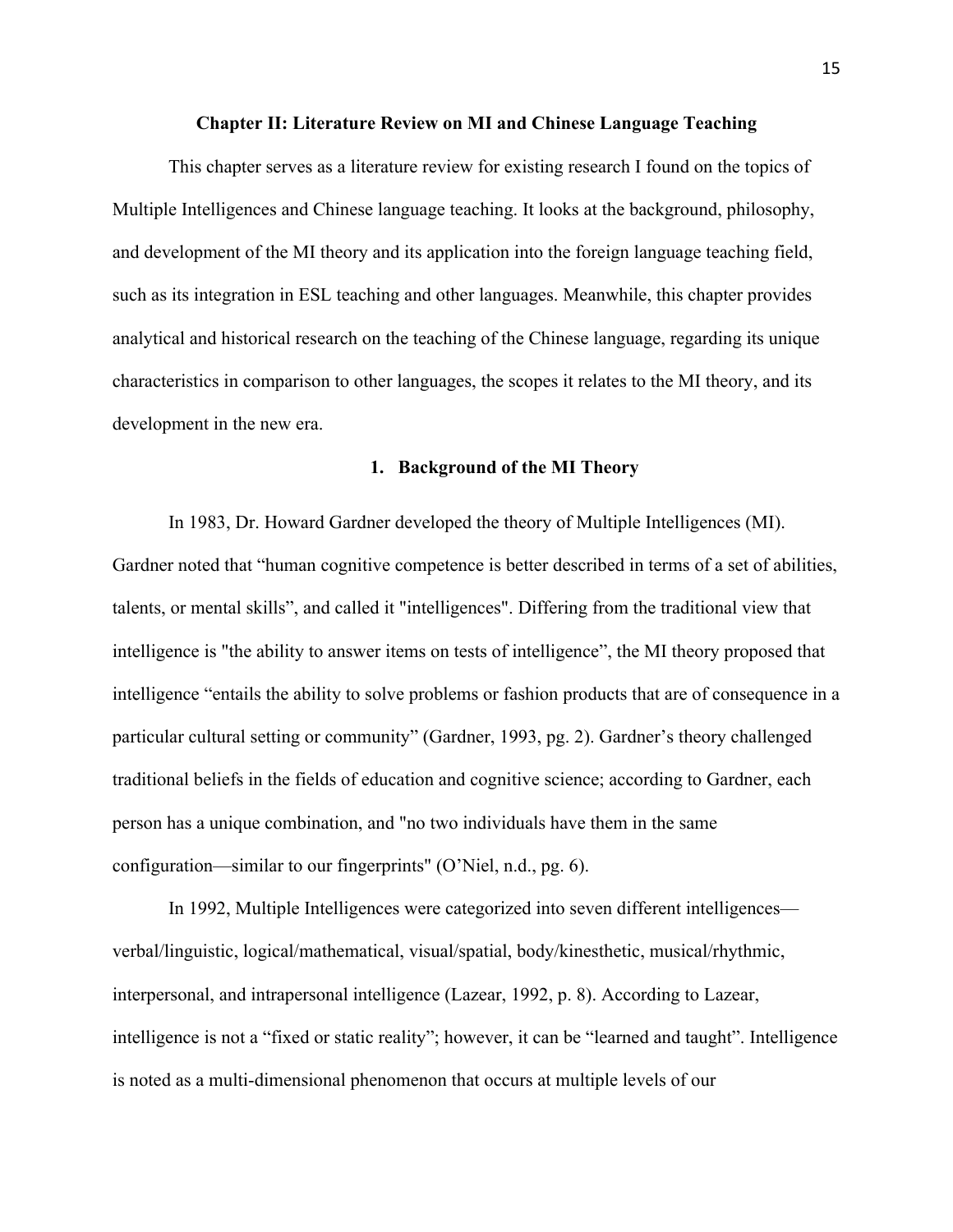## Chapter II: Literature Review on MI and Chinese Language Teaching

This chapter serves as a literature review for existing research I found on the topics of Multiple Intelligences and Chinese language teaching. It looks at the background, philosophy, and development of the MI theory and its application into the foreign language teaching field, such as its integration in ESL teaching and other languages. Meanwhile, this chapter provides analytical and historical research on the teaching of the Chinese language, regarding its unique characteristics in comparison to other languages, the scopes it relates to the MI theory, and its development in the new era.

### 1. Background of the MI Theory

In 1983, Dr. Howard Gardner developed the theory of Multiple Intelligences (MI). Gardner noted that "human cognitive competence is better described in terms of a set of abilities, talents, or mental skills", and called it "intelligences". Differing from the traditional view that intelligence is "the ability to answer items on tests of intelligence", the MI theory proposed that intelligence "entails the ability to solve problems or fashion products that are of consequence in a particular cultural setting or community" (Gardner, 1993, pg. 2). Gardner's theory challenged traditional beliefs in the fields of education and cognitive science; according to Gardner, each person has a unique combination, and "no two individuals have them in the same configuration—similar to our fingerprints" (O'Niel, n.d., pg. 6).

In 1992, Multiple Intelligences were categorized into seven different intelligences—verbal/linguistic, logical/mathematical, visual/spatial, body/kinesthetic, musical/rhythmic, interpersonal, and intrapersonal intelligence (Lazear, 1992, p. 8). According to Lazear, intelligence is not a "fixed or static reality"; however, it can be "learned and taught". Intelligence is noted as a multi-dimensional phenomenon that occurs at multiple levels of our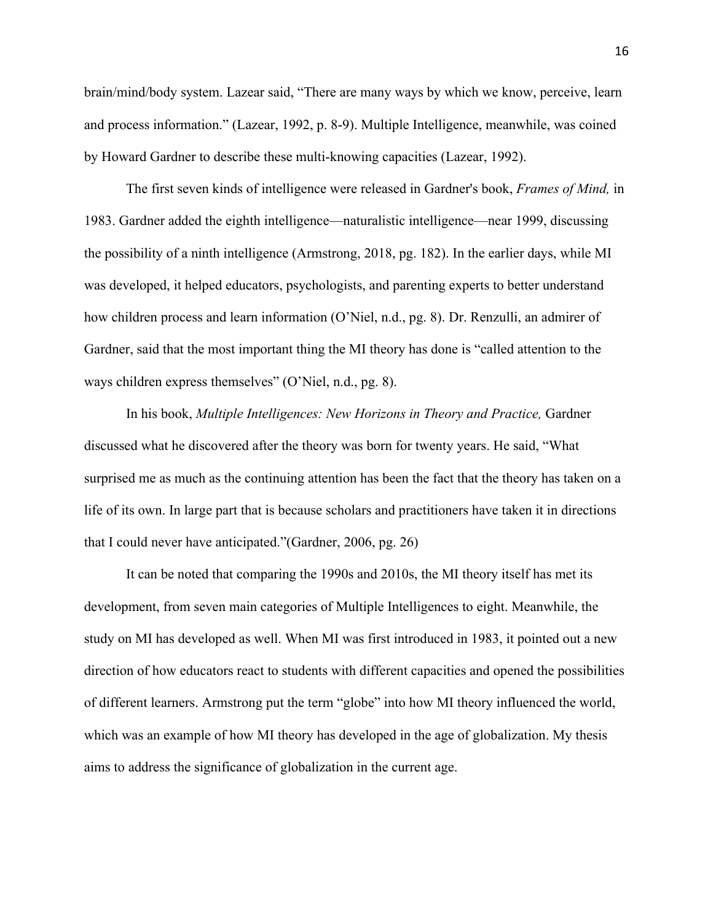brain/mind/body system. Lazear said, “There are many ways by which we know, perceive, learn and process information.” (Lazear, 1992, p. 8-9). Multiple Intelligence, meanwhile, was coined by Howard Gardner to describe these multi-knowing capacities (Lazear, 1992).

The first seven kinds of intelligence were released in Gardner's book, *Frames of Mind,* in 1983. Gardner added the eighth intelligence—naturalistic intelligence—near 1999, discussing the possibility of a ninth intelligence (Armstrong, 2018, pg. 182). In the earlier days, while MI was developed, it helped educators, psychologists, and parenting experts to better understand how children process and learn information (O’Niel, n.d., pg. 8). Dr. Renzulli, an admirer of Gardner, said that the most important thing the MI theory has done is “called attention to the ways children express themselves” (O’Niel, n.d., pg. 8).

In his book, *Multiple Intelligences: New Horizons in Theory and Practice,* Gardner discussed what he discovered after the theory was born for twenty years. He said, “What surprised me as much as the continuing attention has been the fact that the theory has taken on a life of its own. In large part that is because scholars and practitioners have taken it in directions that I could never have anticipated.”(Gardner, 2006, pg. 26)

It can be noted that comparing the 1990s and 2010s, the MI theory itself has met its development, from seven main categories of Multiple Intelligences to eight. Meanwhile, the study on MI has developed as well. When MI was first introduced in 1983, it pointed out a new direction of how educators react to students with different capacities and opened the possibilities of different learners. Armstrong put the term “globe” into how MI theory influenced the world, which was an example of how MI theory has developed in the age of globalization. My thesis aims to address the significance of globalization in the current age.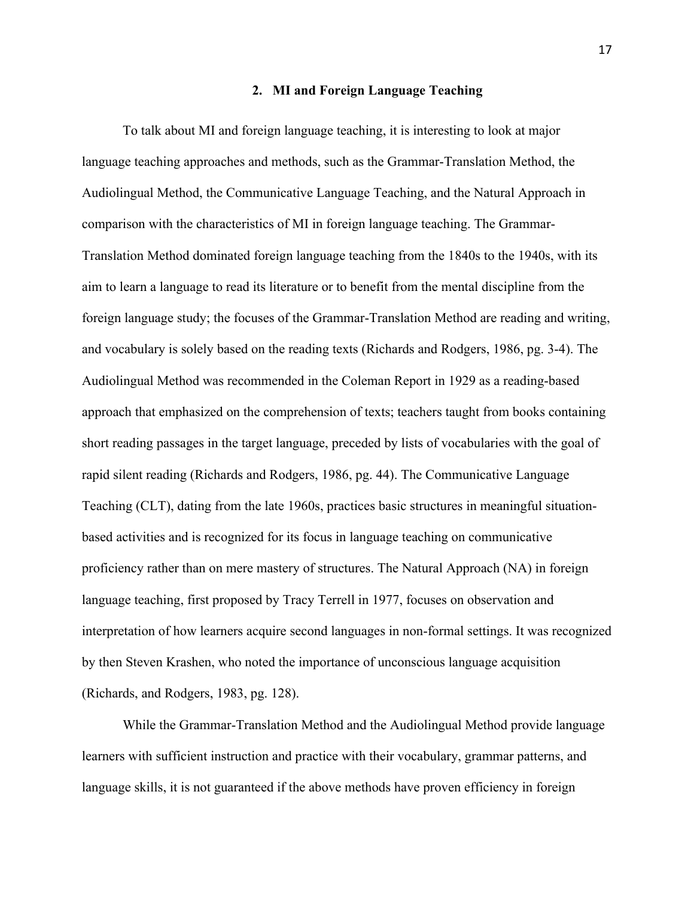## 2. MI and Foreign Language Teaching

To talk about MI and foreign language teaching, it is interesting to look at major language teaching approaches and methods, such as the Grammar-Translation Method, the Audiolingual Method, the Communicative Language Teaching, and the Natural Approach in comparison with the characteristics of MI in foreign language teaching. The Grammar-Translation Method dominated foreign language teaching from the 1840s to the 1940s, with its aim to learn a language to read its literature or to benefit from the mental discipline from the foreign language study; the focuses of the Grammar-Translation Method are reading and writing, and vocabulary is solely based on the reading texts (Richards and Rodgers, 1986, pg. 3-4). The Audiolingual Method was recommended in the Coleman Report in 1929 as a reading-based approach that emphasized on the comprehension of texts; teachers taught from books containing short reading passages in the target language, preceded by lists of vocabularies with the goal of rapid silent reading (Richards and Rodgers, 1986, pg. 44). The Communicative Language Teaching (CLT), dating from the late 1960s, practices basic structures in meaningful situation-based activities and is recognized for its focus in language teaching on communicative proficiency rather than on mere mastery of structures. The Natural Approach (NA) in foreign language teaching, first proposed by Tracy Terrell in 1977, focuses on observation and interpretation of how learners acquire second languages in non-formal settings. It was recognized by then Steven Krashen, who noted the importance of unconscious language acquisition (Richards, and Rodgers, 1983, pg. 128).

While the Grammar-Translation Method and the Audiolingual Method provide language learners with sufficient instruction and practice with their vocabulary, grammar patterns, and language skills, it is not guaranteed if the above methods have proven efficiency in foreign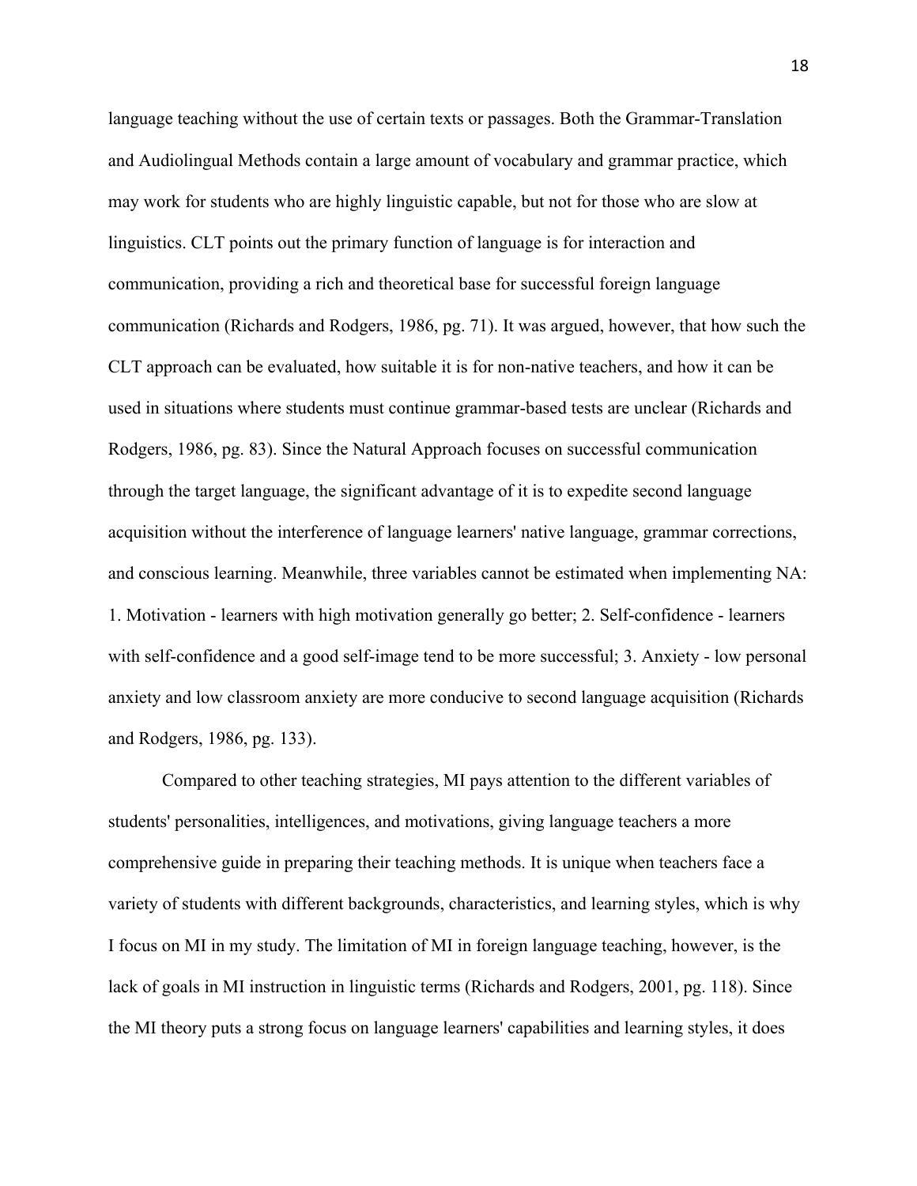language teaching without the use of certain texts or passages. Both the Grammar-Translation and Audiolingual Methods contain a large amount of vocabulary and grammar practice, which may work for students who are highly linguistic capable, but not for those who are slow at linguistics. CLT points out the primary function of language is for interaction and communication, providing a rich and theoretical base for successful foreign language communication (Richards and Rodgers, 1986, pg. 71). It was argued, however, that how such the CLT approach can be evaluated, how suitable it is for non-native teachers, and how it can be used in situations where students must continue grammar-based tests are unclear (Richards and Rodgers, 1986, pg. 83). Since the Natural Approach focuses on successful communication through the target language, the significant advantage of it is to expedite second language acquisition without the interference of language learners' native language, grammar corrections, and conscious learning. Meanwhile, three variables cannot be estimated when implementing NA: 1. Motivation - learners with high motivation generally go better; 2. Self-confidence - learners with self-confidence and a good self-image tend to be more successful; 3. Anxiety - low personal anxiety and low classroom anxiety are more conducive to second language acquisition (Richards and Rodgers, 1986, pg. 133).

Compared to other teaching strategies, MI pays attention to the different variables of students' personalities, intelligences, and motivations, giving language teachers a more comprehensive guide in preparing their teaching methods. It is unique when teachers face a variety of students with different backgrounds, characteristics, and learning styles, which is why I focus on MI in my study. The limitation of MI in foreign language teaching, however, is the lack of goals in MI instruction in linguistic terms (Richards and Rodgers, 2001, pg. 118). Since the MI theory puts a strong focus on language learners' capabilities and learning styles, it does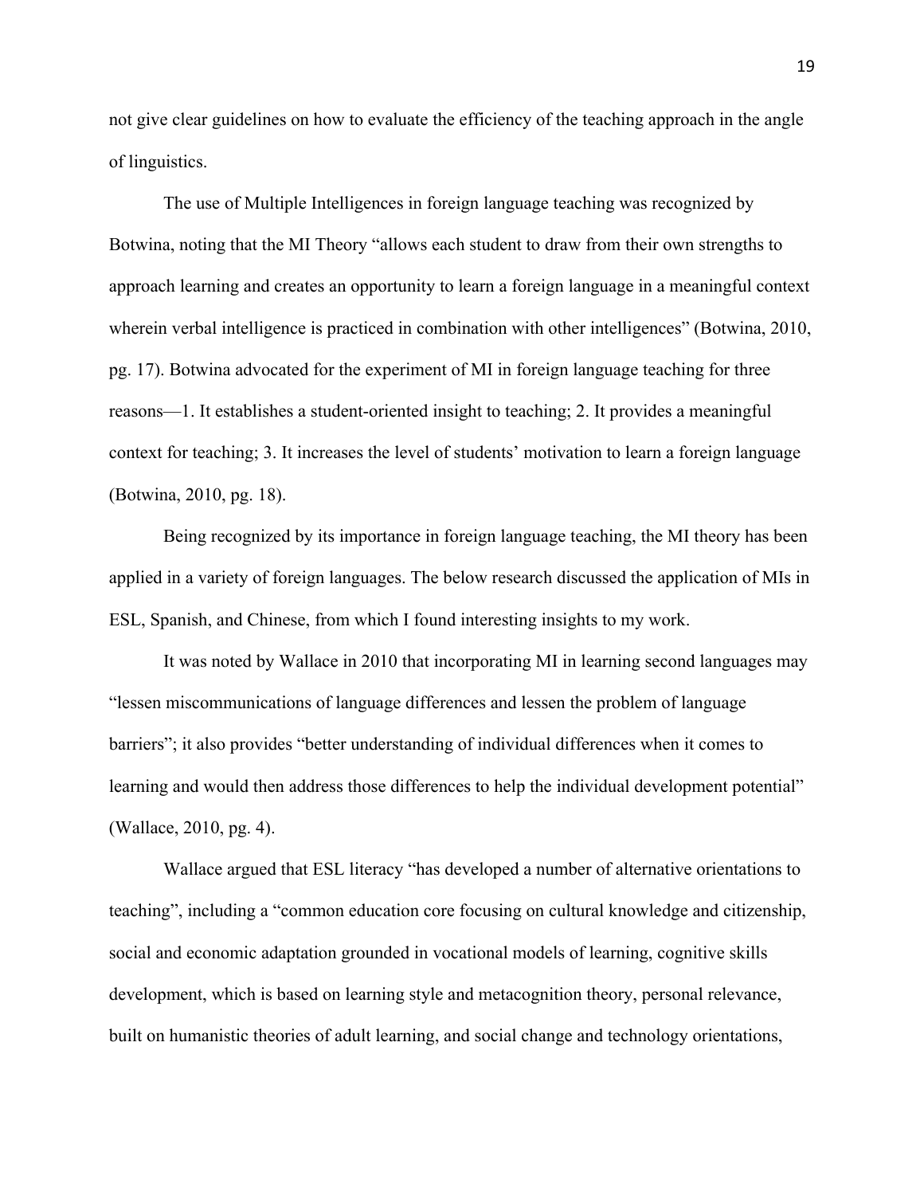not give clear guidelines on how to evaluate the efficiency of the teaching approach in the angle of linguistics.

The use of Multiple Intelligences in foreign language teaching was recognized by Botwina, noting that the MI Theory "allows each student to draw from their own strengths to approach learning and creates an opportunity to learn a foreign language in a meaningful context wherein verbal intelligence is practiced in combination with other intelligences" (Botwina, 2010, pg. 17). Botwina advocated for the experiment of MI in foreign language teaching for three reasons—1. It establishes a student-oriented insight to teaching; 2. It provides a meaningful context for teaching; 3. It increases the level of students' motivation to learn a foreign language (Botwina, 2010, pg. 18).

Being recognized by its importance in foreign language teaching, the MI theory has been applied in a variety of foreign languages. The below research discussed the application of MIs in ESL, Spanish, and Chinese, from which I found interesting insights to my work.

It was noted by Wallace in 2010 that incorporating MI in learning second languages may "lessen miscommunications of language differences and lessen the problem of language barriers"; it also provides "better understanding of individual differences when it comes to learning and would then address those differences to help the individual development potential" (Wallace, 2010, pg. 4).

Wallace argued that ESL literacy "has developed a number of alternative orientations to teaching", including a "common education core focusing on cultural knowledge and citizenship, social and economic adaptation grounded in vocational models of learning, cognitive skills development, which is based on learning style and metacognition theory, personal relevance, built on humanistic theories of adult learning, and social change and technology orientations,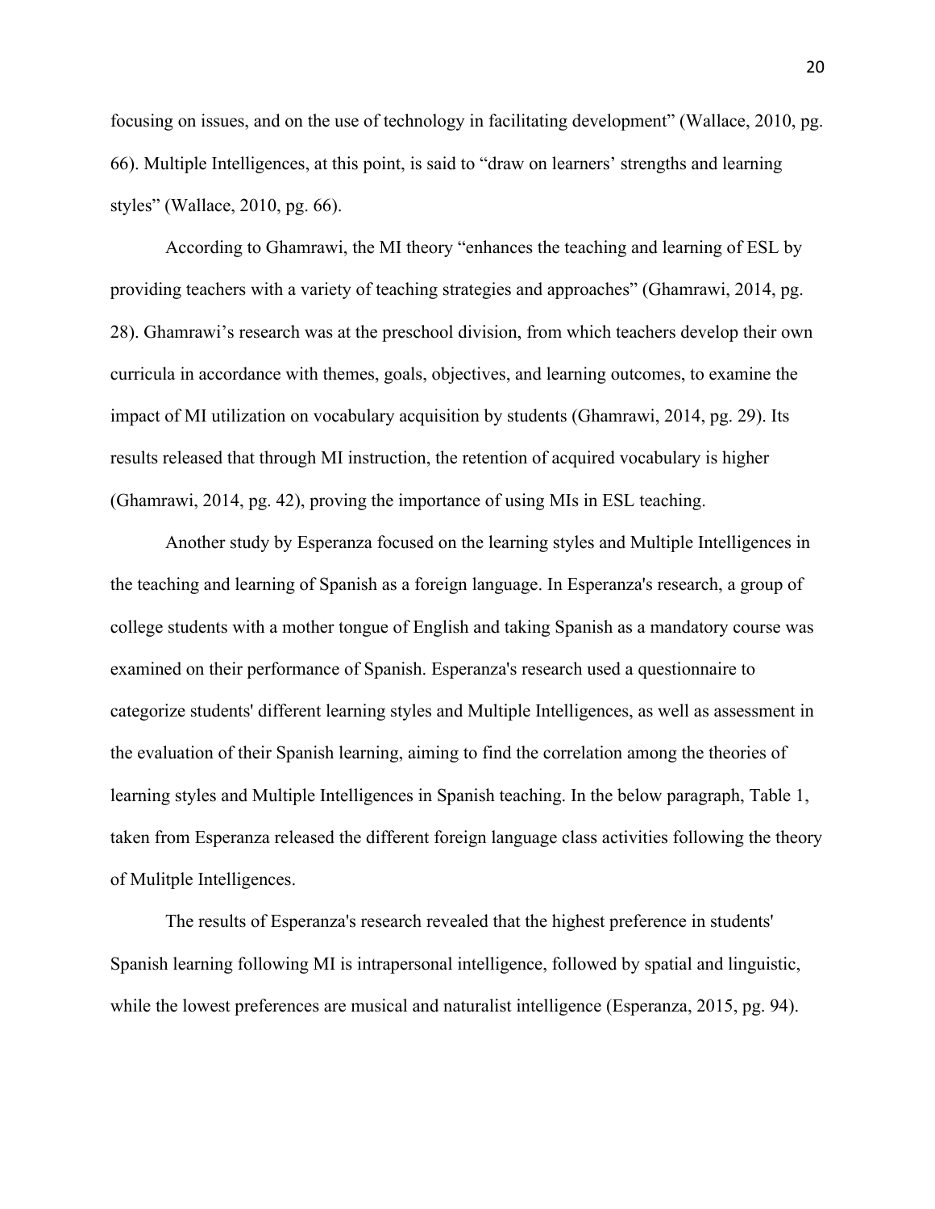focusing on issues, and on the use of technology in facilitating development" (Wallace, 2010, pg. 66). Multiple Intelligences, at this point, is said to "draw on learners' strengths and learning styles" (Wallace, 2010, pg. 66).

According to Ghamrawi, the MI theory "enhances the teaching and learning of ESL by providing teachers with a variety of teaching strategies and approaches" (Ghamrawi, 2014, pg. 28). Ghamrawi's research was at the preschool division, from which teachers develop their own curricula in accordance with themes, goals, objectives, and learning outcomes, to examine the impact of MI utilization on vocabulary acquisition by students (Ghamrawi, 2014, pg. 29). Its results released that through MI instruction, the retention of acquired vocabulary is higher (Ghamrawi, 2014, pg. 42), proving the importance of using MIs in ESL teaching.

Another study by Esperanza focused on the learning styles and Multiple Intelligences in the teaching and learning of Spanish as a foreign language. In Esperanza's research, a group of college students with a mother tongue of English and taking Spanish as a mandatory course was examined on their performance of Spanish. Esperanza's research used a questionnaire to categorize students' different learning styles and Multiple Intelligences, as well as assessment in the evaluation of their Spanish learning, aiming to find the correlation among the theories of learning styles and Multiple Intelligences in Spanish teaching. In the below paragraph, Table 1, taken from Esperanza released the different foreign language class activities following the theory of Mulitple Intelligences.

The results of Esperanza's research revealed that the highest preference in students' Spanish learning following MI is intrapersonal intelligence, followed by spatial and linguistic, while the lowest preferences are musical and naturalist intelligence (Esperanza, 2015, pg. 94).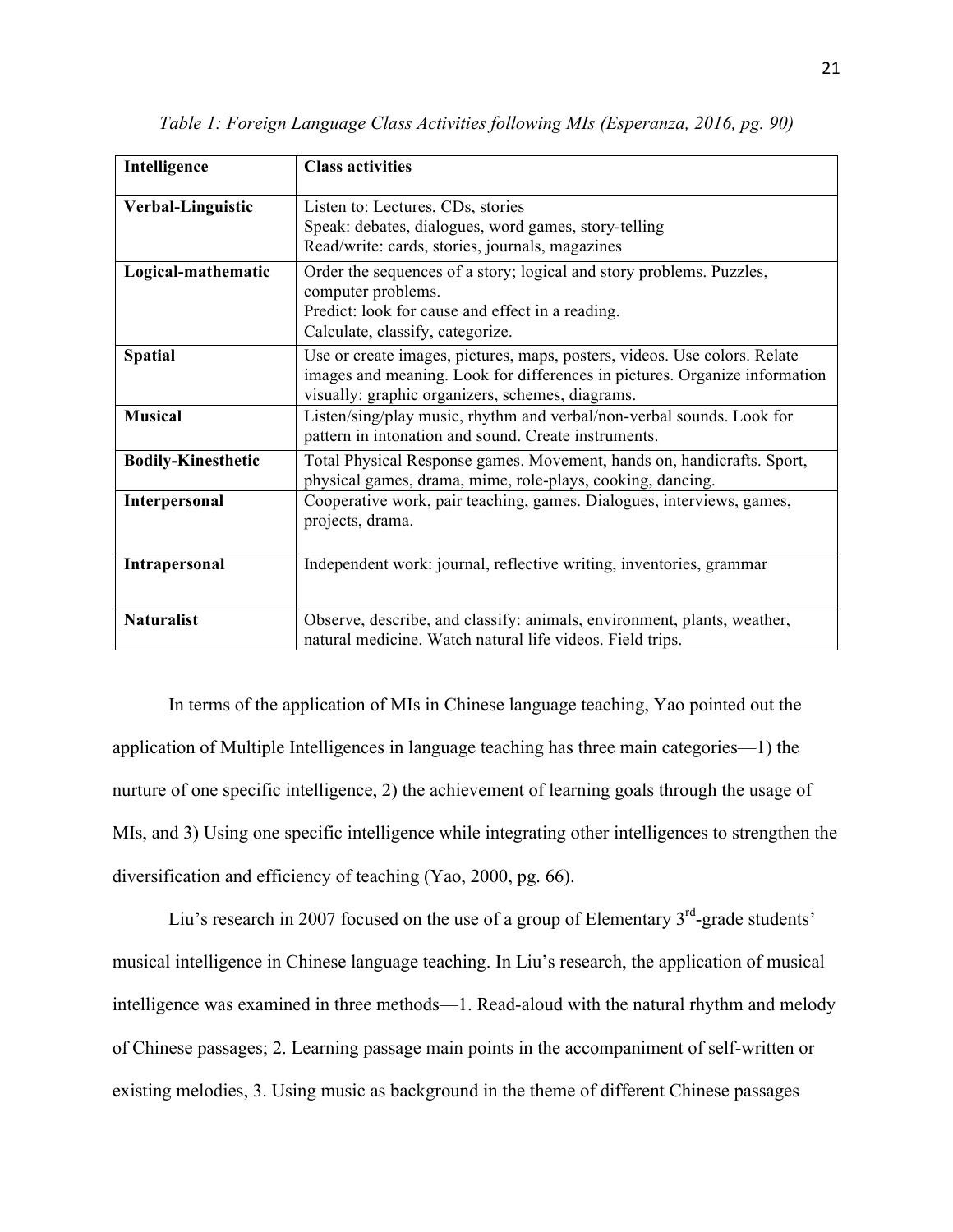*Table 1: Foreign Language Class Activities following MIs (Esperanza, 2016, pg. 90)*

| Intelligence | Class activities |
|---|---|
| **Verbal-Linguistic** | Listen to: Lectures, CDs, stories<br>Speak: debates, dialogues, word games, story-telling<br>Read/write: cards, stories, journals, magazines |
| **Logical-mathematic** | Order the sequences of a story; logical and story problems. Puzzles, computer problems.<br>Predict: look for cause and effect in a reading.<br>Calculate, classify, categorize. |
| **Spatial** | Use or create images, pictures, maps, posters, videos. Use colors. Relate images and meaning. Look for differences in pictures. Organize information visually: graphic organizers, schemes, diagrams. |
| **Musical** | Listen/sing/play music, rhythm and verbal/non-verbal sounds. Look for pattern in intonation and sound. Create instruments. |
| **Bodily-Kinesthetic** | Total Physical Response games. Movement, hands on, handicrafts. Sport, physical games, drama, mime, role-plays, cooking, dancing. |
| **Interpersonal** | Cooperative work, pair teaching, games. Dialogues, interviews, games, projects, drama. |
| **Intrapersonal** | Independent work: journal, reflective writing, inventories, grammar |
| **Naturalist** | Observe, describe, and classify: animals, environment, plants, weather, natural medicine. Watch natural life videos. Field trips. |

In terms of the application of MIs in Chinese language teaching, Yao pointed out the application of Multiple Intelligences in language teaching has three main categories—1) the nurture of one specific intelligence, 2) the achievement of learning goals through the usage of MIs, and 3) Using one specific intelligence while integrating other intelligences to strengthen the diversification and efficiency of teaching (Yao, 2000, pg. 66).

Liu's research in 2007 focused on the use of a group of Elementary 3rd-grade students' musical intelligence in Chinese language teaching. In Liu's research, the application of musical intelligence was examined in three methods—1. Read-aloud with the natural rhythm and melody of Chinese passages; 2. Learning passage main points in the accompaniment of self-written or existing melodies, 3. Using music as background in the theme of different Chinese passages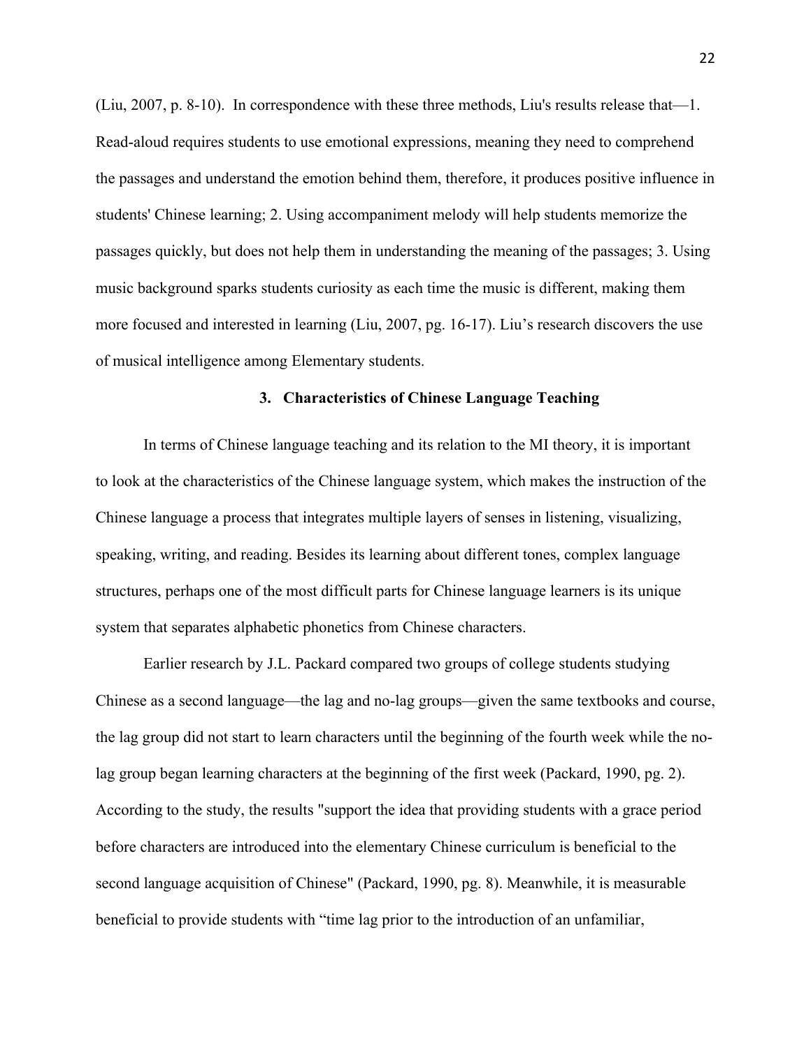(Liu, 2007, p. 8-10). In correspondence with these three methods, Liu's results release that—1. Read-aloud requires students to use emotional expressions, meaning they need to comprehend the passages and understand the emotion behind them, therefore, it produces positive influence in students' Chinese learning; 2. Using accompaniment melody will help students memorize the passages quickly, but does not help them in understanding the meaning of the passages; 3. Using music background sparks students curiosity as each time the music is different, making them more focused and interested in learning (Liu, 2007, pg. 16-17). Liu's research discovers the use of musical intelligence among Elementary students.

### 3. Characteristics of Chinese Language Teaching

In terms of Chinese language teaching and its relation to the MI theory, it is important to look at the characteristics of the Chinese language system, which makes the instruction of the Chinese language a process that integrates multiple layers of senses in listening, visualizing, speaking, writing, and reading. Besides its learning about different tones, complex language structures, perhaps one of the most difficult parts for Chinese language learners is its unique system that separates alphabetic phonetics from Chinese characters.

Earlier research by J.L. Packard compared two groups of college students studying Chinese as a second language—the lag and no-lag groups—given the same textbooks and course, the lag group did not start to learn characters until the beginning of the fourth week while the no-lag group began learning characters at the beginning of the first week (Packard, 1990, pg. 2). According to the study, the results "support the idea that providing students with a grace period before characters are introduced into the elementary Chinese curriculum is beneficial to the second language acquisition of Chinese" (Packard, 1990, pg. 8). Meanwhile, it is measurable beneficial to provide students with "time lag prior to the introduction of an unfamiliar,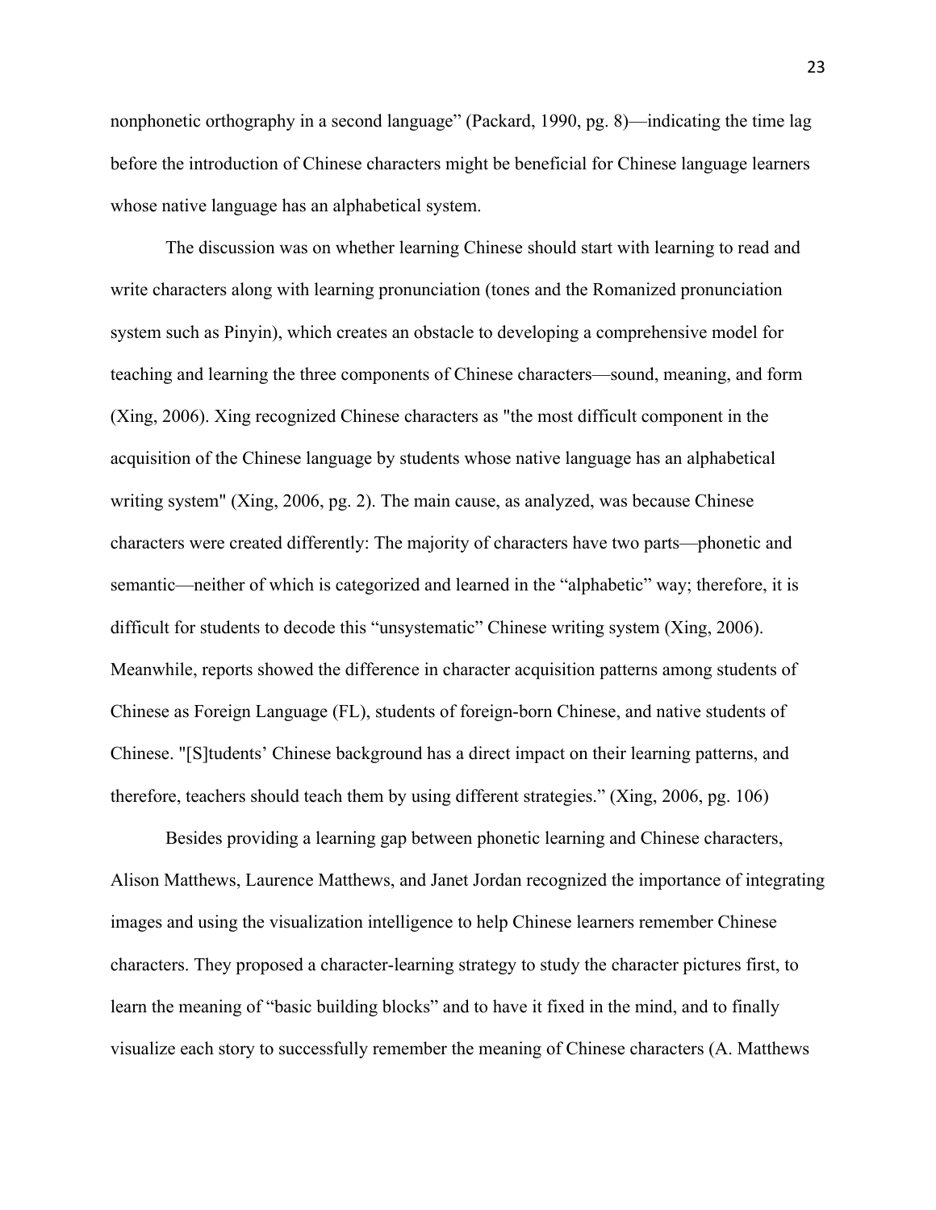nonphonetic orthography in a second language" (Packard, 1990, pg. 8)—indicating the time lag before the introduction of Chinese characters might be beneficial for Chinese language learners whose native language has an alphabetical system.

The discussion was on whether learning Chinese should start with learning to read and write characters along with learning pronunciation (tones and the Romanized pronunciation system such as Pinyin), which creates an obstacle to developing a comprehensive model for teaching and learning the three components of Chinese characters—sound, meaning, and form (Xing, 2006). Xing recognized Chinese characters as "the most difficult component in the acquisition of the Chinese language by students whose native language has an alphabetical writing system" (Xing, 2006, pg. 2). The main cause, as analyzed, was because Chinese characters were created differently: The majority of characters have two parts—phonetic and semantic—neither of which is categorized and learned in the "alphabetic" way; therefore, it is difficult for students to decode this "unsystematic" Chinese writing system (Xing, 2006). Meanwhile, reports showed the difference in character acquisition patterns among students of Chinese as Foreign Language (FL), students of foreign-born Chinese, and native students of Chinese. "[S]tudents' Chinese background has a direct impact on their learning patterns, and therefore, teachers should teach them by using different strategies." (Xing, 2006, pg. 106)

Besides providing a learning gap between phonetic learning and Chinese characters, Alison Matthews, Laurence Matthews, and Janet Jordan recognized the importance of integrating images and using the visualization intelligence to help Chinese learners remember Chinese characters. They proposed a character-learning strategy to study the character pictures first, to learn the meaning of "basic building blocks" and to have it fixed in the mind, and to finally visualize each story to successfully remember the meaning of Chinese characters (A. Matthews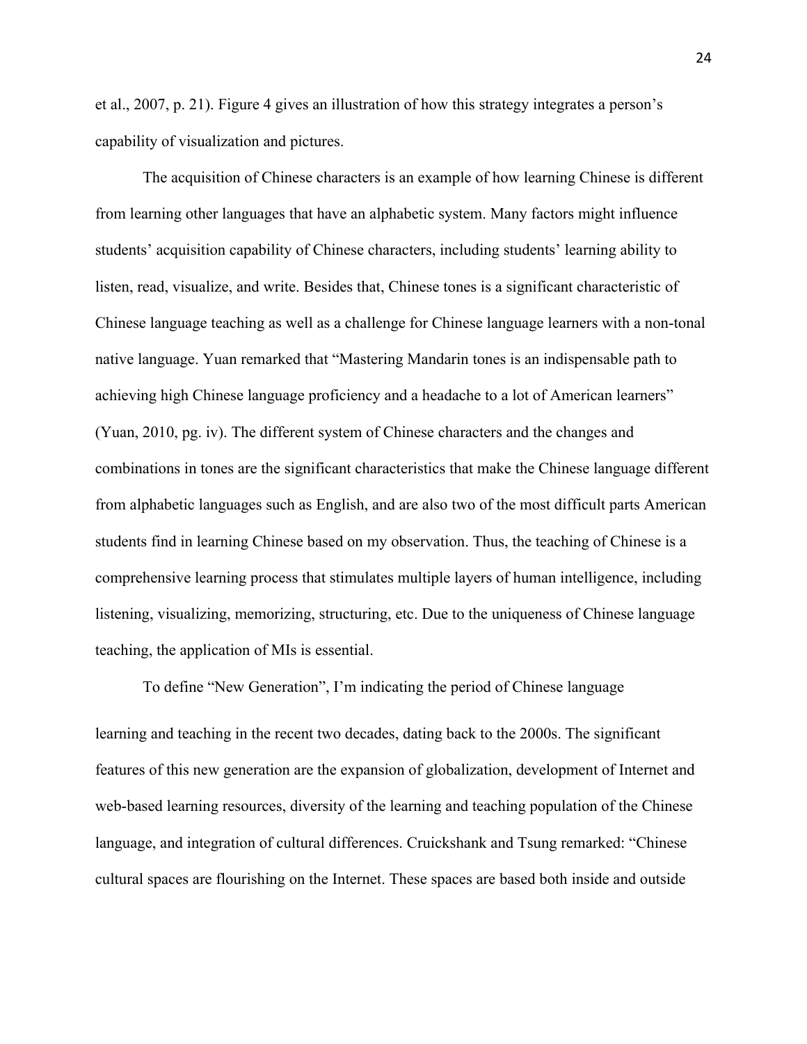et al., 2007, p. 21). Figure 4 gives an illustration of how this strategy integrates a person's capability of visualization and pictures.

The acquisition of Chinese characters is an example of how learning Chinese is different from learning other languages that have an alphabetic system. Many factors might influence students' acquisition capability of Chinese characters, including students' learning ability to listen, read, visualize, and write. Besides that, Chinese tones is a significant characteristic of Chinese language teaching as well as a challenge for Chinese language learners with a non-tonal native language. Yuan remarked that "Mastering Mandarin tones is an indispensable path to achieving high Chinese language proficiency and a headache to a lot of American learners" (Yuan, 2010, pg. iv). The different system of Chinese characters and the changes and combinations in tones are the significant characteristics that make the Chinese language different from alphabetic languages such as English, and are also two of the most difficult parts American students find in learning Chinese based on my observation. Thus, the teaching of Chinese is a comprehensive learning process that stimulates multiple layers of human intelligence, including listening, visualizing, memorizing, structuring, etc. Due to the uniqueness of Chinese language teaching, the application of MIs is essential.

To define "New Generation", I'm indicating the period of Chinese language learning and teaching in the recent two decades, dating back to the 2000s. The significant features of this new generation are the expansion of globalization, development of Internet and web-based learning resources, diversity of the learning and teaching population of the Chinese language, and integration of cultural differences. Cruickshank and Tsung remarked: "Chinese cultural spaces are flourishing on the Internet. These spaces are based both inside and outside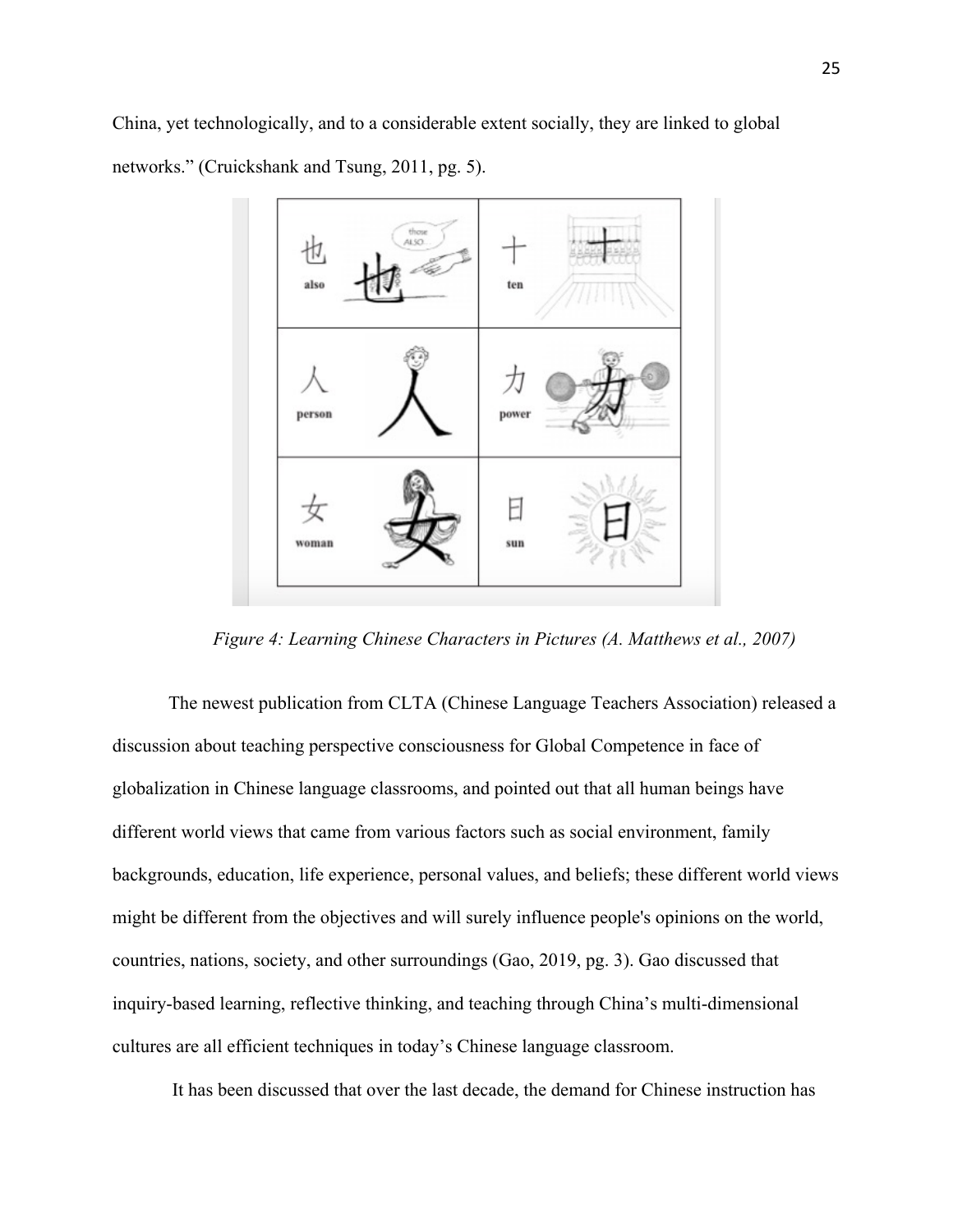China, yet technologically, and to a considerable extent socially, they are linked to global networks." (Cruickshank and Tsung, 2011, pg. 5).

*Figure 4: Learning Chinese Characters in Pictures (A. Matthews et al., 2007)*

The newest publication from CLTA (Chinese Language Teachers Association) released a discussion about teaching perspective consciousness for Global Competence in face of globalization in Chinese language classrooms, and pointed out that all human beings have different world views that came from various factors such as social environment, family backgrounds, education, life experience, personal values, and beliefs; these different world views might be different from the objectives and will surely influence people's opinions on the world, countries, nations, society, and other surroundings (Gao, 2019, pg. 3). Gao discussed that inquiry-based learning, reflective thinking, and teaching through China's multi-dimensional cultures are all efficient techniques in today's Chinese language classroom.

It has been discussed that over the last decade, the demand for Chinese instruction has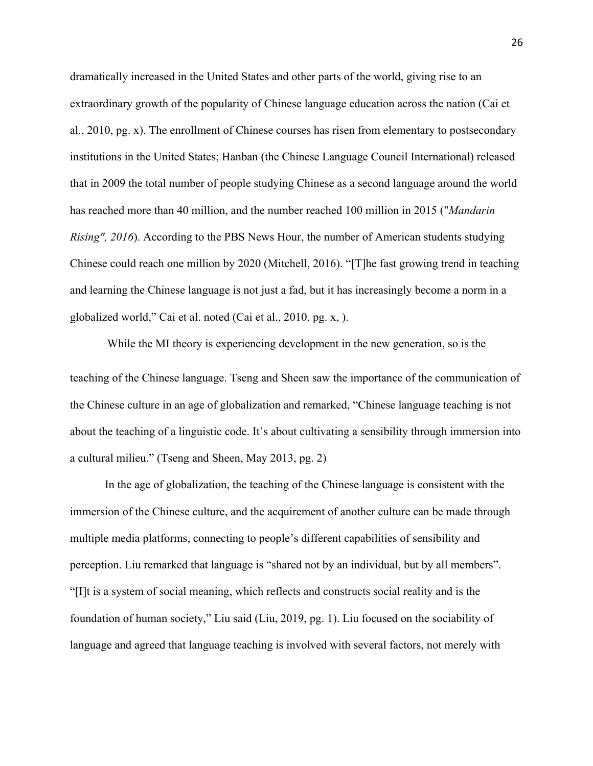dramatically increased in the United States and other parts of the world, giving rise to an extraordinary growth of the popularity of Chinese language education across the nation (Cai et al., 2010, pg. x). The enrollment of Chinese courses has risen from elementary to postsecondary institutions in the United States; Hanban (the Chinese Language Council International) released that in 2009 the total number of people studying Chinese as a second language around the world has reached more than 40 million, and the number reached 100 million in 2015 ("*Mandarin Rising", 2016*). According to the PBS News Hour, the number of American students studying Chinese could reach one million by 2020 (Mitchell, 2016). "[T]he fast growing trend in teaching and learning the Chinese language is not just a fad, but it has increasingly become a norm in a globalized world," Cai et al. noted (Cai et al., 2010, pg. x, ).

While the MI theory is experiencing development in the new generation, so is the teaching of the Chinese language. Tseng and Sheen saw the importance of the communication of the Chinese culture in an age of globalization and remarked, "Chinese language teaching is not about the teaching of a linguistic code. It's about cultivating a sensibility through immersion into a cultural milieu." (Tseng and Sheen, May 2013, pg. 2)

In the age of globalization, the teaching of the Chinese language is consistent with the immersion of the Chinese culture, and the acquirement of another culture can be made through multiple media platforms, connecting to people's different capabilities of sensibility and perception. Liu remarked that language is "shared not by an individual, but by all members". "[I]t is a system of social meaning, which reflects and constructs social reality and is the foundation of human society," Liu said (Liu, 2019, pg. 1). Liu focused on the sociability of language and agreed that language teaching is involved with several factors, not merely with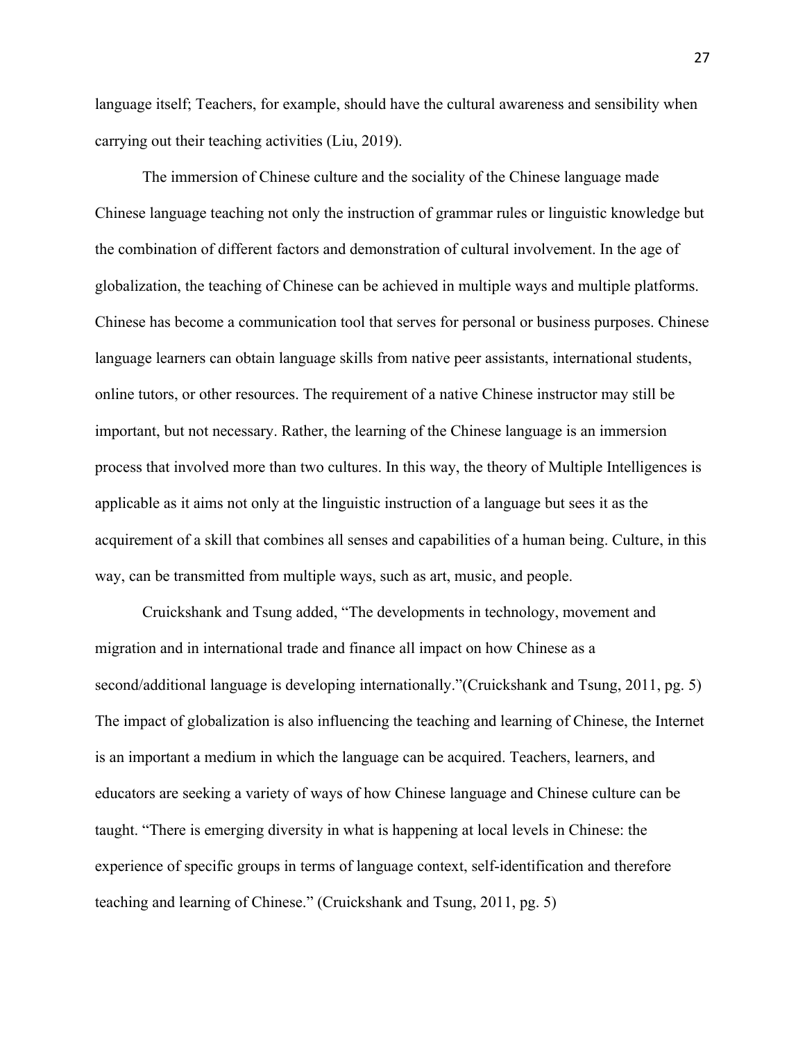language itself; Teachers, for example, should have the cultural awareness and sensibility when carrying out their teaching activities (Liu, 2019).

The immersion of Chinese culture and the sociality of the Chinese language made Chinese language teaching not only the instruction of grammar rules or linguistic knowledge but the combination of different factors and demonstration of cultural involvement. In the age of globalization, the teaching of Chinese can be achieved in multiple ways and multiple platforms. Chinese has become a communication tool that serves for personal or business purposes. Chinese language learners can obtain language skills from native peer assistants, international students, online tutors, or other resources. The requirement of a native Chinese instructor may still be important, but not necessary. Rather, the learning of the Chinese language is an immersion process that involved more than two cultures. In this way, the theory of Multiple Intelligences is applicable as it aims not only at the linguistic instruction of a language but sees it as the acquirement of a skill that combines all senses and capabilities of a human being. Culture, in this way, can be transmitted from multiple ways, such as art, music, and people.

Cruickshank and Tsung added, "The developments in technology, movement and migration and in international trade and finance all impact on how Chinese as a second/additional language is developing internationally."(Cruickshank and Tsung, 2011, pg. 5) The impact of globalization is also influencing the teaching and learning of Chinese, the Internet is an important a medium in which the language can be acquired. Teachers, learners, and educators are seeking a variety of ways of how Chinese language and Chinese culture can be taught. "There is emerging diversity in what is happening at local levels in Chinese: the experience of specific groups in terms of language context, self-identification and therefore teaching and learning of Chinese." (Cruickshank and Tsung, 2011, pg. 5)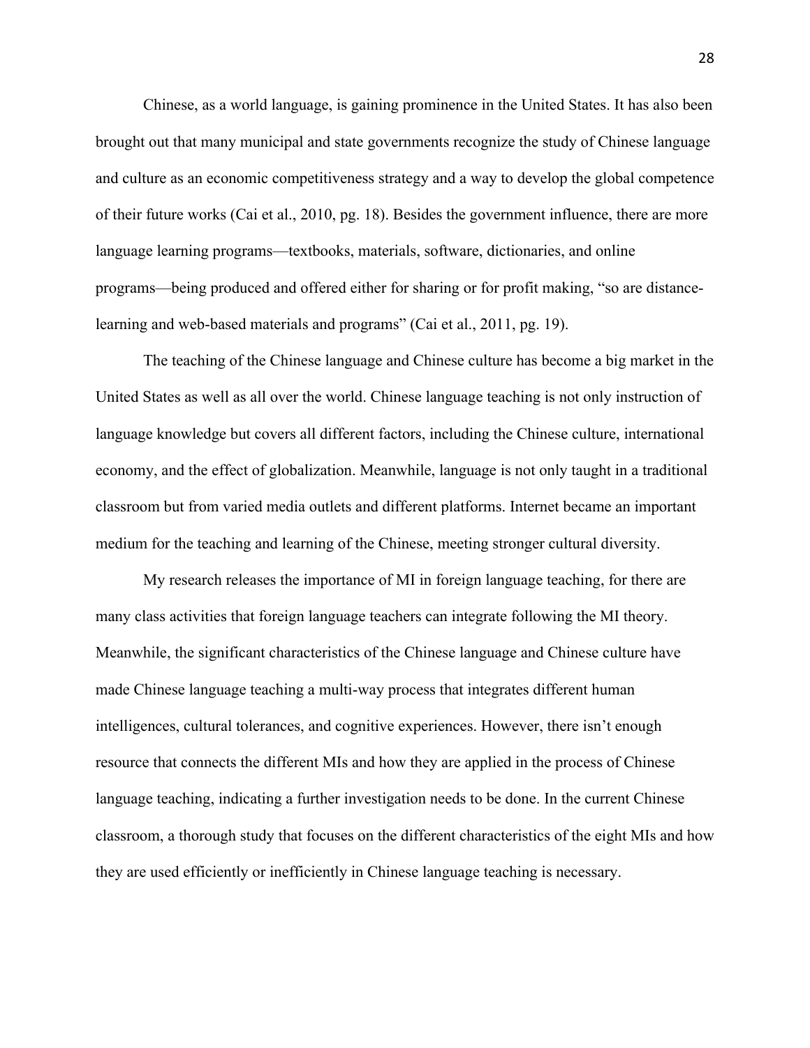Chinese, as a world language, is gaining prominence in the United States. It has also been brought out that many municipal and state governments recognize the study of Chinese language and culture as an economic competitiveness strategy and a way to develop the global competence of their future works (Cai et al., 2010, pg. 18). Besides the government influence, there are more language learning programs—textbooks, materials, software, dictionaries, and online programs—being produced and offered either for sharing or for profit making, “so are distance-learning and web-based materials and programs” (Cai et al., 2011, pg. 19).

The teaching of the Chinese language and Chinese culture has become a big market in the United States as well as all over the world. Chinese language teaching is not only instruction of language knowledge but covers all different factors, including the Chinese culture, international economy, and the effect of globalization. Meanwhile, language is not only taught in a traditional classroom but from varied media outlets and different platforms. Internet became an important medium for the teaching and learning of the Chinese, meeting stronger cultural diversity.

My research releases the importance of MI in foreign language teaching, for there are many class activities that foreign language teachers can integrate following the MI theory. Meanwhile, the significant characteristics of the Chinese language and Chinese culture have made Chinese language teaching a multi-way process that integrates different human intelligences, cultural tolerances, and cognitive experiences. However, there isn’t enough resource that connects the different MIs and how they are applied in the process of Chinese language teaching, indicating a further investigation needs to be done. In the current Chinese classroom, a thorough study that focuses on the different characteristics of the eight MIs and how they are used efficiently or inefficiently in Chinese language teaching is necessary.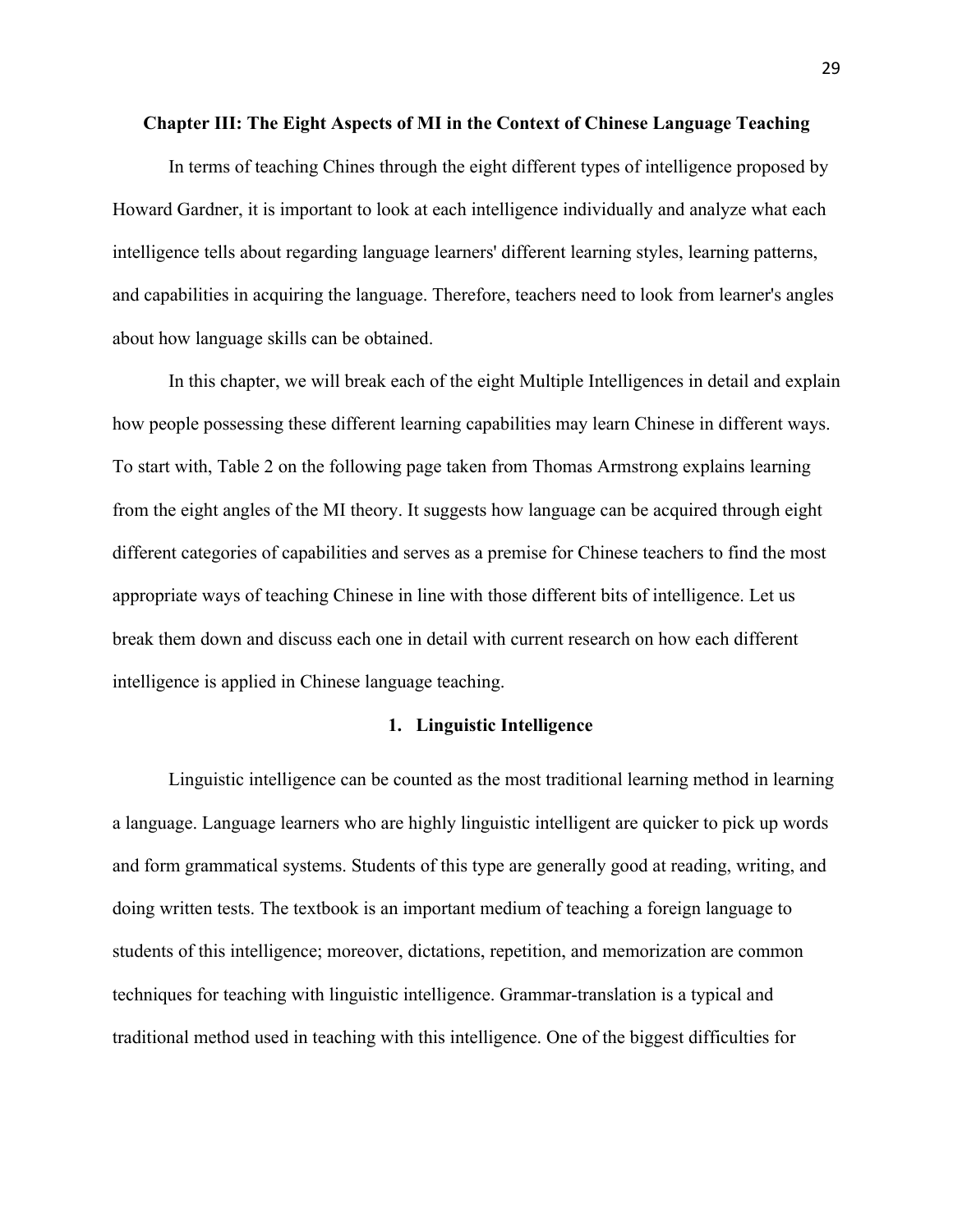## Chapter III: The Eight Aspects of MI in the Context of Chinese Language Teaching

In terms of teaching Chines through the eight different types of intelligence proposed by Howard Gardner, it is important to look at each intelligence individually and analyze what each intelligence tells about regarding language learners' different learning styles, learning patterns, and capabilities in acquiring the language. Therefore, teachers need to look from learner's angles about how language skills can be obtained.

In this chapter, we will break each of the eight Multiple Intelligences in detail and explain how people possessing these different learning capabilities may learn Chinese in different ways. To start with, Table 2 on the following page taken from Thomas Armstrong explains learning from the eight angles of the MI theory. It suggests how language can be acquired through eight different categories of capabilities and serves as a premise for Chinese teachers to find the most appropriate ways of teaching Chinese in line with those different bits of intelligence. Let us break them down and discuss each one in detail with current research on how each different intelligence is applied in Chinese language teaching.

### 1. Linguistic Intelligence

Linguistic intelligence can be counted as the most traditional learning method in learning a language. Language learners who are highly linguistic intelligent are quicker to pick up words and form grammatical systems. Students of this type are generally good at reading, writing, and doing written tests. The textbook is an important medium of teaching a foreign language to students of this intelligence; moreover, dictations, repetition, and memorization are common techniques for teaching with linguistic intelligence. Grammar-translation is a typical and traditional method used in teaching with this intelligence. One of the biggest difficulties for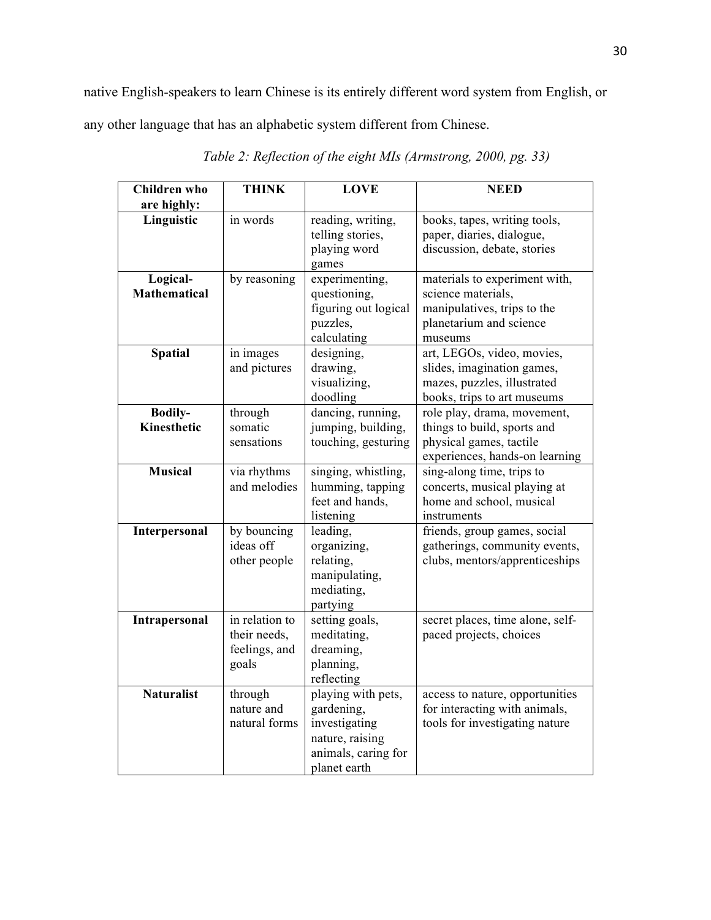native English-speakers to learn Chinese is its entirely different word system from English, or any other language that has an alphabetic system different from Chinese.

*Table 2: Reflection of the eight MIs (Armstrong, 2000, pg. 33)*

| Children who are highly: | THINK | LOVE | NEED |
|---|---|---|---|
| **Linguistic** | in words | reading, writing, telling stories, playing word games | books, tapes, writing tools, paper, diaries, dialogue, discussion, debate, stories |
| **Logical-Mathematical** | by reasoning | experimenting, questioning, figuring out logical puzzles, calculating | materials to experiment with, science materials, manipulatives, trips to the planetarium and science museums |
| **Spatial** | in images and pictures | designing, drawing, visualizing, doodling | art, LEGOs, video, movies, slides, imagination games, mazes, puzzles, illustrated books, trips to art museums |
| **Bodily-Kinesthetic** | through somatic sensations | dancing, running, jumping, building, touching, gesturing | role play, drama, movement, things to build, sports and physical games, tactile experiences, hands-on learning |
| **Musical** | via rhythms and melodies | singing, whistling, humming, tapping feet and hands, listening | sing-along time, trips to concerts, musical playing at home and school, musical instruments |
| **Interpersonal** | by bouncing ideas off other people | leading, organizing, relating, manipulating, mediating, partying | friends, group games, social gatherings, community events, clubs, mentors/apprenticeships |
| **Intrapersonal** | in relation to their needs, feelings, and goals | setting goals, meditating, dreaming, planning, reflecting | secret places, time alone, self-paced projects, choices |
| **Naturalist** | through nature and natural forms | playing with pets, gardening, investigating nature, raising animals, caring for planet earth | access to nature, opportunities for interacting with animals, tools for investigating nature |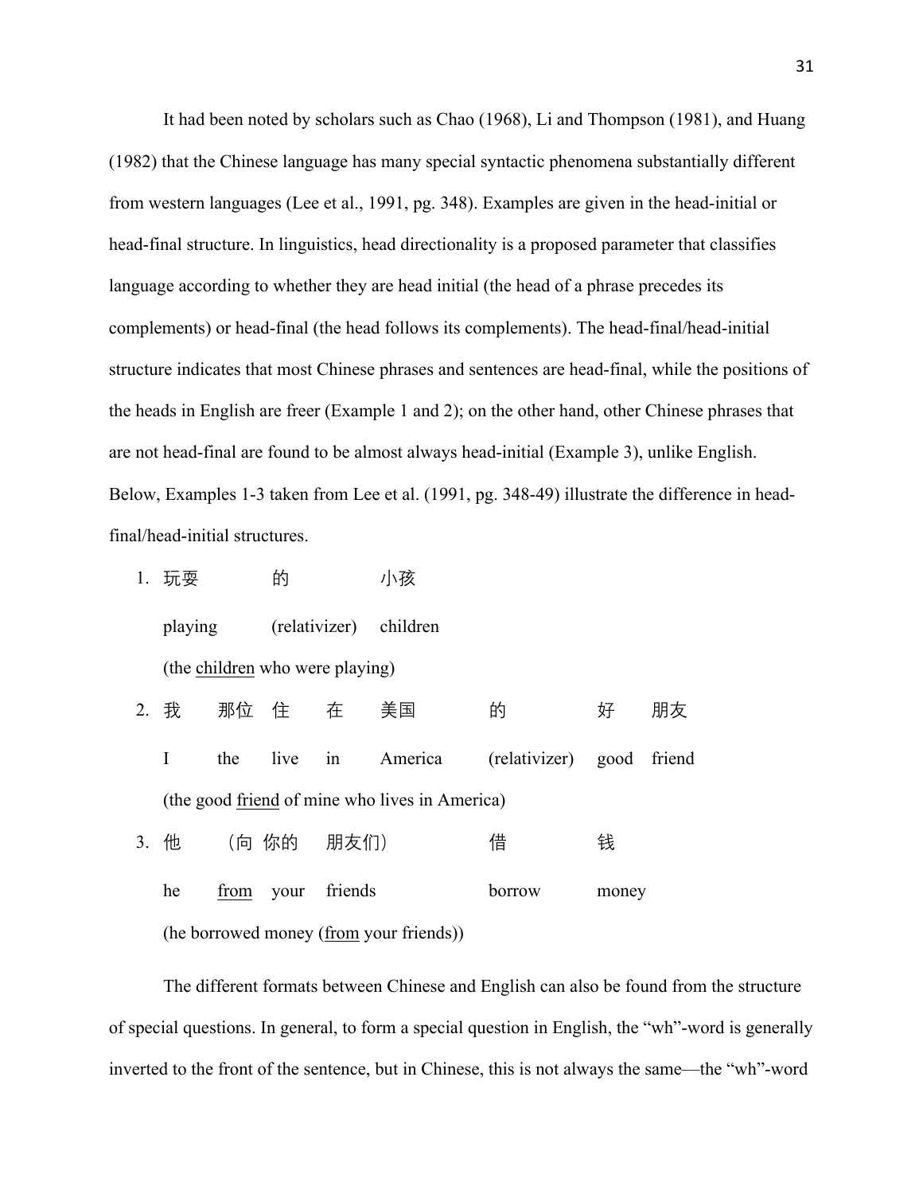It had been noted by scholars such as Chao (1968), Li and Thompson (1981), and Huang (1982) that the Chinese language has many special syntactic phenomena substantially different from western languages (Lee et al., 1991, pg. 348). Examples are given in the head-initial or head-final structure. In linguistics, head directionality is a proposed parameter that classifies language according to whether they are head initial (the head of a phrase precedes its complements) or head-final (the head follows its complements). The head-final/head-initial structure indicates that most Chinese phrases and sentences are head-final, while the positions of the heads in English are freer (Example 1 and 2); on the other hand, other Chinese phrases that are not head-final are found to be almost always head-initial (Example 3), unlike English. Below, Examples 1-3 taken from Lee et al. (1991, pg. 348-49) illustrate the difference in head-final/head-initial structures.

1. 玩耍 的 小孩

   playing (relativizer) children

   (the <u>children</u> who were playing)

2. 我 那位 住 在 美国 的 好 朋友

   I the live in America (relativizer) good friend

   (the good <u>friend</u> of mine who lives in America)

3. 他 （向 你的 朋友们） 借 钱

   he <u>from</u> your friends borrow money

   (he borrowed money (<u>from</u> your friends))

The different formats between Chinese and English can also be found from the structure of special questions. In general, to form a special question in English, the "wh"-word is generally inverted to the front of the sentence, but in Chinese, this is not always the same—the "wh"-word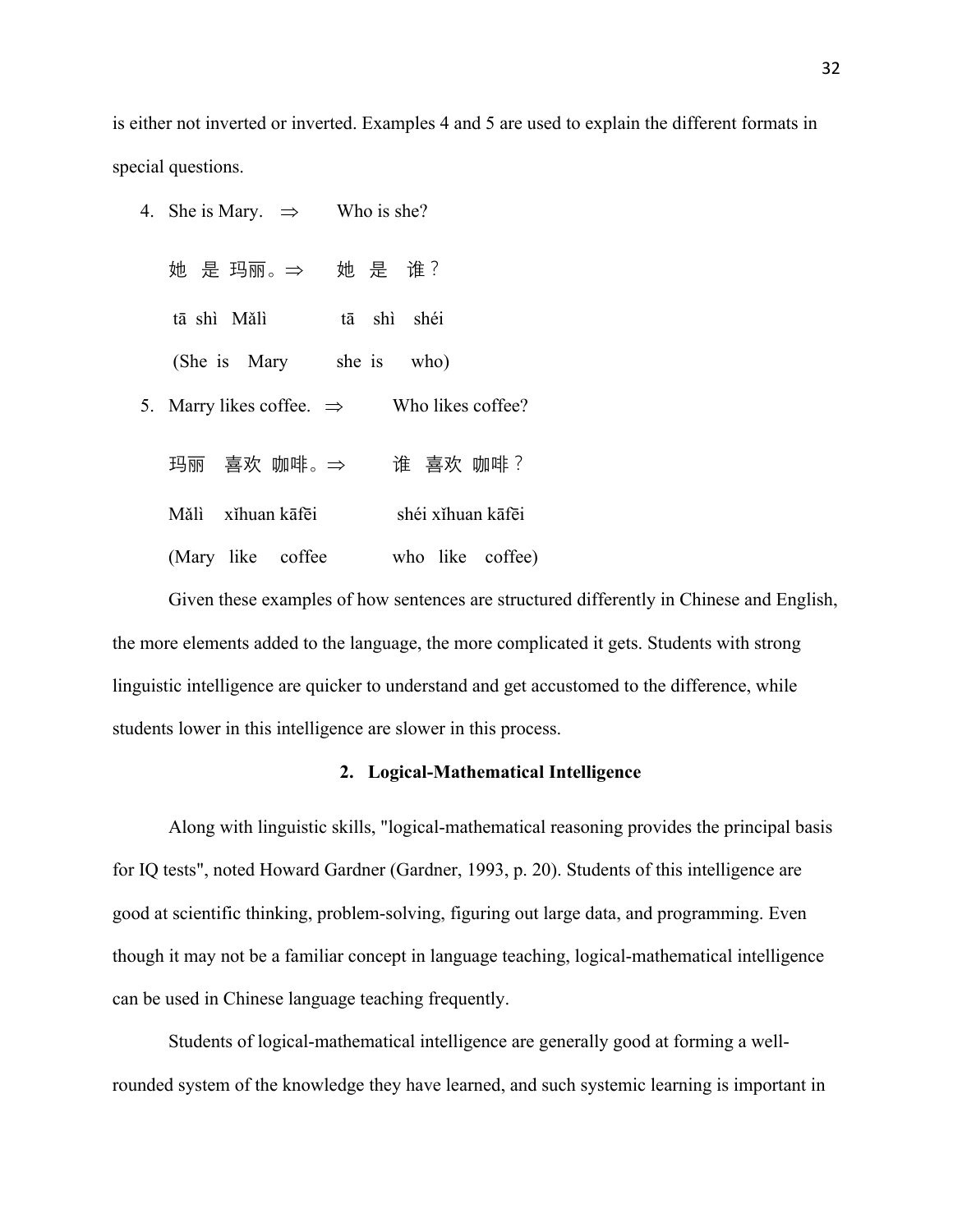is either not inverted or inverted. Examples 4 and 5 are used to explain the different formats in special questions.

4. She is Mary. ⇒ Who is she?

   她 是 玛丽。⇒ 她 是 谁？

   tā shì Mǎlì tā shì shéi

   (She is Mary she is who)

5. Marry likes coffee. ⇒ Who likes coffee?

   玛丽 喜欢 咖啡。⇒ 谁 喜欢 咖啡？

   Mǎlì xǐhuan kāfēi shéi xǐhuan kāfēi

   (Mary like coffee who like coffee)

Given these examples of how sentences are structured differently in Chinese and English, the more elements added to the language, the more complicated it gets. Students with strong linguistic intelligence are quicker to understand and get accustomed to the difference, while students lower in this intelligence are slower in this process.

### 2. Logical-Mathematical Intelligence

Along with linguistic skills, "logical-mathematical reasoning provides the principal basis for IQ tests", noted Howard Gardner (Gardner, 1993, p. 20). Students of this intelligence are good at scientific thinking, problem-solving, figuring out large data, and programming. Even though it may not be a familiar concept in language teaching, logical-mathematical intelligence can be used in Chinese language teaching frequently.

Students of logical-mathematical intelligence are generally good at forming a well-rounded system of the knowledge they have learned, and such systemic learning is important in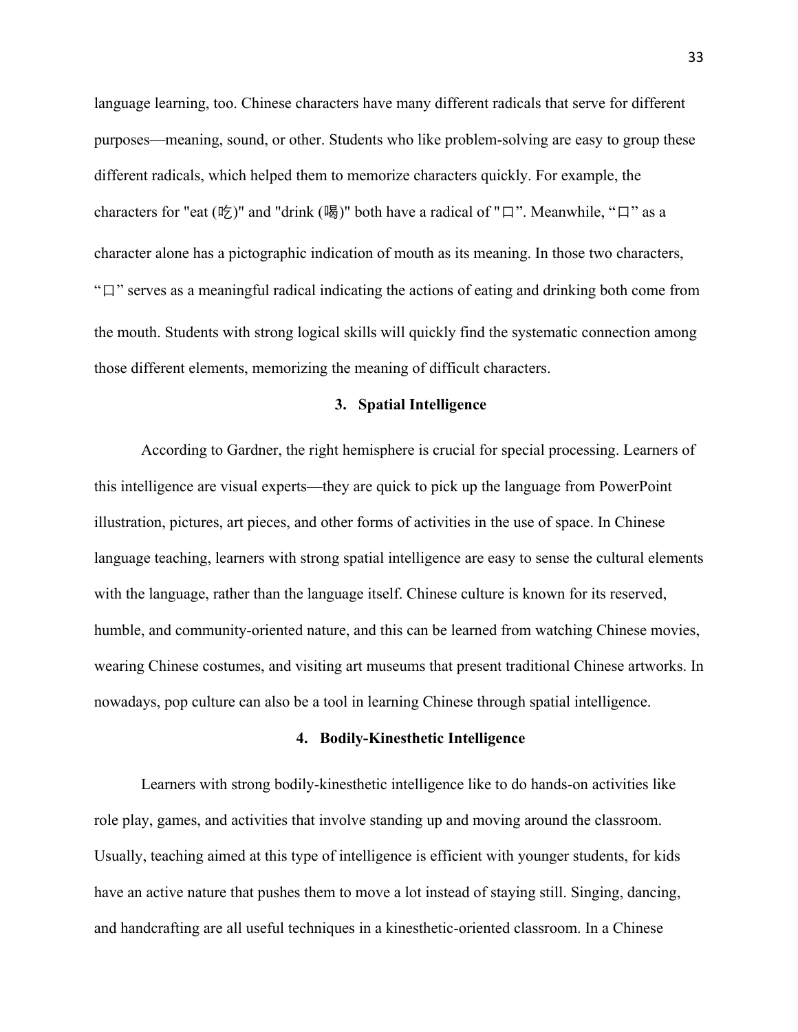language learning, too. Chinese characters have many different radicals that serve for different purposes—meaning, sound, or other. Students who like problem-solving are easy to group these different radicals, which helped them to memorize characters quickly. For example, the characters for "eat (吃)" and "drink (喝)" both have a radical of "口". Meanwhile, "口" as a character alone has a pictographic indication of mouth as its meaning. In those two characters, "口" serves as a meaningful radical indicating the actions of eating and drinking both come from the mouth. Students with strong logical skills will quickly find the systematic connection among those different elements, memorizing the meaning of difficult characters.

### 3. Spatial Intelligence

According to Gardner, the right hemisphere is crucial for special processing. Learners of this intelligence are visual experts—they are quick to pick up the language from PowerPoint illustration, pictures, art pieces, and other forms of activities in the use of space. In Chinese language teaching, learners with strong spatial intelligence are easy to sense the cultural elements with the language, rather than the language itself. Chinese culture is known for its reserved, humble, and community-oriented nature, and this can be learned from watching Chinese movies, wearing Chinese costumes, and visiting art museums that present traditional Chinese artworks. In nowadays, pop culture can also be a tool in learning Chinese through spatial intelligence.

### 4. Bodily-Kinesthetic Intelligence

Learners with strong bodily-kinesthetic intelligence like to do hands-on activities like role play, games, and activities that involve standing up and moving around the classroom. Usually, teaching aimed at this type of intelligence is efficient with younger students, for kids have an active nature that pushes them to move a lot instead of staying still. Singing, dancing, and handcrafting are all useful techniques in a kinesthetic-oriented classroom. In a Chinese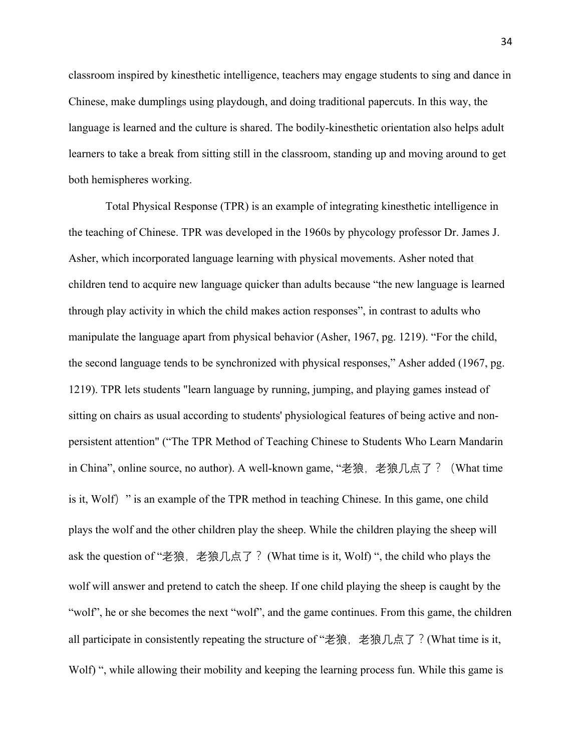classroom inspired by kinesthetic intelligence, teachers may engage students to sing and dance in Chinese, make dumplings using playdough, and doing traditional papercuts. In this way, the language is learned and the culture is shared. The bodily-kinesthetic orientation also helps adult learners to take a break from sitting still in the classroom, standing up and moving around to get both hemispheres working.

Total Physical Response (TPR) is an example of integrating kinesthetic intelligence in the teaching of Chinese. TPR was developed in the 1960s by phycology professor Dr. James J. Asher, which incorporated language learning with physical movements. Asher noted that children tend to acquire new language quicker than adults because "the new language is learned through play activity in which the child makes action responses", in contrast to adults who manipulate the language apart from physical behavior (Asher, 1967, pg. 1219). "For the child, the second language tends to be synchronized with physical responses," Asher added (1967, pg. 1219). TPR lets students "learn language by running, jumping, and playing games instead of sitting on chairs as usual according to students' physiological features of being active and non-persistent attention" ("The TPR Method of Teaching Chinese to Students Who Learn Mandarin in China", online source, no author). A well-known game, "老狼，老狼几点了？（What time is it, Wolf）" is an example of the TPR method in teaching Chinese. In this game, one child plays the wolf and the other children play the sheep. While the children playing the sheep will ask the question of "老狼，老狼几点了？ (What time is it, Wolf) ", the child who plays the wolf will answer and pretend to catch the sheep. If one child playing the sheep is caught by the "wolf", he or she becomes the next "wolf", and the game continues. From this game, the children all participate in consistently repeating the structure of "老狼，老狼几点了？(What time is it, Wolf) ", while allowing their mobility and keeping the learning process fun. While this game is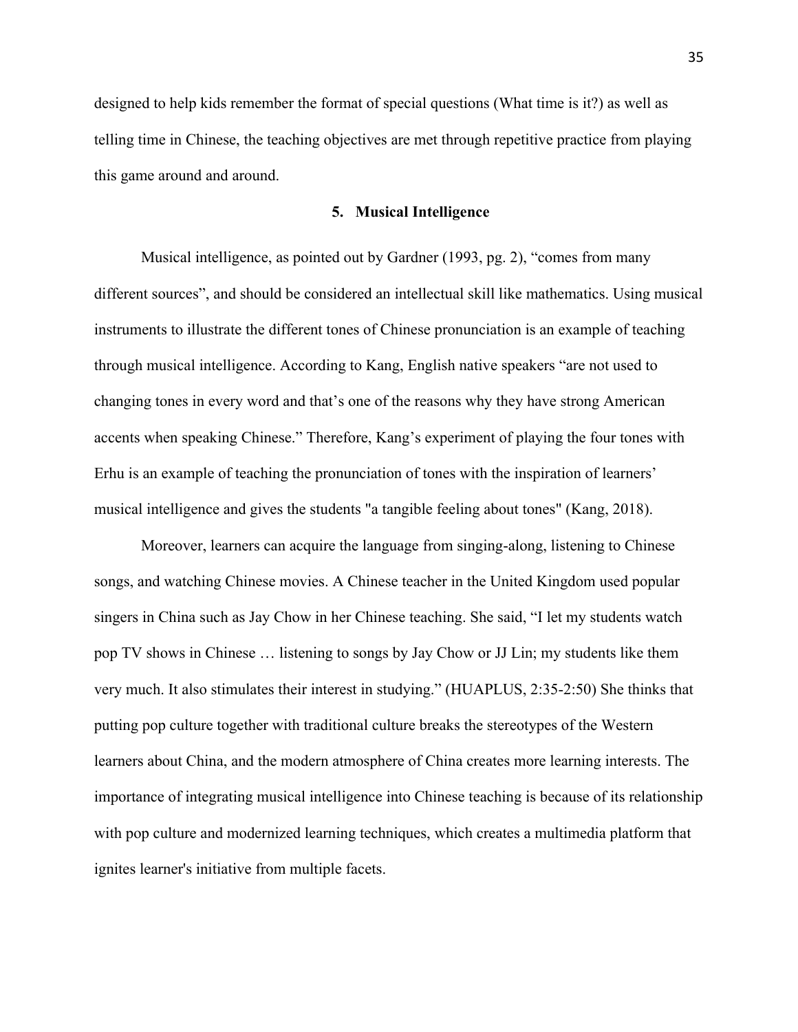designed to help kids remember the format of special questions (What time is it?) as well as telling time in Chinese, the teaching objectives are met through repetitive practice from playing this game around and around.

### 5. Musical Intelligence

Musical intelligence, as pointed out by Gardner (1993, pg. 2), "comes from many different sources", and should be considered an intellectual skill like mathematics. Using musical instruments to illustrate the different tones of Chinese pronunciation is an example of teaching through musical intelligence. According to Kang, English native speakers "are not used to changing tones in every word and that's one of the reasons why they have strong American accents when speaking Chinese." Therefore, Kang's experiment of playing the four tones with Erhu is an example of teaching the pronunciation of tones with the inspiration of learners' musical intelligence and gives the students "a tangible feeling about tones" (Kang, 2018).

Moreover, learners can acquire the language from singing-along, listening to Chinese songs, and watching Chinese movies. A Chinese teacher in the United Kingdom used popular singers in China such as Jay Chow in her Chinese teaching. She said, "I let my students watch pop TV shows in Chinese … listening to songs by Jay Chow or JJ Lin; my students like them very much. It also stimulates their interest in studying." (HUAPLUS, 2:35-2:50) She thinks that putting pop culture together with traditional culture breaks the stereotypes of the Western learners about China, and the modern atmosphere of China creates more learning interests. The importance of integrating musical intelligence into Chinese teaching is because of its relationship with pop culture and modernized learning techniques, which creates a multimedia platform that ignites learner's initiative from multiple facets.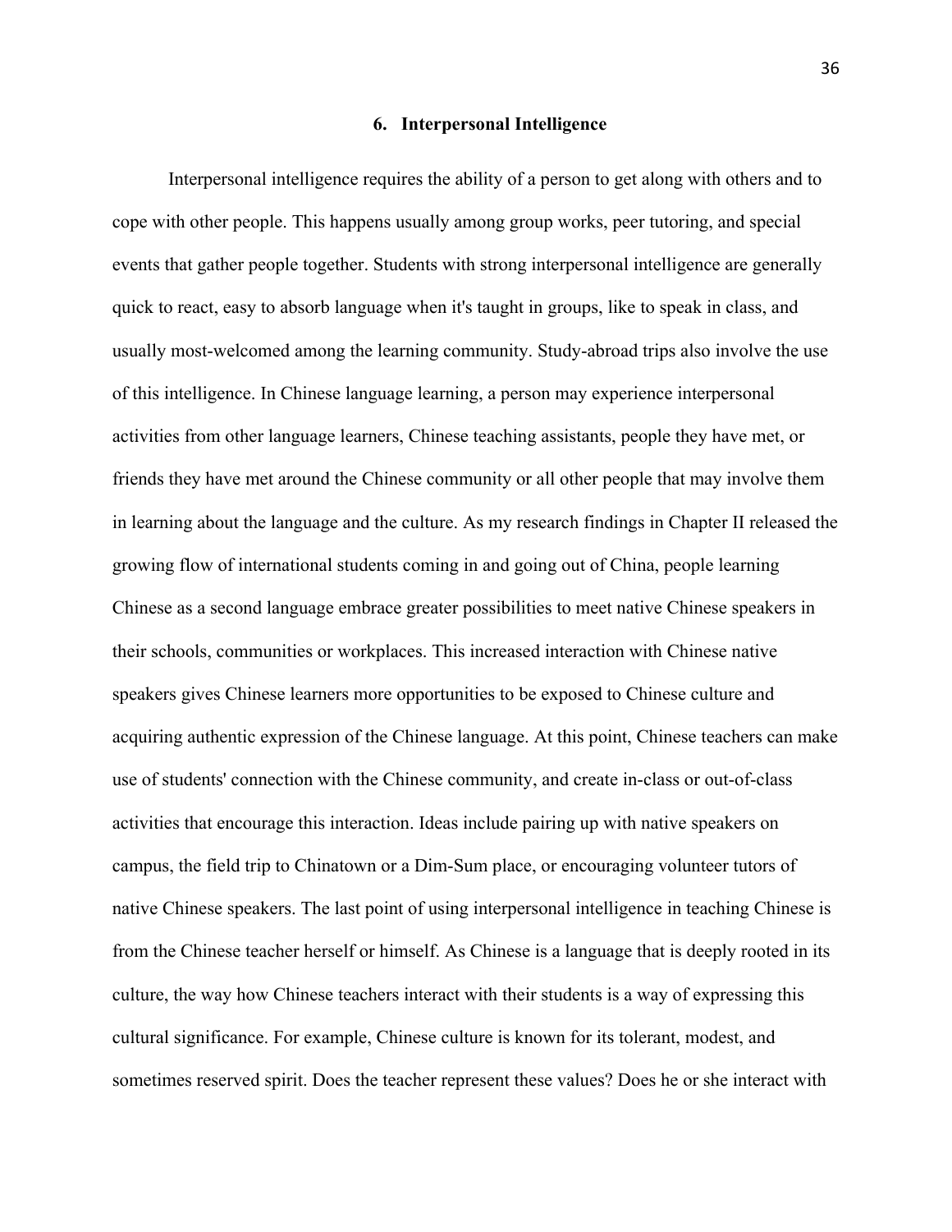### 6. Interpersonal Intelligence

Interpersonal intelligence requires the ability of a person to get along with others and to cope with other people. This happens usually among group works, peer tutoring, and special events that gather people together. Students with strong interpersonal intelligence are generally quick to react, easy to absorb language when it's taught in groups, like to speak in class, and usually most-welcomed among the learning community. Study-abroad trips also involve the use of this intelligence. In Chinese language learning, a person may experience interpersonal activities from other language learners, Chinese teaching assistants, people they have met, or friends they have met around the Chinese community or all other people that may involve them in learning about the language and the culture. As my research findings in Chapter II released the growing flow of international students coming in and going out of China, people learning Chinese as a second language embrace greater possibilities to meet native Chinese speakers in their schools, communities or workplaces. This increased interaction with Chinese native speakers gives Chinese learners more opportunities to be exposed to Chinese culture and acquiring authentic expression of the Chinese language. At this point, Chinese teachers can make use of students' connection with the Chinese community, and create in-class or out-of-class activities that encourage this interaction. Ideas include pairing up with native speakers on campus, the field trip to Chinatown or a Dim-Sum place, or encouraging volunteer tutors of native Chinese speakers. The last point of using interpersonal intelligence in teaching Chinese is from the Chinese teacher herself or himself. As Chinese is a language that is deeply rooted in its culture, the way how Chinese teachers interact with their students is a way of expressing this cultural significance. For example, Chinese culture is known for its tolerant, modest, and sometimes reserved spirit. Does the teacher represent these values? Does he or she interact with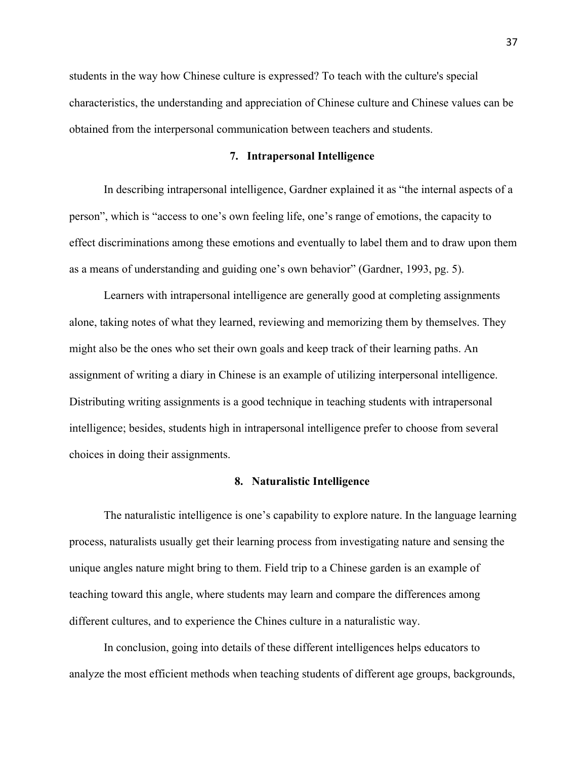students in the way how Chinese culture is expressed? To teach with the culture's special characteristics, the understanding and appreciation of Chinese culture and Chinese values can be obtained from the interpersonal communication between teachers and students.

### 7. Intrapersonal Intelligence

In describing intrapersonal intelligence, Gardner explained it as "the internal aspects of a person", which is "access to one's own feeling life, one's range of emotions, the capacity to effect discriminations among these emotions and eventually to label them and to draw upon them as a means of understanding and guiding one's own behavior" (Gardner, 1993, pg. 5).

Learners with intrapersonal intelligence are generally good at completing assignments alone, taking notes of what they learned, reviewing and memorizing them by themselves. They might also be the ones who set their own goals and keep track of their learning paths. An assignment of writing a diary in Chinese is an example of utilizing interpersonal intelligence. Distributing writing assignments is a good technique in teaching students with intrapersonal intelligence; besides, students high in intrapersonal intelligence prefer to choose from several choices in doing their assignments.

### 8. Naturalistic Intelligence

The naturalistic intelligence is one's capability to explore nature. In the language learning process, naturalists usually get their learning process from investigating nature and sensing the unique angles nature might bring to them. Field trip to a Chinese garden is an example of teaching toward this angle, where students may learn and compare the differences among different cultures, and to experience the Chines culture in a naturalistic way.

In conclusion, going into details of these different intelligences helps educators to analyze the most efficient methods when teaching students of different age groups, backgrounds,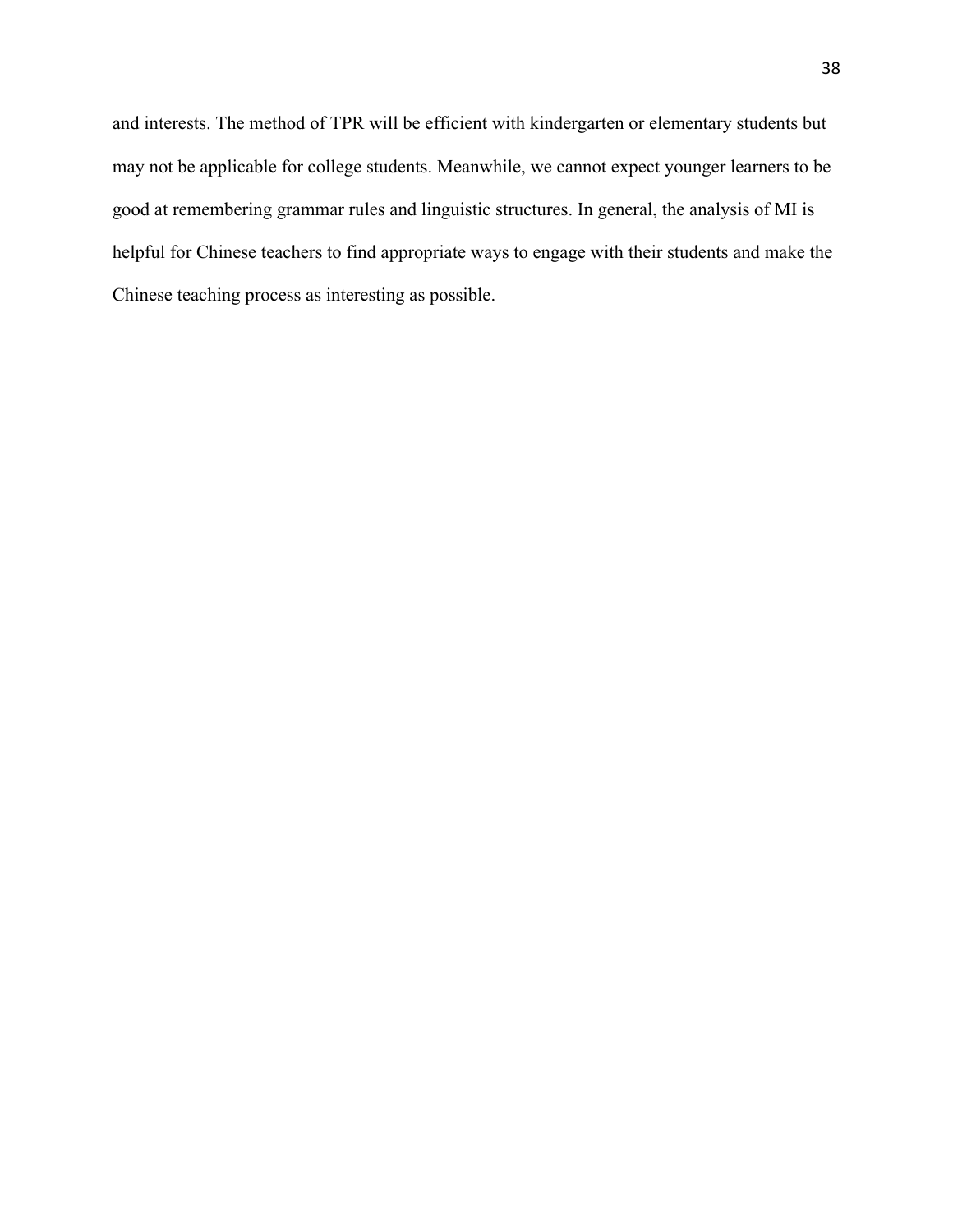and interests. The method of TPR will be efficient with kindergarten or elementary students but may not be applicable for college students. Meanwhile, we cannot expect younger learners to be good at remembering grammar rules and linguistic structures. In general, the analysis of MI is helpful for Chinese teachers to find appropriate ways to engage with their students and make the Chinese teaching process as interesting as possible.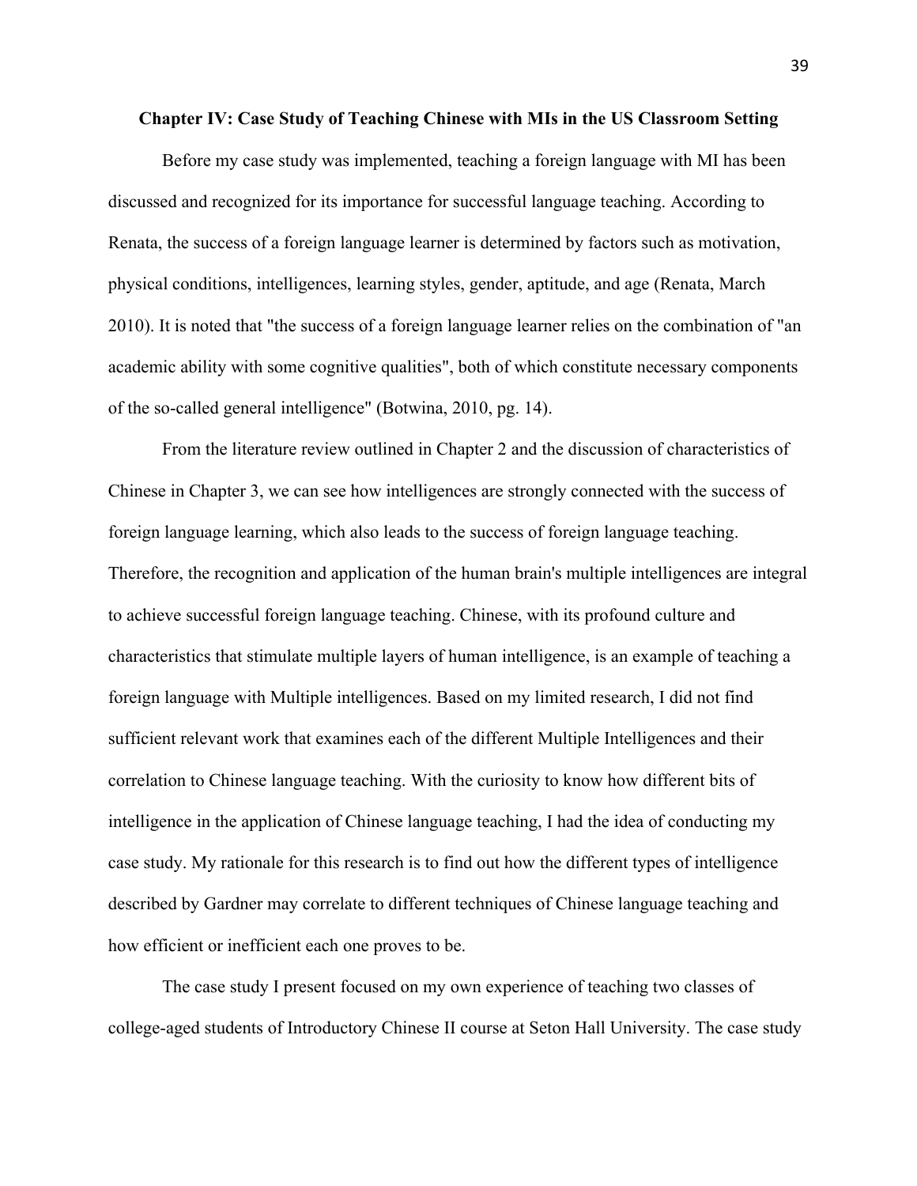## Chapter IV: Case Study of Teaching Chinese with MIs in the US Classroom Setting

Before my case study was implemented, teaching a foreign language with MI has been discussed and recognized for its importance for successful language teaching. According to Renata, the success of a foreign language learner is determined by factors such as motivation, physical conditions, intelligences, learning styles, gender, aptitude, and age (Renata, March 2010). It is noted that "the success of a foreign language learner relies on the combination of "an academic ability with some cognitive qualities", both of which constitute necessary components of the so-called general intelligence" (Botwina, 2010, pg. 14).

From the literature review outlined in Chapter 2 and the discussion of characteristics of Chinese in Chapter 3, we can see how intelligences are strongly connected with the success of foreign language learning, which also leads to the success of foreign language teaching. Therefore, the recognition and application of the human brain's multiple intelligences are integral to achieve successful foreign language teaching. Chinese, with its profound culture and characteristics that stimulate multiple layers of human intelligence, is an example of teaching a foreign language with Multiple intelligences. Based on my limited research, I did not find sufficient relevant work that examines each of the different Multiple Intelligences and their correlation to Chinese language teaching. With the curiosity to know how different bits of intelligence in the application of Chinese language teaching, I had the idea of conducting my case study. My rationale for this research is to find out how the different types of intelligence described by Gardner may correlate to different techniques of Chinese language teaching and how efficient or inefficient each one proves to be.

The case study I present focused on my own experience of teaching two classes of college-aged students of Introductory Chinese II course at Seton Hall University. The case study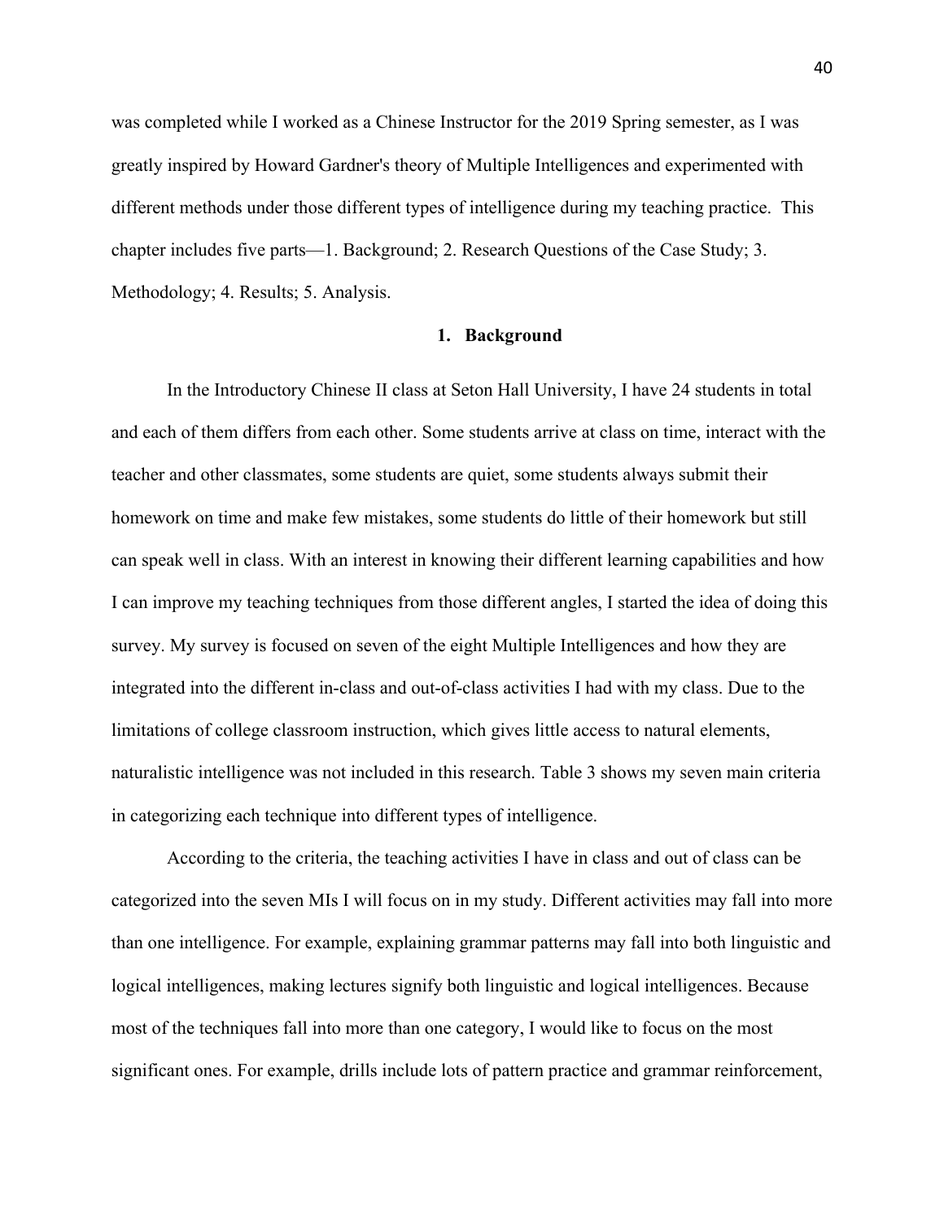was completed while I worked as a Chinese Instructor for the 2019 Spring semester, as I was greatly inspired by Howard Gardner's theory of Multiple Intelligences and experimented with different methods under those different types of intelligence during my teaching practice. This chapter includes five parts—1. Background; 2. Research Questions of the Case Study; 3. Methodology; 4. Results; 5. Analysis.

## 1. Background

In the Introductory Chinese II class at Seton Hall University, I have 24 students in total and each of them differs from each other. Some students arrive at class on time, interact with the teacher and other classmates, some students are quiet, some students always submit their homework on time and make few mistakes, some students do little of their homework but still can speak well in class. With an interest in knowing their different learning capabilities and how I can improve my teaching techniques from those different angles, I started the idea of doing this survey. My survey is focused on seven of the eight Multiple Intelligences and how they are integrated into the different in-class and out-of-class activities I had with my class. Due to the limitations of college classroom instruction, which gives little access to natural elements, naturalistic intelligence was not included in this research. Table 3 shows my seven main criteria in categorizing each technique into different types of intelligence.

According to the criteria, the teaching activities I have in class and out of class can be categorized into the seven MIs I will focus on in my study. Different activities may fall into more than one intelligence. For example, explaining grammar patterns may fall into both linguistic and logical intelligences, making lectures signify both linguistic and logical intelligences. Because most of the techniques fall into more than one category, I would like to focus on the most significant ones. For example, drills include lots of pattern practice and grammar reinforcement,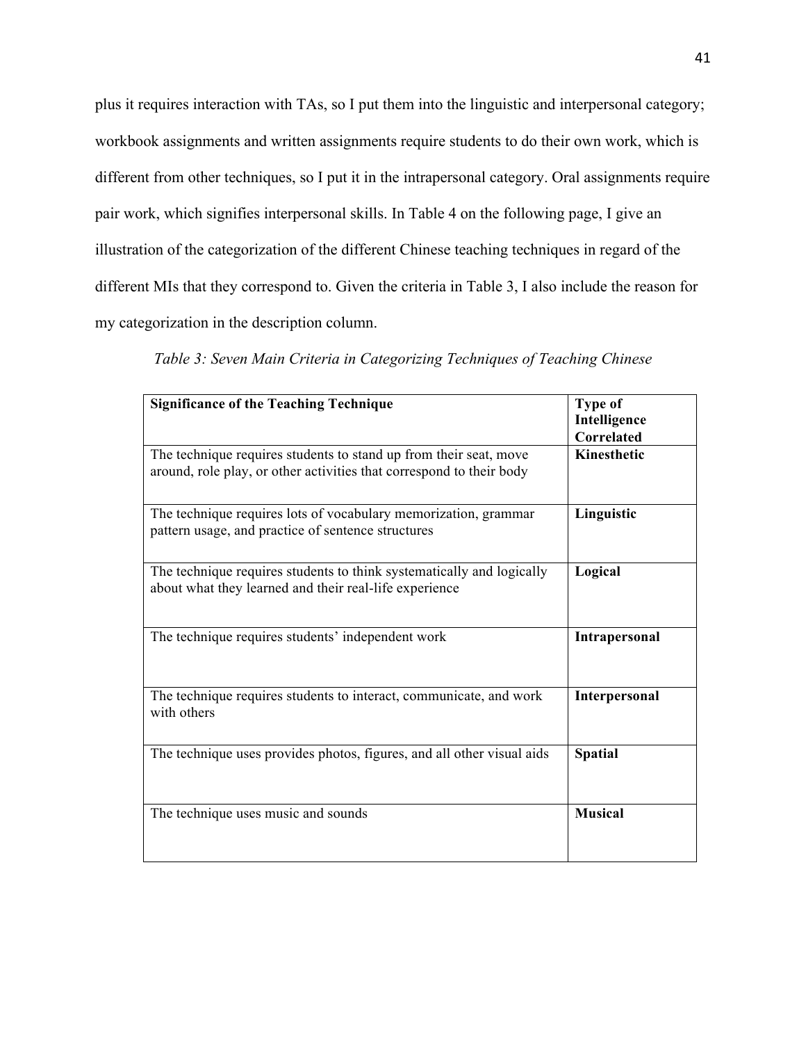plus it requires interaction with TAs, so I put them into the linguistic and interpersonal category; workbook assignments and written assignments require students to do their own work, which is different from other techniques, so I put it in the intrapersonal category. Oral assignments require pair work, which signifies interpersonal skills. In Table 4 on the following page, I give an illustration of the categorization of the different Chinese teaching techniques in regard of the different MIs that they correspond to. Given the criteria in Table 3, I also include the reason for my categorization in the description column.

*Table 3: Seven Main Criteria in Categorizing Techniques of Teaching Chinese*

| **Significance of the Teaching Technique** | **Type of Intelligence Correlated** |
|---|---|
| The technique requires students to stand up from their seat, move around, role play, or other activities that correspond to their body | **Kinesthetic** |
| The technique requires lots of vocabulary memorization, grammar pattern usage, and practice of sentence structures | **Linguistic** |
| The technique requires students to think systematically and logically about what they learned and their real-life experience | **Logical** |
| The technique requires students' independent work | **Intrapersonal** |
| The technique requires students to interact, communicate, and work with others | **Interpersonal** |
| The technique uses provides photos, figures, and all other visual aids | **Spatial** |
| The technique uses music and sounds | **Musical** |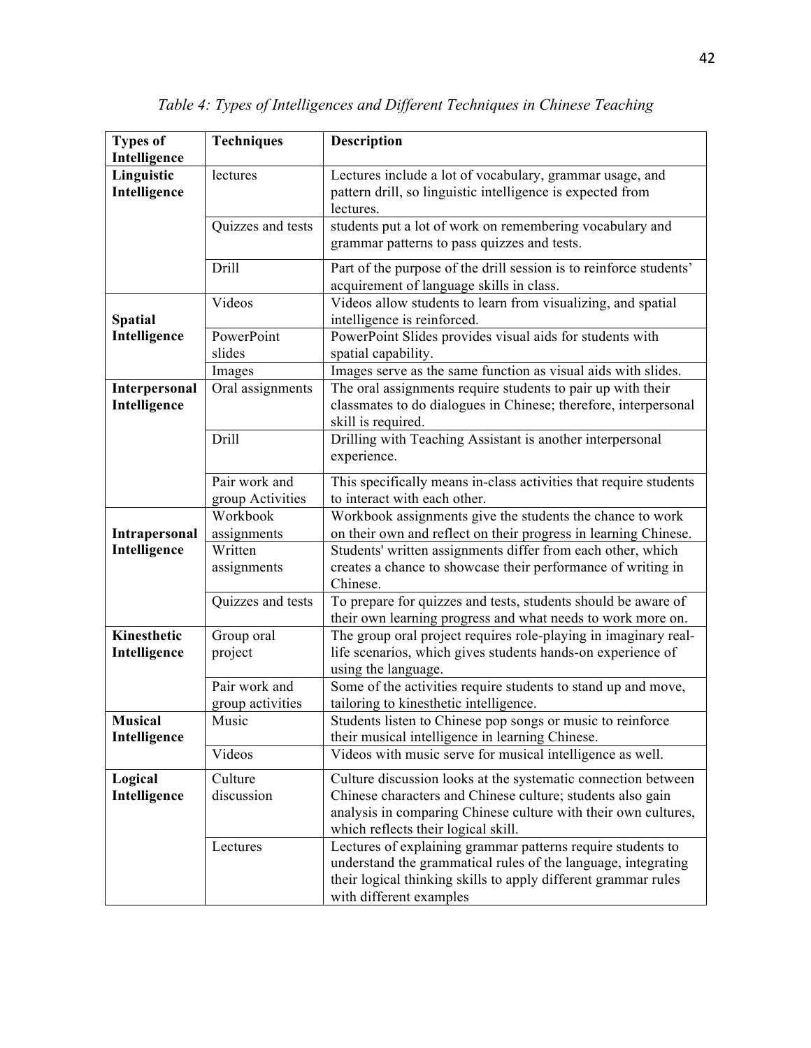*Table 4: Types of Intelligences and Different Techniques in Chinese Teaching*

| Types of Intelligence | Techniques | Description |
|---|---|---|
| **Linguistic Intelligence** | lectures | Lectures include a lot of vocabulary, grammar usage, and pattern drill, so linguistic intelligence is expected from lectures. |
| | Quizzes and tests | students put a lot of work on remembering vocabulary and grammar patterns to pass quizzes and tests. |
| | Drill | Part of the purpose of the drill session is to reinforce students' acquirement of language skills in class. |
| **Spatial Intelligence** | Videos | Videos allow students to learn from visualizing, and spatial intelligence is reinforced. |
| | PowerPoint slides | PowerPoint Slides provides visual aids for students with spatial capability. |
| | Images | Images serve as the same function as visual aids with slides. |
| **Interpersonal Intelligence** | Oral assignments | The oral assignments require students to pair up with their classmates to do dialogues in Chinese; therefore, interpersonal skill is required. |
| | Drill | Drilling with Teaching Assistant is another interpersonal experience. |
| | Pair work and group Activities | This specifically means in-class activities that require students to interact with each other. |
| **Intrapersonal Intelligence** | Workbook assignments | Workbook assignments give the students the chance to work on their own and reflect on their progress in learning Chinese. |
| | Written assignments | Students' written assignments differ from each other, which creates a chance to showcase their performance of writing in Chinese. |
| | Quizzes and tests | To prepare for quizzes and tests, students should be aware of their own learning progress and what needs to work more on. |
| **Kinesthetic Intelligence** | Group oral project | The group oral project requires role-playing in imaginary real-life scenarios, which gives students hands-on experience of using the language. |
| | Pair work and group activities | Some of the activities require students to stand up and move, tailoring to kinesthetic intelligence. |
| **Musical Intelligence** | Music | Students listen to Chinese pop songs or music to reinforce their musical intelligence in learning Chinese. |
| | Videos | Videos with music serve for musical intelligence as well. |
| **Logical Intelligence** | Culture discussion | Culture discussion looks at the systematic connection between Chinese characters and Chinese culture; students also gain analysis in comparing Chinese culture with their own cultures, which reflects their logical skill. |
| | Lectures | Lectures of explaining grammar patterns require students to understand the grammatical rules of the language, integrating their logical thinking skills to apply different grammar rules with different examples |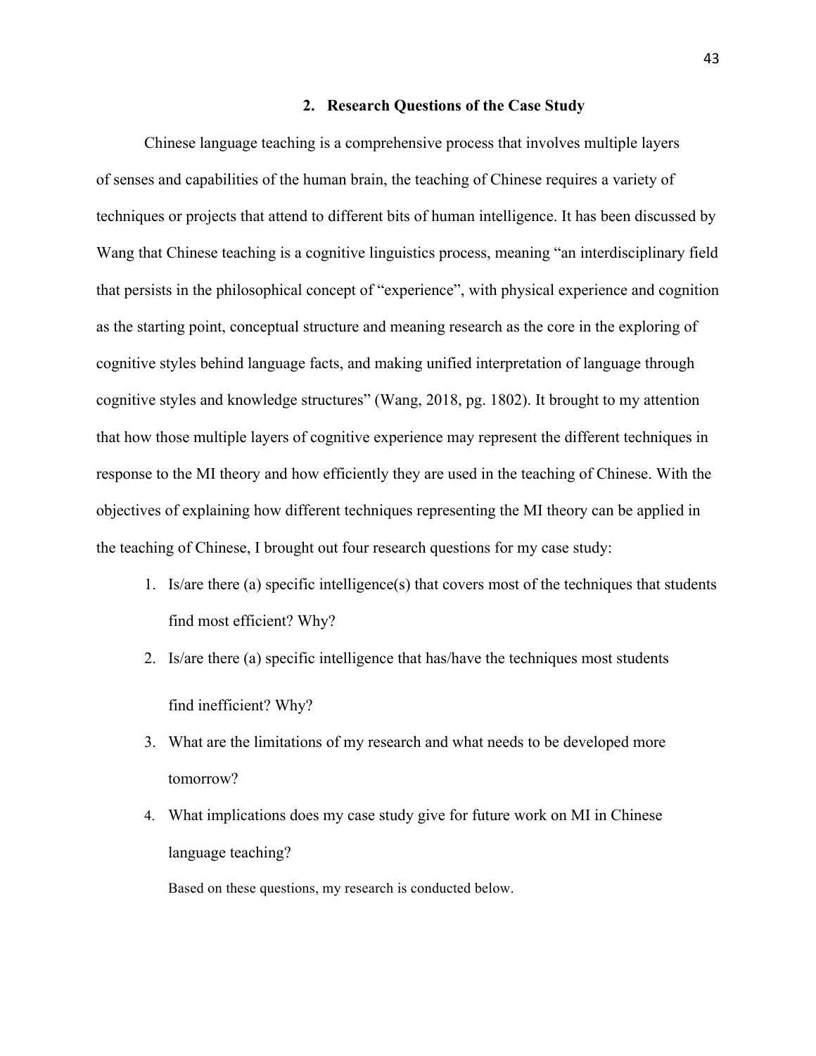## 2. Research Questions of the Case Study

Chinese language teaching is a comprehensive process that involves multiple layers of senses and capabilities of the human brain, the teaching of Chinese requires a variety of techniques or projects that attend to different bits of human intelligence. It has been discussed by Wang that Chinese teaching is a cognitive linguistics process, meaning "an interdisciplinary field that persists in the philosophical concept of "experience", with physical experience and cognition as the starting point, conceptual structure and meaning research as the core in the exploring of cognitive styles behind language facts, and making unified interpretation of language through cognitive styles and knowledge structures" (Wang, 2018, pg. 1802). It brought to my attention that how those multiple layers of cognitive experience may represent the different techniques in response to the MI theory and how efficiently they are used in the teaching of Chinese. With the objectives of explaining how different techniques representing the MI theory can be applied in the teaching of Chinese, I brought out four research questions for my case study:

1. Is/are there (a) specific intelligence(s) that covers most of the techniques that students find most efficient? Why?
2. Is/are there (a) specific intelligence that has/have the techniques most students find inefficient? Why?
3. What are the limitations of my research and what needs to be developed more tomorrow?
4. What implications does my case study give for future work on MI in Chinese language teaching?

Based on these questions, my research is conducted below.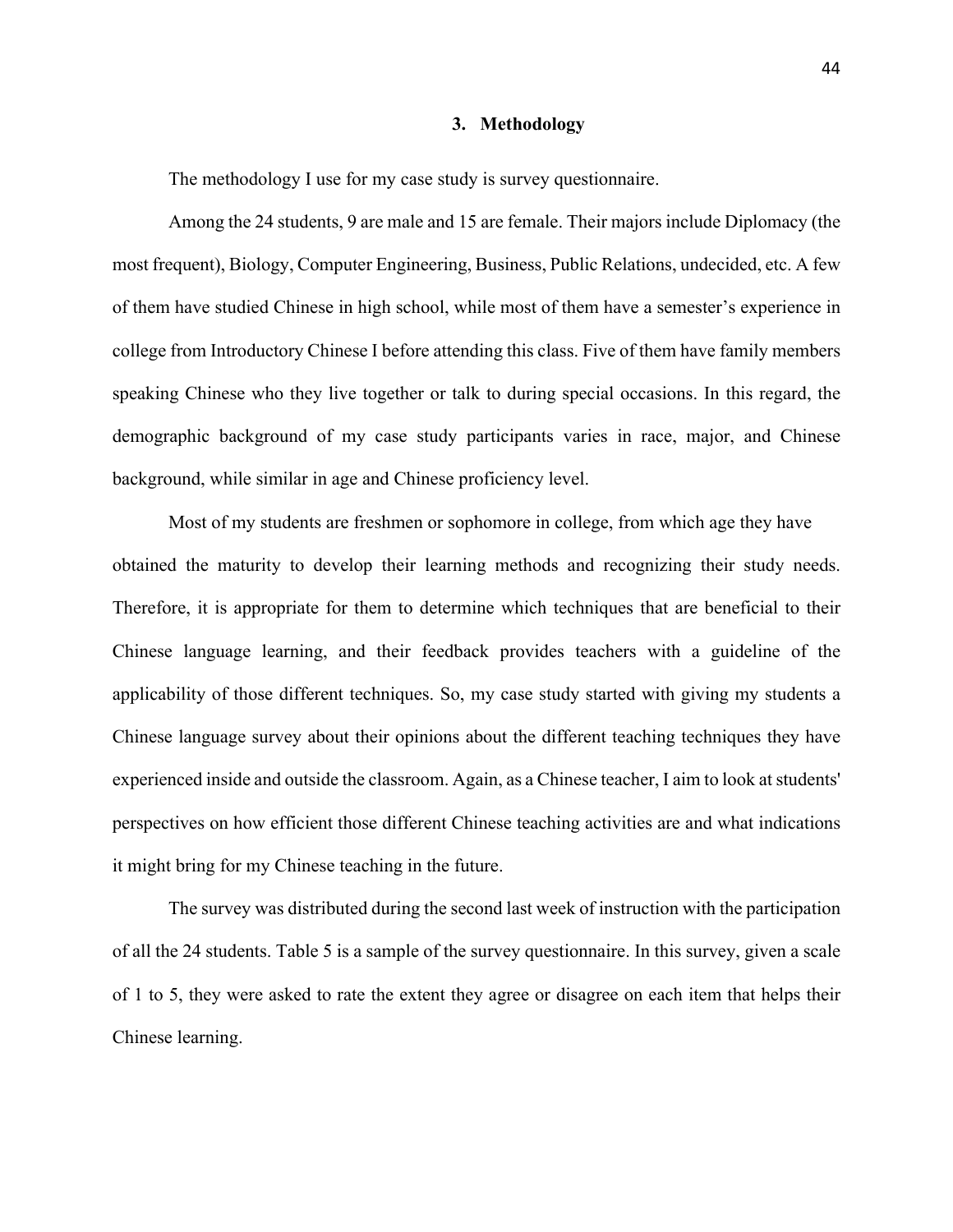## 3. Methodology

The methodology I use for my case study is survey questionnaire.

Among the 24 students, 9 are male and 15 are female. Their majors include Diplomacy (the most frequent), Biology, Computer Engineering, Business, Public Relations, undecided, etc. A few of them have studied Chinese in high school, while most of them have a semester's experience in college from Introductory Chinese I before attending this class. Five of them have family members speaking Chinese who they live together or talk to during special occasions. In this regard, the demographic background of my case study participants varies in race, major, and Chinese background, while similar in age and Chinese proficiency level.

Most of my students are freshmen or sophomore in college, from which age they have obtained the maturity to develop their learning methods and recognizing their study needs. Therefore, it is appropriate for them to determine which techniques that are beneficial to their Chinese language learning, and their feedback provides teachers with a guideline of the applicability of those different techniques. So, my case study started with giving my students a Chinese language survey about their opinions about the different teaching techniques they have experienced inside and outside the classroom. Again, as a Chinese teacher, I aim to look at students' perspectives on how efficient those different Chinese teaching activities are and what indications it might bring for my Chinese teaching in the future.

The survey was distributed during the second last week of instruction with the participation of all the 24 students. Table 5 is a sample of the survey questionnaire. In this survey, given a scale of 1 to 5, they were asked to rate the extent they agree or disagree on each item that helps their Chinese learning.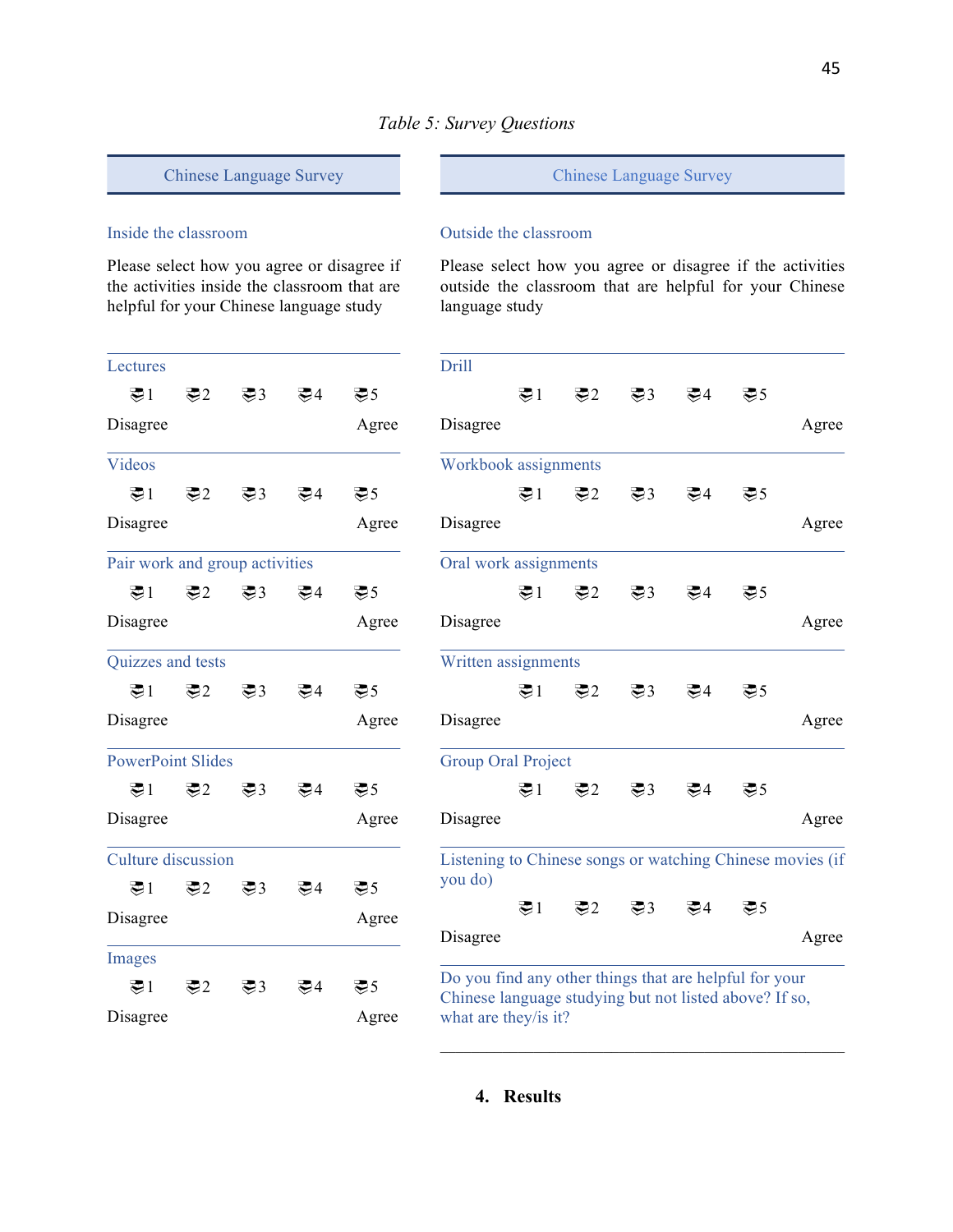*Table 5: Survey Questions*

**Chinese Language Survey**

### Inside the classroom

Please select how you agree or disagree if the activities inside the classroom that are helpful for your Chinese language study

**Lectures**

1 2 3 4 5

Disagree Agree

**Videos**

1 2 3 4 5

Disagree Agree

**Pair work and group activities**

1 2 3 4 5

Disagree Agree

**Quizzes and tests**

1 2 3 4 5

Disagree Agree

**PowerPoint Slides**

1 2 3 4 5

Disagree Agree

**Culture discussion**

1 2 3 4 5

Disagree Agree

**Images**

1 2 3 4 5

Disagree Agree

**Chinese Language Survey**

### Outside the classroom

Please select how you agree or disagree if the activities outside the classroom that are helpful for your Chinese language study

**Drill**

1 2 3 4 5

Disagree Agree

**Workbook assignments**

1 2 3 4 5

Disagree Agree

**Oral work assignments**

1 2 3 4 5

Disagree Agree

**Written assignments**

1 2 3 4 5

Disagree Agree

**Group Oral Project**

1 2 3 4 5

Disagree Agree

**Listening to Chinese songs or watching Chinese movies (if you do)**

1 2 3 4 5

Disagree Agree

**Do you find any other things that are helpful for your Chinese language studying but not listed above? If so, what are they/is it?**

## 4. Results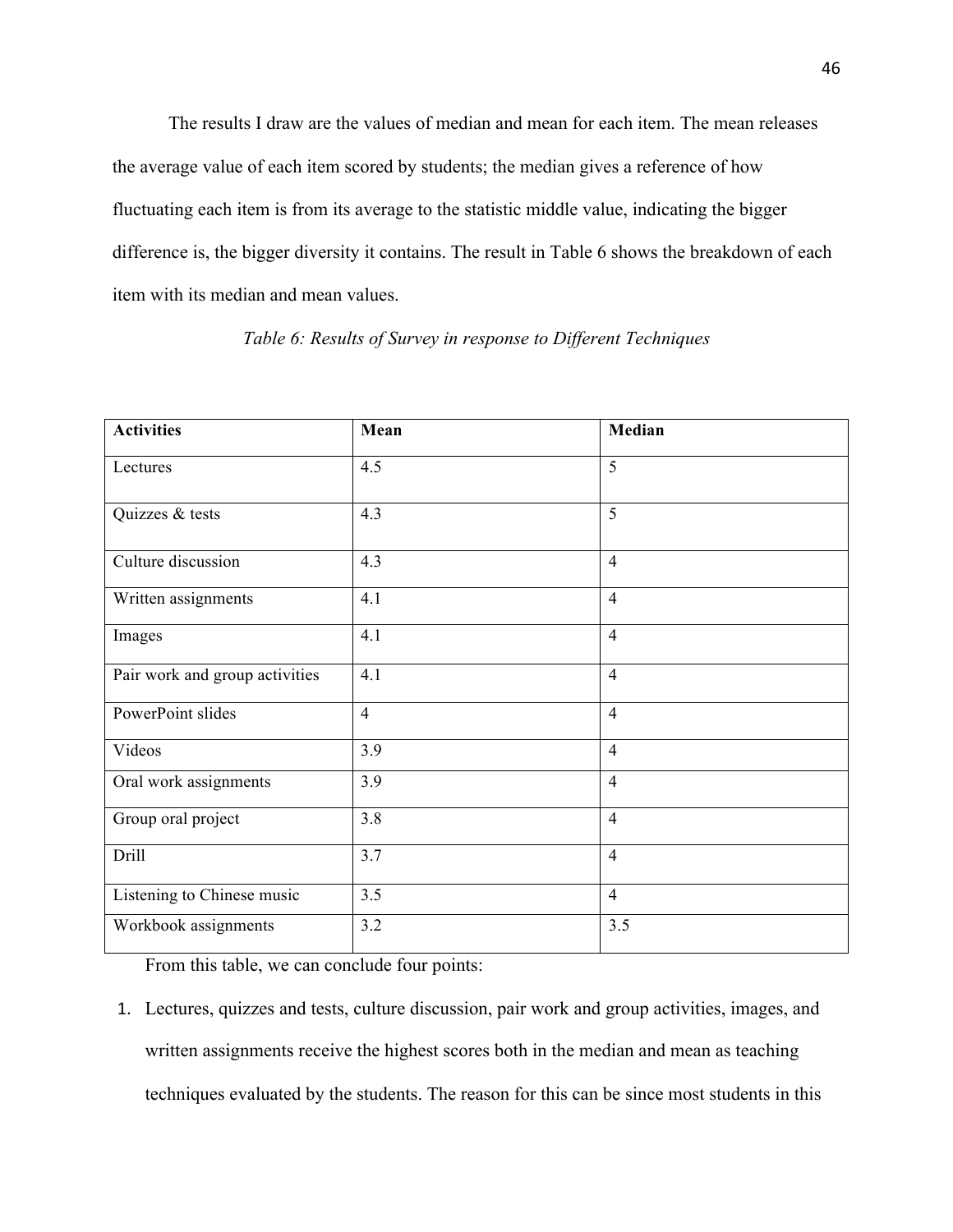The results I draw are the values of median and mean for each item. The mean releases the average value of each item scored by students; the median gives a reference of how fluctuating each item is from its average to the statistic middle value, indicating the bigger difference is, the bigger diversity it contains. The result in Table 6 shows the breakdown of each item with its median and mean values.

*Table 6: Results of Survey in response to Different Techniques*

| **Activities** | **Mean** | **Median** |
|---|---|---|
| Lectures | 4.5 | 5 |
| Quizzes & tests | 4.3 | 5 |
| Culture discussion | 4.3 | 4 |
| Written assignments | 4.1 | 4 |
| Images | 4.1 | 4 |
| Pair work and group activities | 4.1 | 4 |
| PowerPoint slides | 4 | 4 |
| Videos | 3.9 | 4 |
| Oral work assignments | 3.9 | 4 |
| Group oral project | 3.8 | 4 |
| Drill | 3.7 | 4 |
| Listening to Chinese music | 3.5 | 4 |
| Workbook assignments | 3.2 | 3.5 |

From this table, we can conclude four points:

1. Lectures, quizzes and tests, culture discussion, pair work and group activities, images, and written assignments receive the highest scores both in the median and mean as teaching techniques evaluated by the students. The reason for this can be since most students in this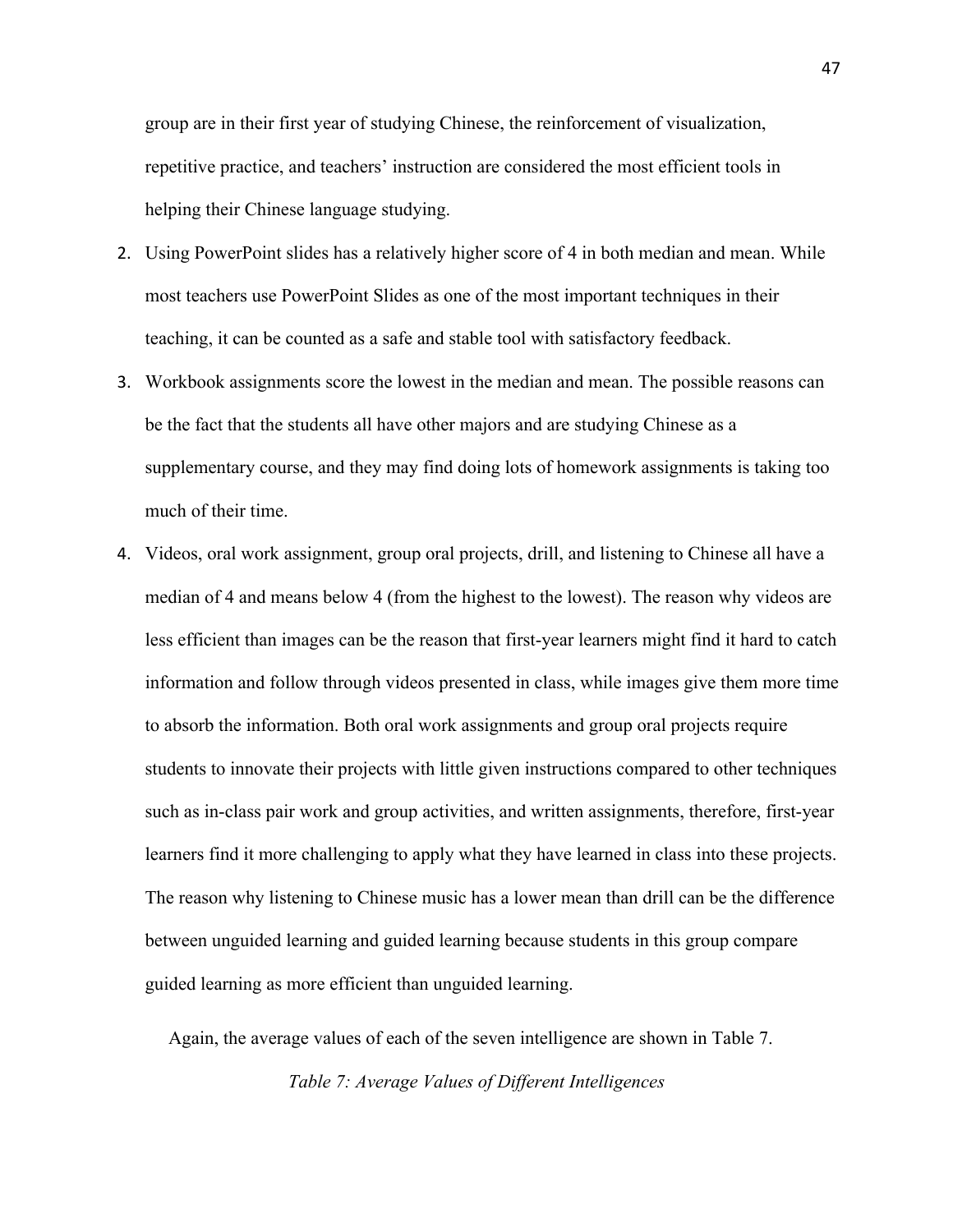group are in their first year of studying Chinese, the reinforcement of visualization, repetitive practice, and teachers' instruction are considered the most efficient tools in helping their Chinese language studying.

2. Using PowerPoint slides has a relatively higher score of 4 in both median and mean. While most teachers use PowerPoint Slides as one of the most important techniques in their teaching, it can be counted as a safe and stable tool with satisfactory feedback.
3. Workbook assignments score the lowest in the median and mean. The possible reasons can be the fact that the students all have other majors and are studying Chinese as a supplementary course, and they may find doing lots of homework assignments is taking too much of their time.
4. Videos, oral work assignment, group oral projects, drill, and listening to Chinese all have a median of 4 and means below 4 (from the highest to the lowest). The reason why videos are less efficient than images can be the reason that first-year learners might find it hard to catch information and follow through videos presented in class, while images give them more time to absorb the information. Both oral work assignments and group oral projects require students to innovate their projects with little given instructions compared to other techniques such as in-class pair work and group activities, and written assignments, therefore, first-year learners find it more challenging to apply what they have learned in class into these projects. The reason why listening to Chinese music has a lower mean than drill can be the difference between unguided learning and guided learning because students in this group compare guided learning as more efficient than unguided learning.

Again, the average values of each of the seven intelligence are shown in Table 7.

*Table 7: Average Values of Different Intelligences*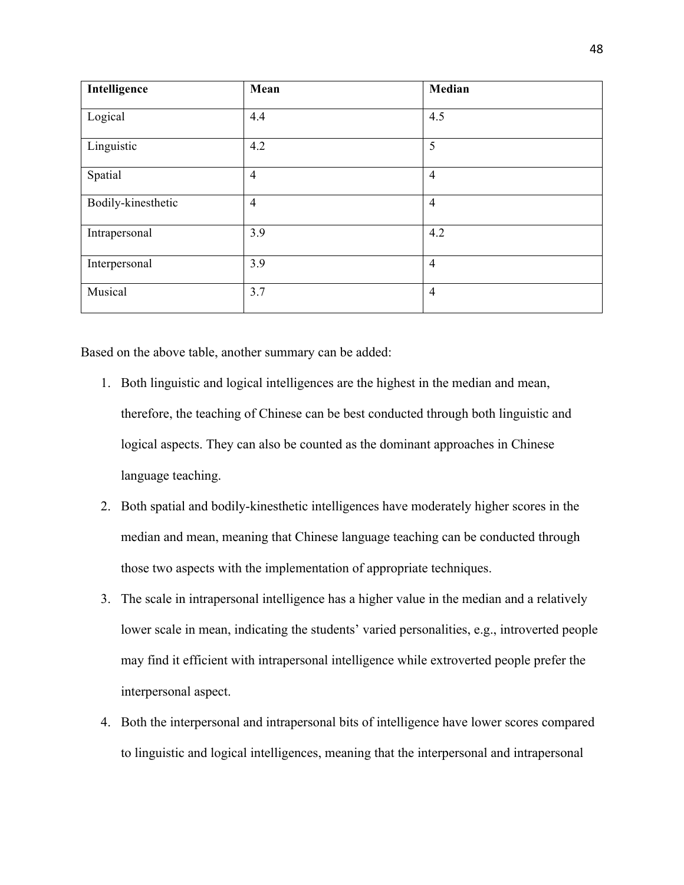| Intelligence | Mean | Median |
|---|---|---|
| Logical | 4.4 | 4.5 |
| Linguistic | 4.2 | 5 |
| Spatial | 4 | 4 |
| Bodily-kinesthetic | 4 | 4 |
| Intrapersonal | 3.9 | 4.2 |
| Interpersonal | 3.9 | 4 |
| Musical | 3.7 | 4 |

Based on the above table, another summary can be added:

1. Both linguistic and logical intelligences are the highest in the median and mean, therefore, the teaching of Chinese can be best conducted through both linguistic and logical aspects. They can also be counted as the dominant approaches in Chinese language teaching.
2. Both spatial and bodily-kinesthetic intelligences have moderately higher scores in the median and mean, meaning that Chinese language teaching can be conducted through those two aspects with the implementation of appropriate techniques.
3. The scale in intrapersonal intelligence has a higher value in the median and a relatively lower scale in mean, indicating the students' varied personalities, e.g., introverted people may find it efficient with intrapersonal intelligence while extroverted people prefer the interpersonal aspect.
4. Both the interpersonal and intrapersonal bits of intelligence have lower scores compared to linguistic and logical intelligences, meaning that the interpersonal and intrapersonal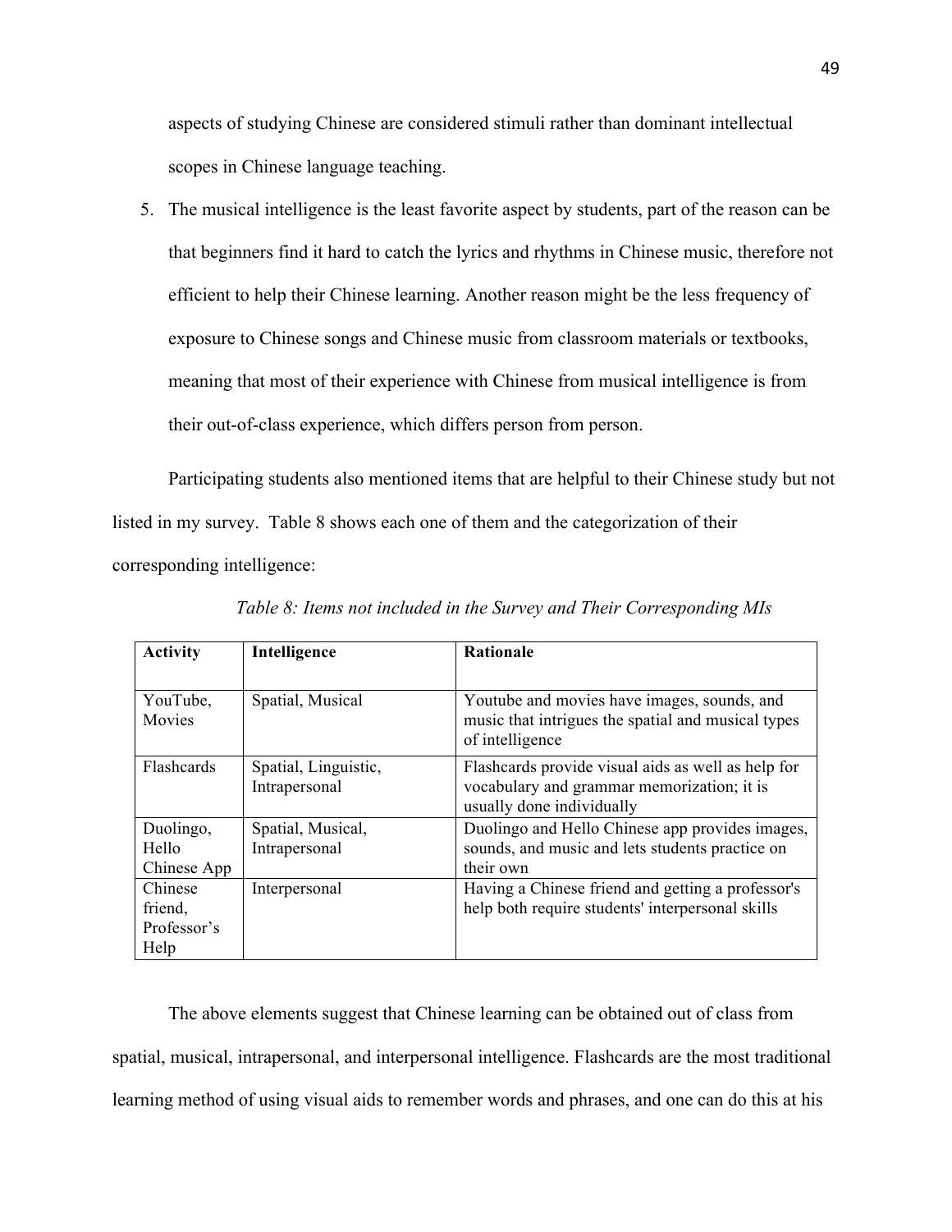aspects of studying Chinese are considered stimuli rather than dominant intellectual scopes in Chinese language teaching.

5. The musical intelligence is the least favorite aspect by students, part of the reason can be that beginners find it hard to catch the lyrics and rhythms in Chinese music, therefore not efficient to help their Chinese learning. Another reason might be the less frequency of exposure to Chinese songs and Chinese music from classroom materials or textbooks, meaning that most of their experience with Chinese from musical intelligence is from their out-of-class experience, which differs person from person.

Participating students also mentioned items that are helpful to their Chinese study but not listed in my survey. Table 8 shows each one of them and the categorization of their corresponding intelligence:

*Table 8: Items not included in the Survey and Their Corresponding MIs*

| Activity | Intelligence | Rationale |
|---|---|---|
| YouTube, Movies | Spatial, Musical | Youtube and movies have images, sounds, and music that intrigues the spatial and musical types of intelligence |
| Flashcards | Spatial, Linguistic, Intrapersonal | Flashcards provide visual aids as well as help for vocabulary and grammar memorization; it is usually done individually |
| Duolingo, Hello Chinese App | Spatial, Musical, Intrapersonal | Duolingo and Hello Chinese app provides images, sounds, and music and lets students practice on their own |
| Chinese friend, Professor's Help | Interpersonal | Having a Chinese friend and getting a professor's help both require students' interpersonal skills |

The above elements suggest that Chinese learning can be obtained out of class from spatial, musical, intrapersonal, and interpersonal intelligence. Flashcards are the most traditional learning method of using visual aids to remember words and phrases, and one can do this at his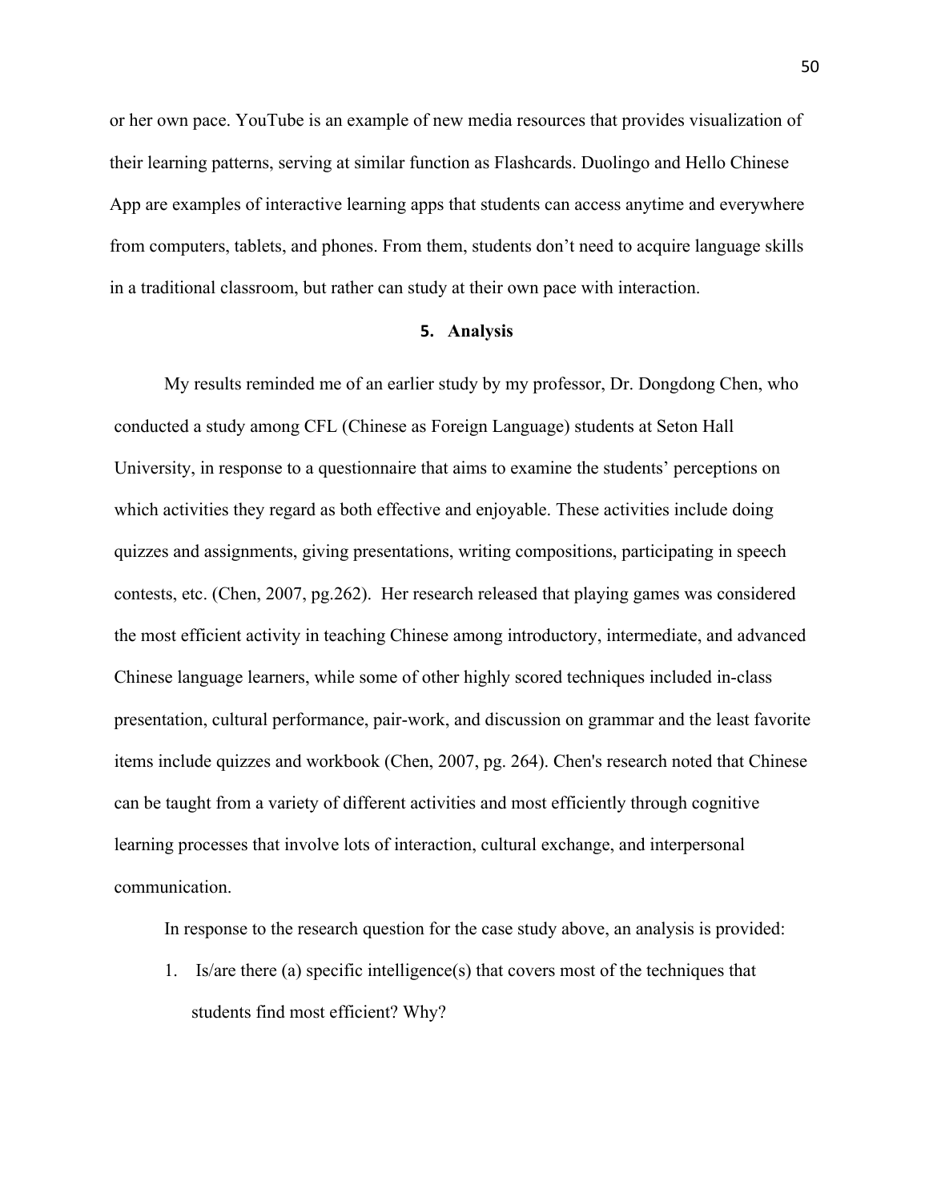or her own pace. YouTube is an example of new media resources that provides visualization of their learning patterns, serving at similar function as Flashcards. Duolingo and Hello Chinese App are examples of interactive learning apps that students can access anytime and everywhere from computers, tablets, and phones. From them, students don't need to acquire language skills in a traditional classroom, but rather can study at their own pace with interaction.

## 5. Analysis

My results reminded me of an earlier study by my professor, Dr. Dongdong Chen, who conducted a study among CFL (Chinese as Foreign Language) students at Seton Hall University, in response to a questionnaire that aims to examine the students' perceptions on which activities they regard as both effective and enjoyable. These activities include doing quizzes and assignments, giving presentations, writing compositions, participating in speech contests, etc. (Chen, 2007, pg.262). Her research released that playing games was considered the most efficient activity in teaching Chinese among introductory, intermediate, and advanced Chinese language learners, while some of other highly scored techniques included in-class presentation, cultural performance, pair-work, and discussion on grammar and the least favorite items include quizzes and workbook (Chen, 2007, pg. 264). Chen's research noted that Chinese can be taught from a variety of different activities and most efficiently through cognitive learning processes that involve lots of interaction, cultural exchange, and interpersonal communication.

In response to the research question for the case study above, an analysis is provided:

1. Is/are there (a) specific intelligence(s) that covers most of the techniques that students find most efficient? Why?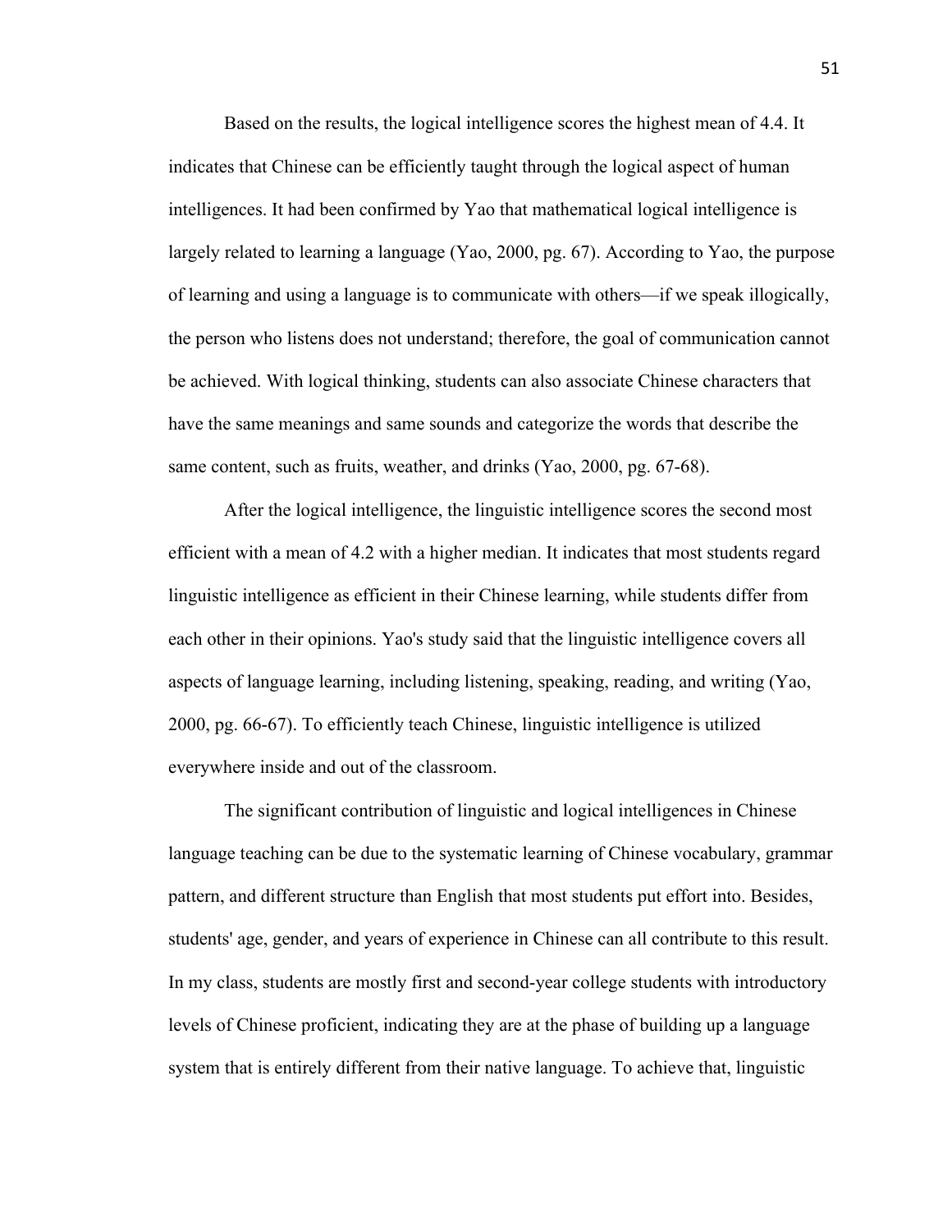Based on the results, the logical intelligence scores the highest mean of 4.4. It indicates that Chinese can be efficiently taught through the logical aspect of human intelligences. It had been confirmed by Yao that mathematical logical intelligence is largely related to learning a language (Yao, 2000, pg. 67). According to Yao, the purpose of learning and using a language is to communicate with others—if we speak illogically, the person who listens does not understand; therefore, the goal of communication cannot be achieved. With logical thinking, students can also associate Chinese characters that have the same meanings and same sounds and categorize the words that describe the same content, such as fruits, weather, and drinks (Yao, 2000, pg. 67-68).

After the logical intelligence, the linguistic intelligence scores the second most efficient with a mean of 4.2 with a higher median. It indicates that most students regard linguistic intelligence as efficient in their Chinese learning, while students differ from each other in their opinions. Yao's study said that the linguistic intelligence covers all aspects of language learning, including listening, speaking, reading, and writing (Yao, 2000, pg. 66-67). To efficiently teach Chinese, linguistic intelligence is utilized everywhere inside and out of the classroom.

The significant contribution of linguistic and logical intelligences in Chinese language teaching can be due to the systematic learning of Chinese vocabulary, grammar pattern, and different structure than English that most students put effort into. Besides, students' age, gender, and years of experience in Chinese can all contribute to this result. In my class, students are mostly first and second-year college students with introductory levels of Chinese proficient, indicating they are at the phase of building up a language system that is entirely different from their native language. To achieve that, linguistic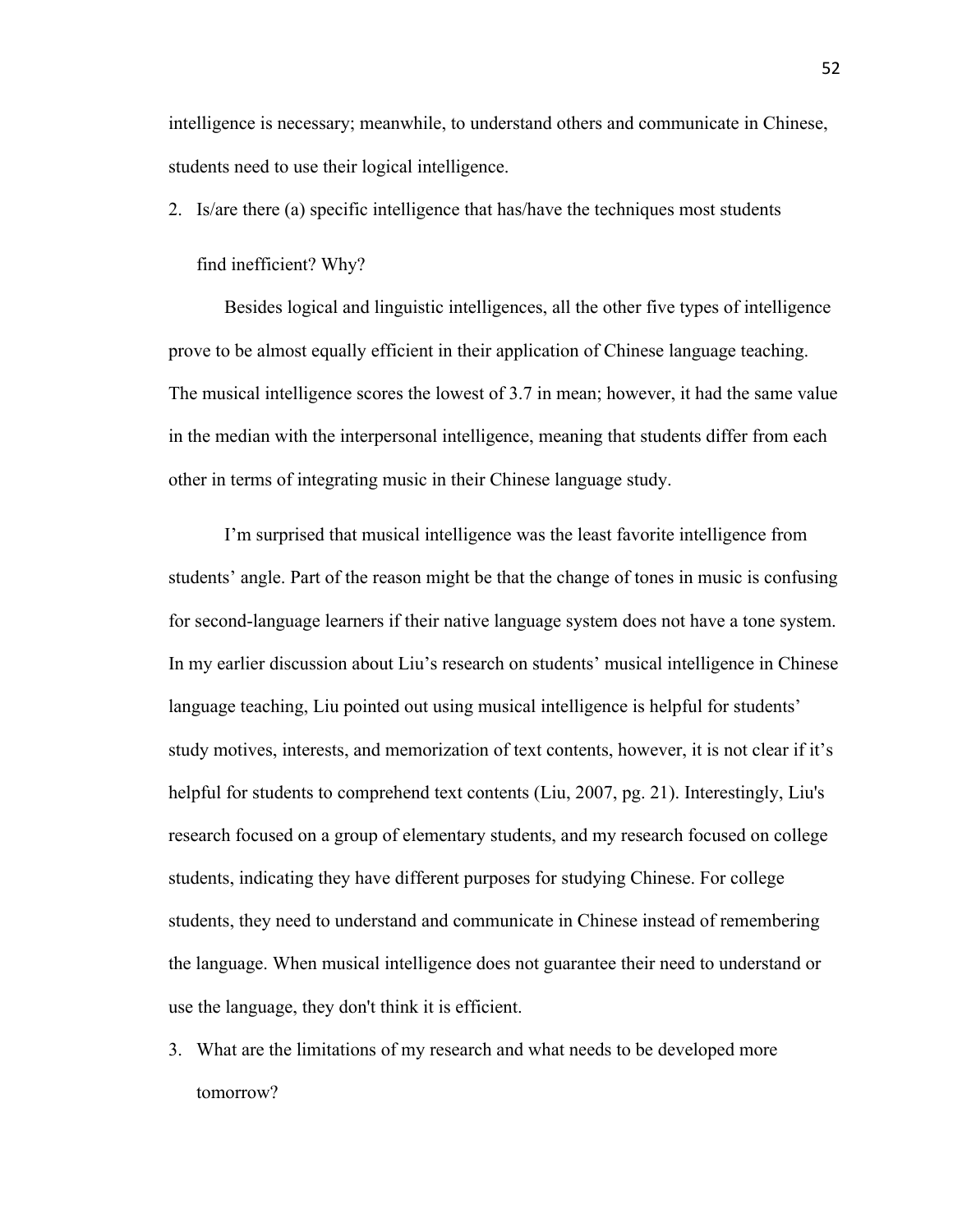intelligence is necessary; meanwhile, to understand others and communicate in Chinese, students need to use their logical intelligence.

2. Is/are there (a) specific intelligence that has/have the techniques most students find inefficient? Why?

Besides logical and linguistic intelligences, all the other five types of intelligence prove to be almost equally efficient in their application of Chinese language teaching. The musical intelligence scores the lowest of 3.7 in mean; however, it had the same value in the median with the interpersonal intelligence, meaning that students differ from each other in terms of integrating music in their Chinese language study.

I'm surprised that musical intelligence was the least favorite intelligence from students' angle. Part of the reason might be that the change of tones in music is confusing for second-language learners if their native language system does not have a tone system. In my earlier discussion about Liu's research on students' musical intelligence in Chinese language teaching, Liu pointed out using musical intelligence is helpful for students' study motives, interests, and memorization of text contents, however, it is not clear if it's helpful for students to comprehend text contents (Liu, 2007, pg. 21). Interestingly, Liu's research focused on a group of elementary students, and my research focused on college students, indicating they have different purposes for studying Chinese. For college students, they need to understand and communicate in Chinese instead of remembering the language. When musical intelligence does not guarantee their need to understand or use the language, they don't think it is efficient.

3. What are the limitations of my research and what needs to be developed more tomorrow?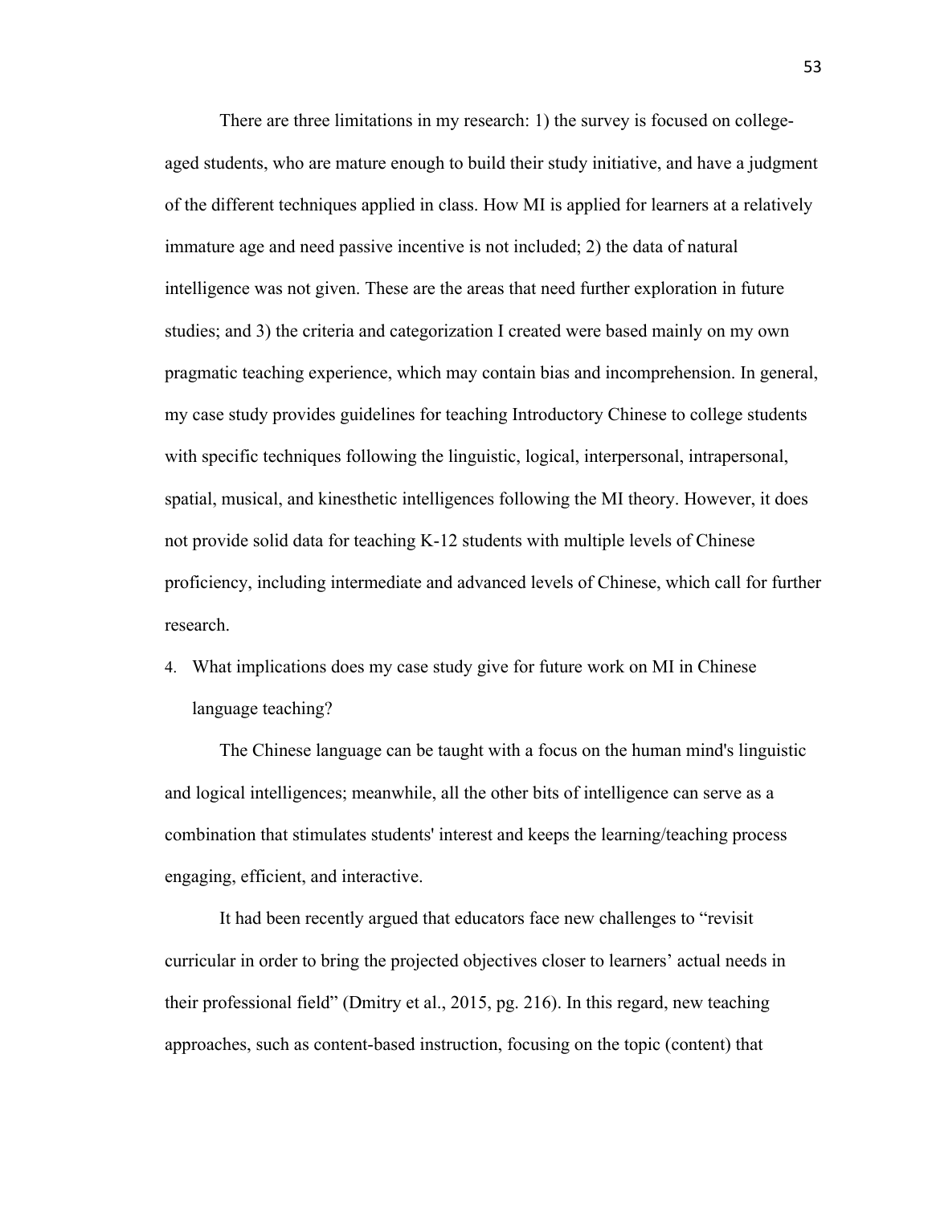There are three limitations in my research: 1) the survey is focused on college-aged students, who are mature enough to build their study initiative, and have a judgment of the different techniques applied in class. How MI is applied for learners at a relatively immature age and need passive incentive is not included; 2) the data of natural intelligence was not given. These are the areas that need further exploration in future studies; and 3) the criteria and categorization I created were based mainly on my own pragmatic teaching experience, which may contain bias and incomprehension. In general, my case study provides guidelines for teaching Introductory Chinese to college students with specific techniques following the linguistic, logical, interpersonal, intrapersonal, spatial, musical, and kinesthetic intelligences following the MI theory. However, it does not provide solid data for teaching K-12 students with multiple levels of Chinese proficiency, including intermediate and advanced levels of Chinese, which call for further research.

4. What implications does my case study give for future work on MI in Chinese language teaching?

The Chinese language can be taught with a focus on the human mind's linguistic and logical intelligences; meanwhile, all the other bits of intelligence can serve as a combination that stimulates students' interest and keeps the learning/teaching process engaging, efficient, and interactive.

It had been recently argued that educators face new challenges to "revisit curricular in order to bring the projected objectives closer to learners' actual needs in their professional field" (Dmitry et al., 2015, pg. 216). In this regard, new teaching approaches, such as content-based instruction, focusing on the topic (content) that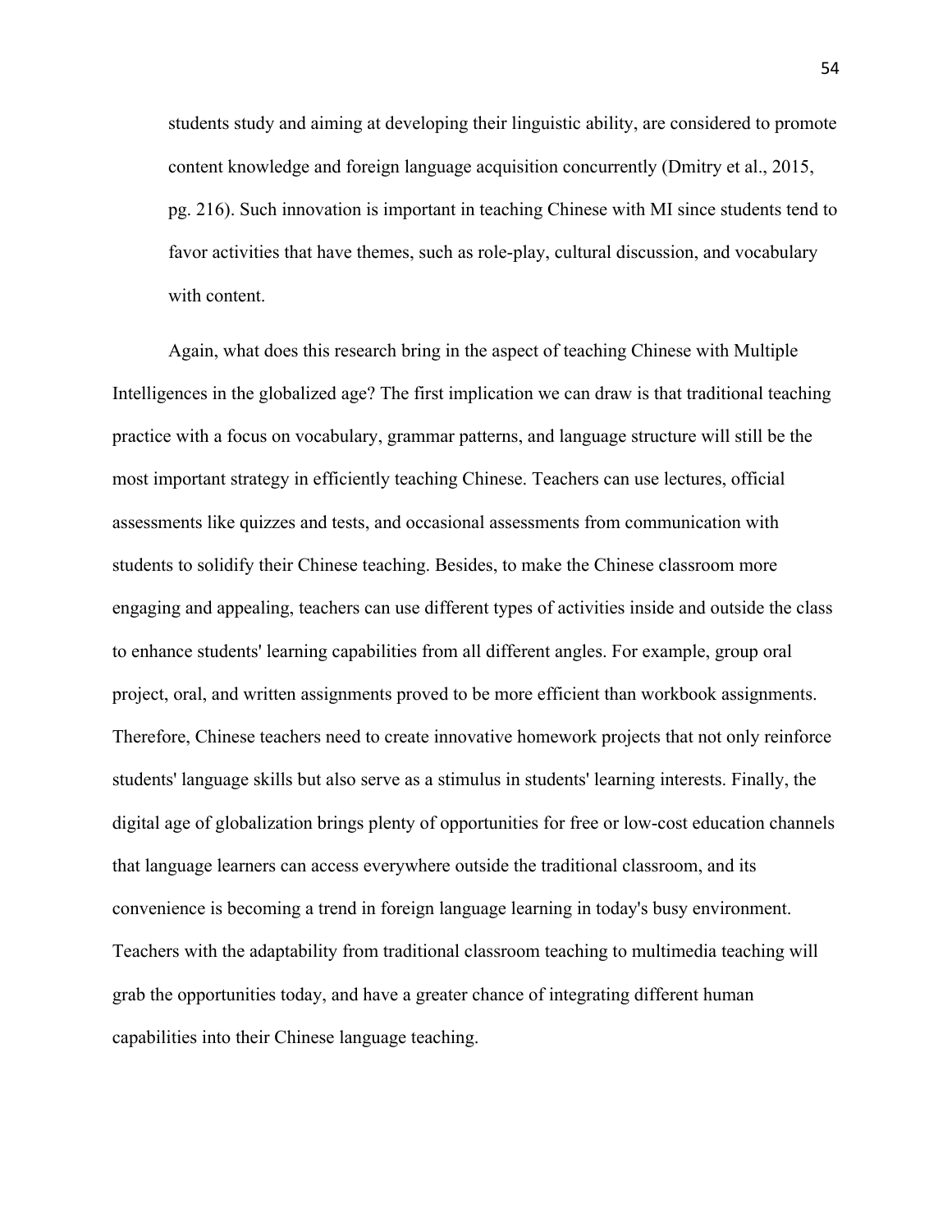students study and aiming at developing their linguistic ability, are considered to promote content knowledge and foreign language acquisition concurrently (Dmitry et al., 2015, pg. 216). Such innovation is important in teaching Chinese with MI since students tend to favor activities that have themes, such as role-play, cultural discussion, and vocabulary with content.

Again, what does this research bring in the aspect of teaching Chinese with Multiple Intelligences in the globalized age? The first implication we can draw is that traditional teaching practice with a focus on vocabulary, grammar patterns, and language structure will still be the most important strategy in efficiently teaching Chinese. Teachers can use lectures, official assessments like quizzes and tests, and occasional assessments from communication with students to solidify their Chinese teaching. Besides, to make the Chinese classroom more engaging and appealing, teachers can use different types of activities inside and outside the class to enhance students' learning capabilities from all different angles. For example, group oral project, oral, and written assignments proved to be more efficient than workbook assignments. Therefore, Chinese teachers need to create innovative homework projects that not only reinforce students' language skills but also serve as a stimulus in students' learning interests. Finally, the digital age of globalization brings plenty of opportunities for free or low-cost education channels that language learners can access everywhere outside the traditional classroom, and its convenience is becoming a trend in foreign language learning in today's busy environment. Teachers with the adaptability from traditional classroom teaching to multimedia teaching will grab the opportunities today, and have a greater chance of integrating different human capabilities into their Chinese language teaching.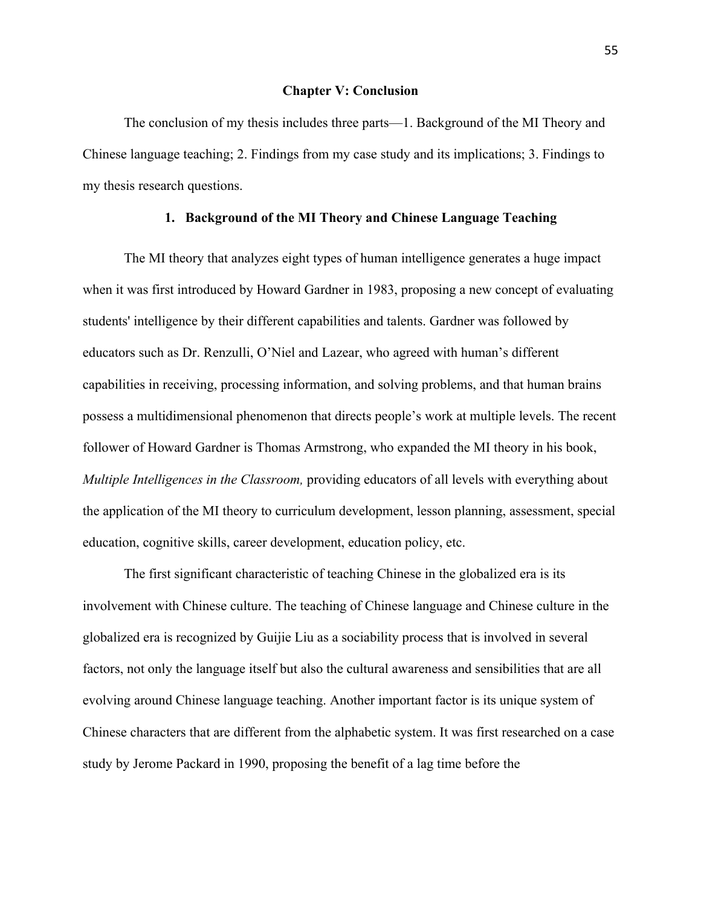## Chapter V: Conclusion

The conclusion of my thesis includes three parts—1. Background of the MI Theory and Chinese language teaching; 2. Findings from my case study and its implications; 3. Findings to my thesis research questions.

### 1. Background of the MI Theory and Chinese Language Teaching

The MI theory that analyzes eight types of human intelligence generates a huge impact when it was first introduced by Howard Gardner in 1983, proposing a new concept of evaluating students' intelligence by their different capabilities and talents. Gardner was followed by educators such as Dr. Renzulli, O'Niel and Lazear, who agreed with human's different capabilities in receiving, processing information, and solving problems, and that human brains possess a multidimensional phenomenon that directs people's work at multiple levels. The recent follower of Howard Gardner is Thomas Armstrong, who expanded the MI theory in his book, *Multiple Intelligences in the Classroom,* providing educators of all levels with everything about the application of the MI theory to curriculum development, lesson planning, assessment, special education, cognitive skills, career development, education policy, etc.

The first significant characteristic of teaching Chinese in the globalized era is its involvement with Chinese culture. The teaching of Chinese language and Chinese culture in the globalized era is recognized by Guijie Liu as a sociability process that is involved in several factors, not only the language itself but also the cultural awareness and sensibilities that are all evolving around Chinese language teaching. Another important factor is its unique system of Chinese characters that are different from the alphabetic system. It was first researched on a case study by Jerome Packard in 1990, proposing the benefit of a lag time before the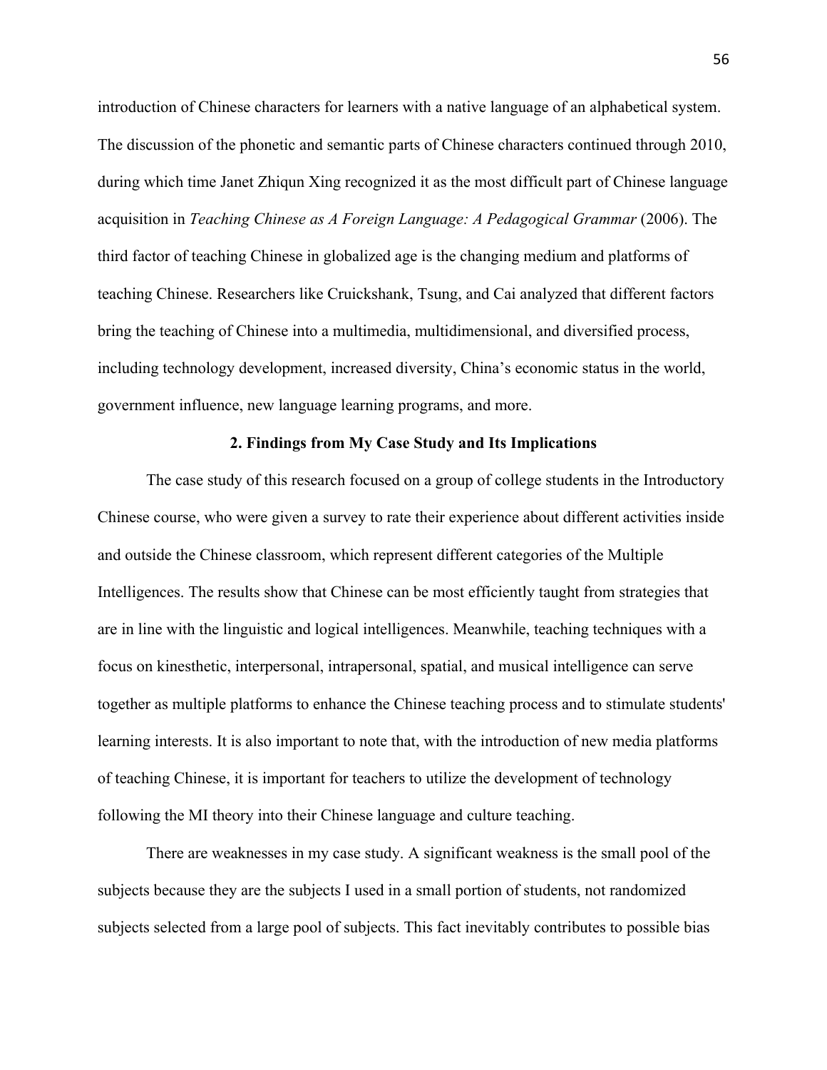introduction of Chinese characters for learners with a native language of an alphabetical system. The discussion of the phonetic and semantic parts of Chinese characters continued through 2010, during which time Janet Zhiqun Xing recognized it as the most difficult part of Chinese language acquisition in *Teaching Chinese as A Foreign Language: A Pedagogical Grammar* (2006). The third factor of teaching Chinese in globalized age is the changing medium and platforms of teaching Chinese. Researchers like Cruickshank, Tsung, and Cai analyzed that different factors bring the teaching of Chinese into a multimedia, multidimensional, and diversified process, including technology development, increased diversity, China's economic status in the world, government influence, new language learning programs, and more.

## 2. Findings from My Case Study and Its Implications

The case study of this research focused on a group of college students in the Introductory Chinese course, who were given a survey to rate their experience about different activities inside and outside the Chinese classroom, which represent different categories of the Multiple Intelligences. The results show that Chinese can be most efficiently taught from strategies that are in line with the linguistic and logical intelligences. Meanwhile, teaching techniques with a focus on kinesthetic, interpersonal, intrapersonal, spatial, and musical intelligence can serve together as multiple platforms to enhance the Chinese teaching process and to stimulate students' learning interests. It is also important to note that, with the introduction of new media platforms of teaching Chinese, it is important for teachers to utilize the development of technology following the MI theory into their Chinese language and culture teaching.

There are weaknesses in my case study. A significant weakness is the small pool of the subjects because they are the subjects I used in a small portion of students, not randomized subjects selected from a large pool of subjects. This fact inevitably contributes to possible bias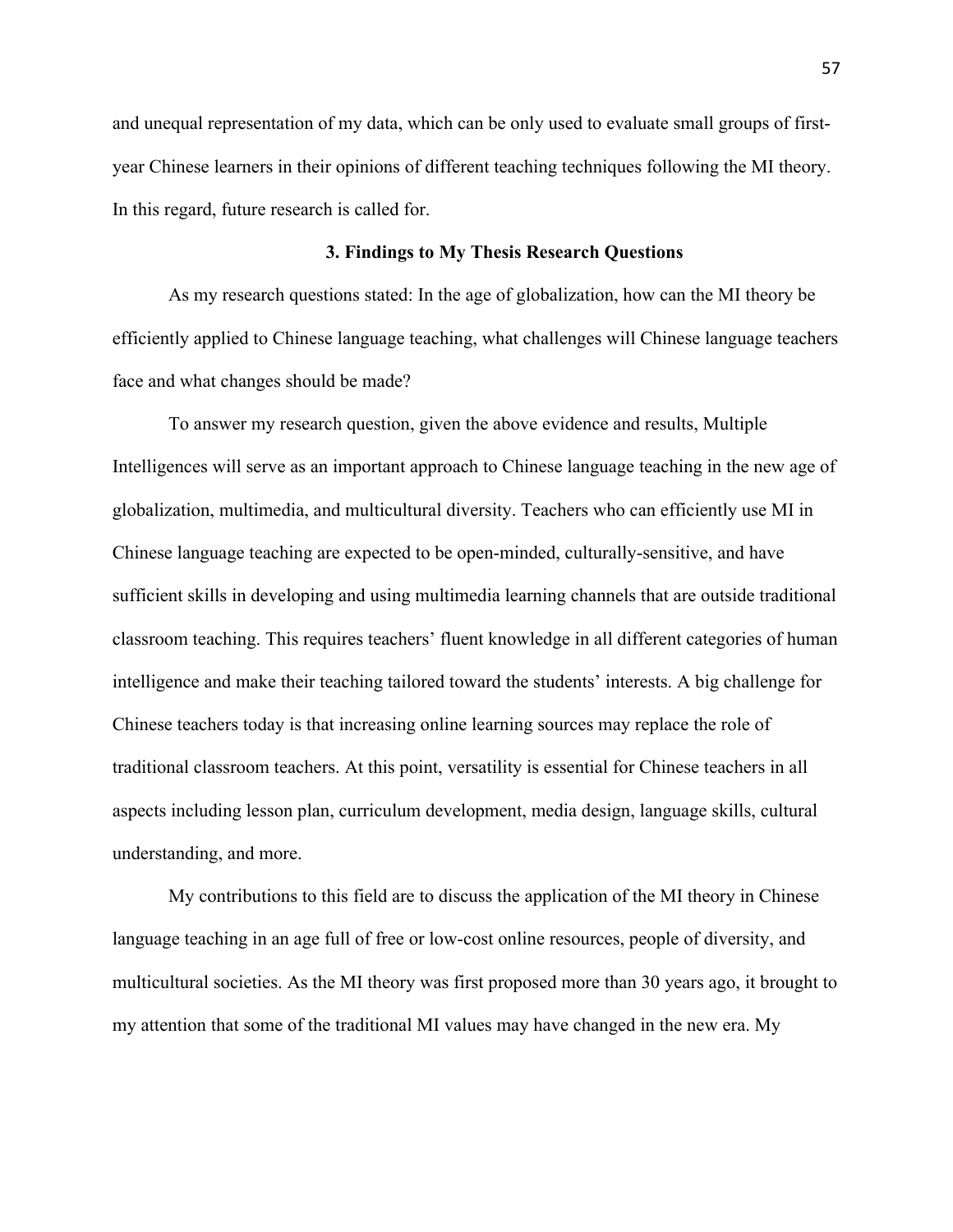and unequal representation of my data, which can be only used to evaluate small groups of first-year Chinese learners in their opinions of different teaching techniques following the MI theory. In this regard, future research is called for.

### 3. Findings to My Thesis Research Questions

As my research questions stated: In the age of globalization, how can the MI theory be efficiently applied to Chinese language teaching, what challenges will Chinese language teachers face and what changes should be made?

To answer my research question, given the above evidence and results, Multiple Intelligences will serve as an important approach to Chinese language teaching in the new age of globalization, multimedia, and multicultural diversity. Teachers who can efficiently use MI in Chinese language teaching are expected to be open-minded, culturally-sensitive, and have sufficient skills in developing and using multimedia learning channels that are outside traditional classroom teaching. This requires teachers' fluent knowledge in all different categories of human intelligence and make their teaching tailored toward the students' interests. A big challenge for Chinese teachers today is that increasing online learning sources may replace the role of traditional classroom teachers. At this point, versatility is essential for Chinese teachers in all aspects including lesson plan, curriculum development, media design, language skills, cultural understanding, and more.

My contributions to this field are to discuss the application of the MI theory in Chinese language teaching in an age full of free or low-cost online resources, people of diversity, and multicultural societies. As the MI theory was first proposed more than 30 years ago, it brought to my attention that some of the traditional MI values may have changed in the new era. My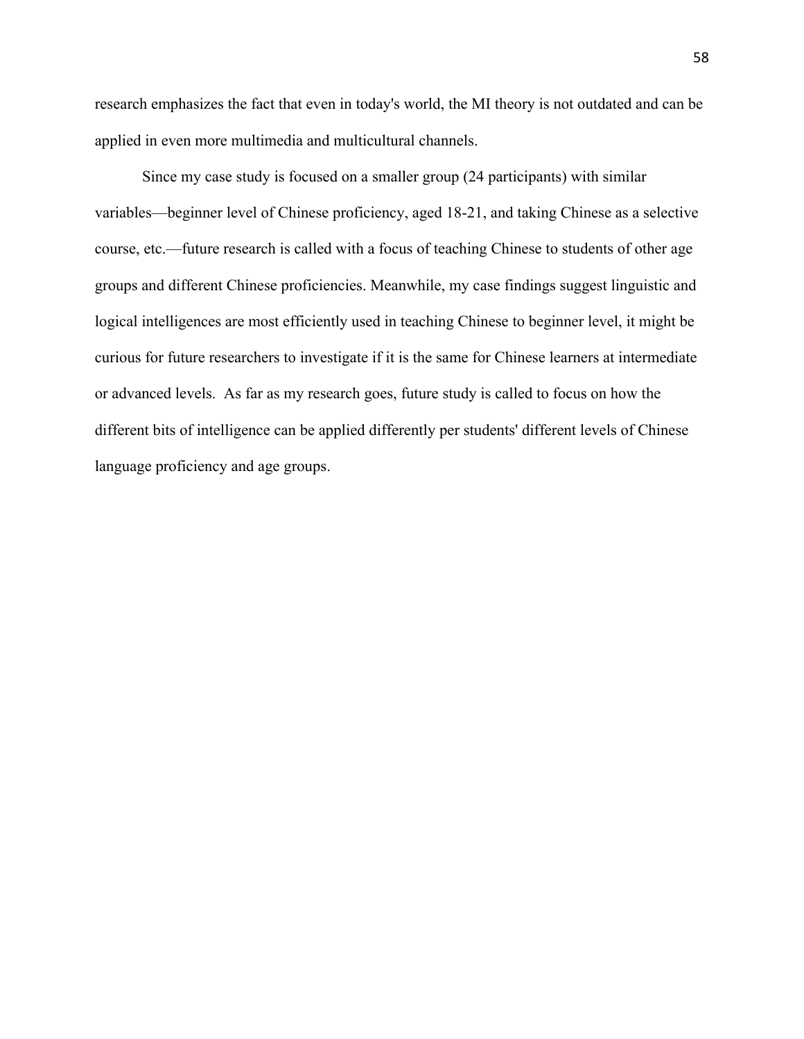research emphasizes the fact that even in today's world, the MI theory is not outdated and can be applied in even more multimedia and multicultural channels.

Since my case study is focused on a smaller group (24 participants) with similar variables—beginner level of Chinese proficiency, aged 18-21, and taking Chinese as a selective course, etc.—future research is called with a focus of teaching Chinese to students of other age groups and different Chinese proficiencies. Meanwhile, my case findings suggest linguistic and logical intelligences are most efficiently used in teaching Chinese to beginner level, it might be curious for future researchers to investigate if it is the same for Chinese learners at intermediate or advanced levels. As far as my research goes, future study is called to focus on how the different bits of intelligence can be applied differently per students' different levels of Chinese language proficiency and age groups.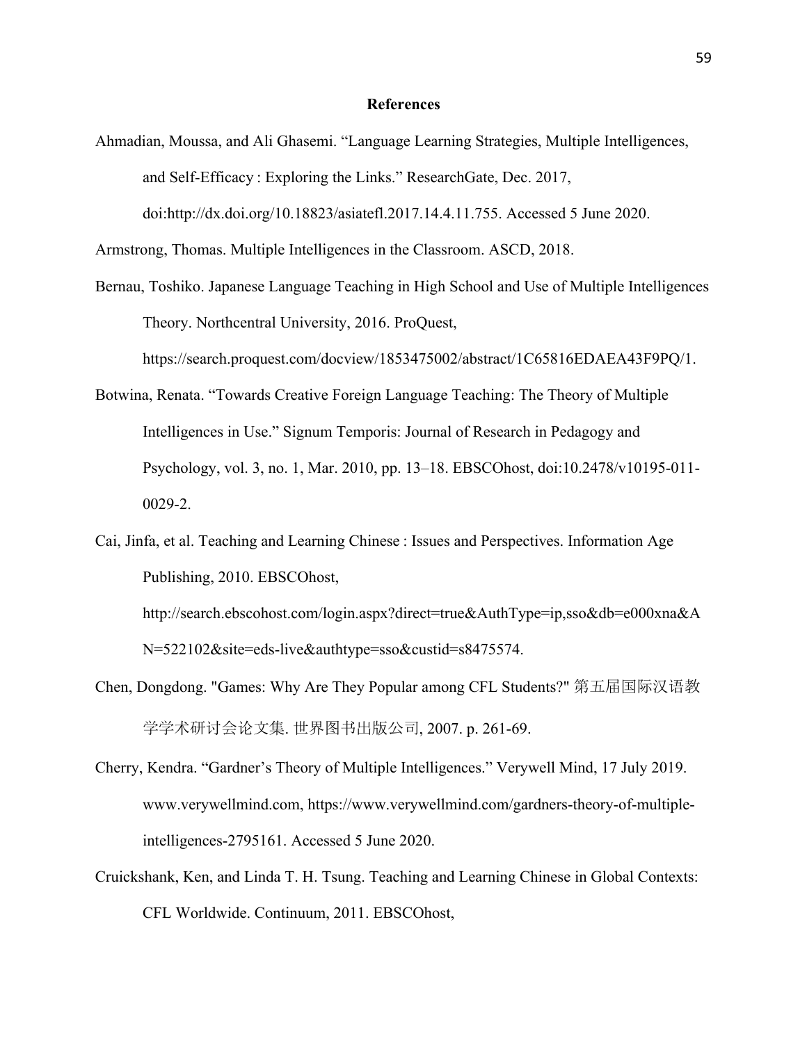## References

Ahmadian, Moussa, and Ali Ghasemi. "Language Learning Strategies, Multiple Intelligences, and Self-Efficacy : Exploring the Links." ResearchGate, Dec. 2017, doi:http://dx.doi.org/10.18823/asiatefl.2017.14.4.11.755. Accessed 5 June 2020.

Armstrong, Thomas. Multiple Intelligences in the Classroom. ASCD, 2018.

Bernau, Toshiko. Japanese Language Teaching in High School and Use of Multiple Intelligences Theory. Northcentral University, 2016. ProQuest, https://search.proquest.com/docview/1853475002/abstract/1C65816EDAEA43F9PQ/1.

Botwina, Renata. "Towards Creative Foreign Language Teaching: The Theory of Multiple Intelligences in Use." Signum Temporis: Journal of Research in Pedagogy and Psychology, vol. 3, no. 1, Mar. 2010, pp. 13–18. EBSCOhost, doi:10.2478/v10195-011-0029-2.

Cai, Jinfa, et al. Teaching and Learning Chinese : Issues and Perspectives. Information Age Publishing, 2010. EBSCOhost, http://search.ebscohost.com/login.aspx?direct=true&AuthType=ip,sso&db=e000xna&AN=522102&site=eds-live&authtype=sso&custid=s8475574.

Chen, Dongdong. "Games: Why Are They Popular among CFL Students?" 第五届国际汉语教学学术研讨会论文集. 世界图书出版公司, 2007. p. 261-69.

Cherry, Kendra. "Gardner's Theory of Multiple Intelligences." Verywell Mind, 17 July 2019. www.verywellmind.com, https://www.verywellmind.com/gardners-theory-of-multiple-intelligences-2795161. Accessed 5 June 2020.

Cruickshank, Ken, and Linda T. H. Tsung. Teaching and Learning Chinese in Global Contexts: CFL Worldwide. Continuum, 2011. EBSCOhost,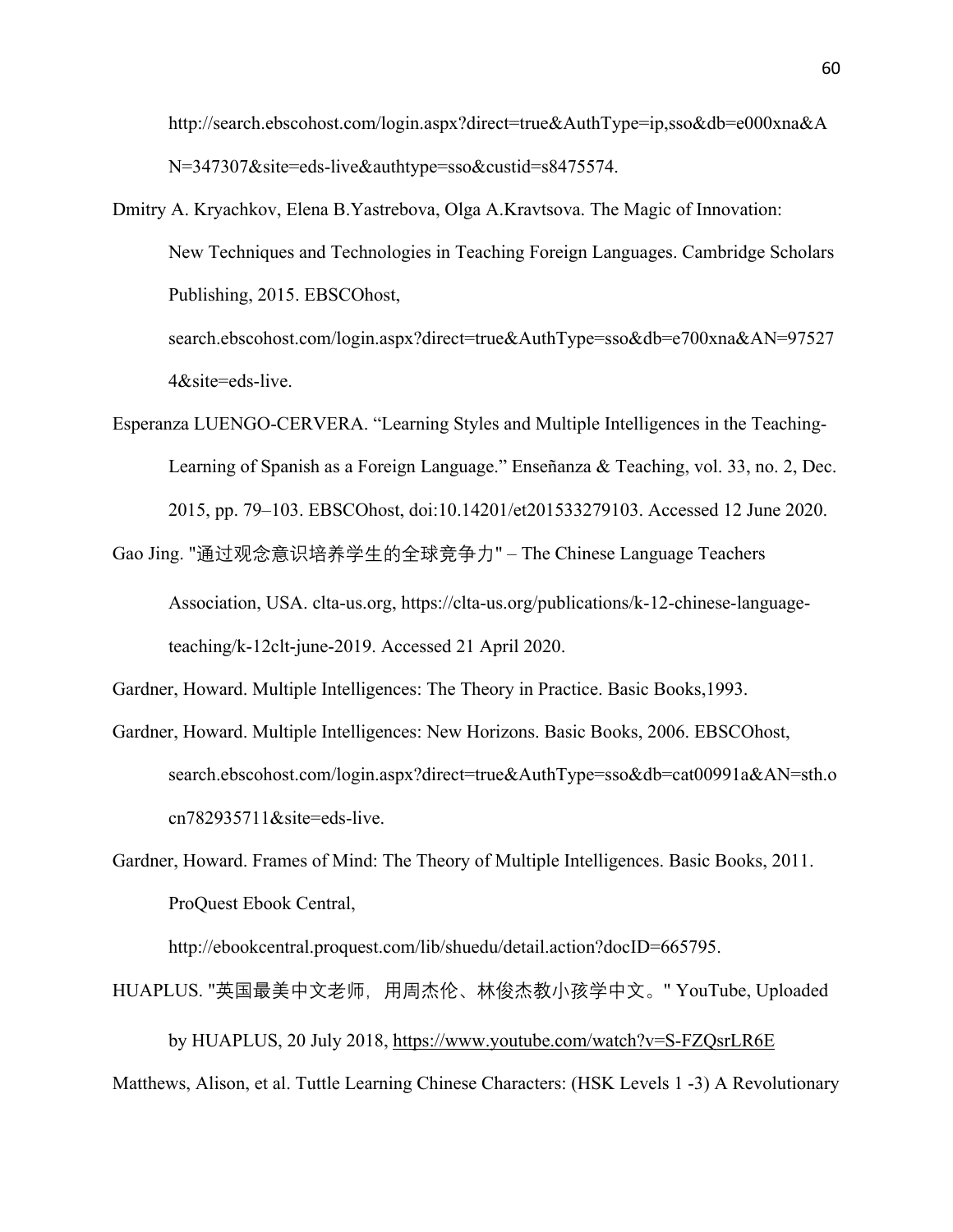http://search.ebscohost.com/login.aspx?direct=true&AuthType=ip,sso&db=e000xna&AN=347307&site=eds-live&authtype=sso&custid=s8475574.

Dmitry A. Kryachkov, Elena B.Yastrebova, Olga A.Kravtsova. The Magic of Innovation: New Techniques and Technologies in Teaching Foreign Languages. Cambridge Scholars Publishing, 2015. EBSCOhost, search.ebscohost.com/login.aspx?direct=true&AuthType=sso&db=e700xna&AN=975274&site=eds-live.

Esperanza LUENGO-CERVERA. "Learning Styles and Multiple Intelligences in the Teaching-Learning of Spanish as a Foreign Language." Enseñanza & Teaching, vol. 33, no. 2, Dec. 2015, pp. 79–103. EBSCOhost, doi:10.14201/et201533279103. Accessed 12 June 2020.

Gao Jing. "通过观念意识培养学生的全球竞争力" – The Chinese Language Teachers Association, USA. clta-us.org, https://clta-us.org/publications/k-12-chinese-language-teaching/k-12clt-june-2019. Accessed 21 April 2020.

Gardner, Howard. Multiple Intelligences: The Theory in Practice. Basic Books,1993.

Gardner, Howard. Multiple Intelligences: New Horizons. Basic Books, 2006. EBSCOhost, search.ebscohost.com/login.aspx?direct=true&AuthType=sso&db=cat00991a&AN=sth.ocn782935711&site=eds-live.

Gardner, Howard. Frames of Mind: The Theory of Multiple Intelligences. Basic Books, 2011. ProQuest Ebook Central, http://ebookcentral.proquest.com/lib/shuedu/detail.action?docID=665795.

HUAPLUS. "英国最美中文老师，用周杰伦、林俊杰教小孩学中文。" YouTube, Uploaded by HUAPLUS, 20 July 2018, https://www.youtube.com/watch?v=S-FZQsrLR6E

Matthews, Alison, et al. Tuttle Learning Chinese Characters: (HSK Levels 1 -3) A Revolutionary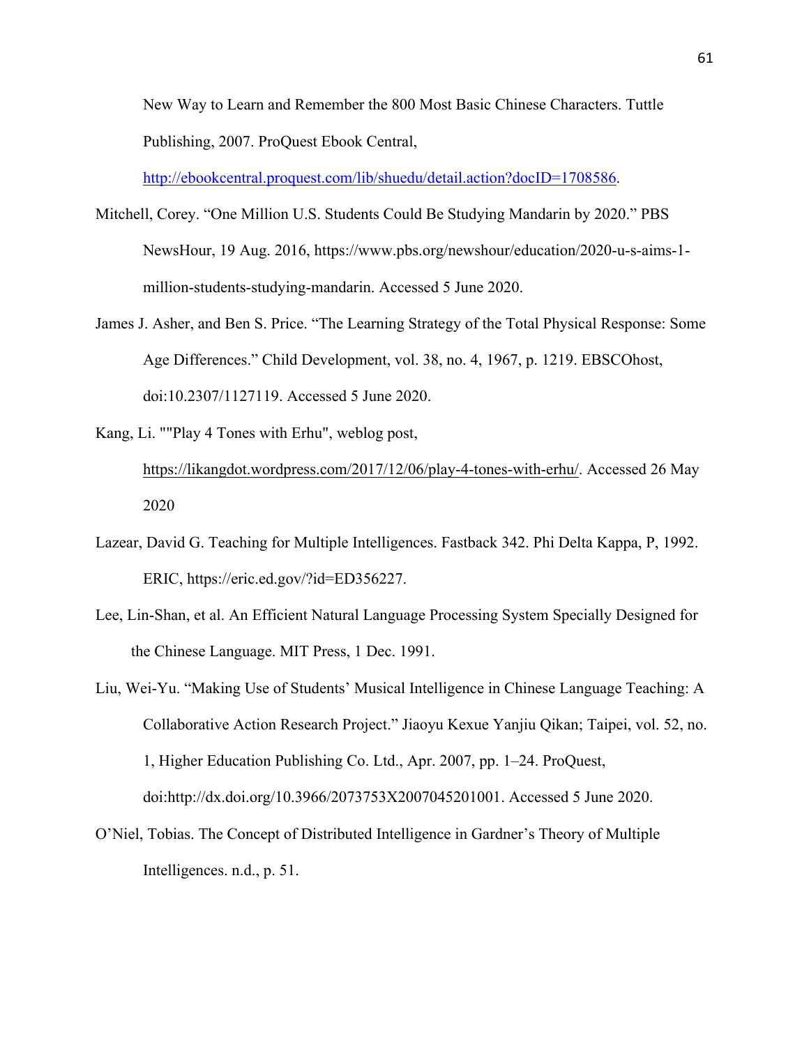New Way to Learn and Remember the 800 Most Basic Chinese Characters. Tuttle Publishing, 2007. ProQuest Ebook Central, http://ebookcentral.proquest.com/lib/shuedu/detail.action?docID=1708586.

Mitchell, Corey. "One Million U.S. Students Could Be Studying Mandarin by 2020." PBS NewsHour, 19 Aug. 2016, https://www.pbs.org/newshour/education/2020-u-s-aims-1-million-students-studying-mandarin. Accessed 5 June 2020.

James J. Asher, and Ben S. Price. "The Learning Strategy of the Total Physical Response: Some Age Differences." Child Development, vol. 38, no. 4, 1967, p. 1219. EBSCOhost, doi:10.2307/1127119. Accessed 5 June 2020.

Kang, Li. ""Play 4 Tones with Erhu", weblog post, https://likangdot.wordpress.com/2017/12/06/play-4-tones-with-erhu/. Accessed 26 May 2020

Lazear, David G. Teaching for Multiple Intelligences. Fastback 342. Phi Delta Kappa, P, 1992. ERIC, https://eric.ed.gov/?id=ED356227.

Lee, Lin-Shan, et al. An Efficient Natural Language Processing System Specially Designed for the Chinese Language. MIT Press, 1 Dec. 1991.

Liu, Wei-Yu. "Making Use of Students' Musical Intelligence in Chinese Language Teaching: A Collaborative Action Research Project." Jiaoyu Kexue Yanjiu Qikan; Taipei, vol. 52, no. 1, Higher Education Publishing Co. Ltd., Apr. 2007, pp. 1–24. ProQuest, doi:http://dx.doi.org/10.3966/2073753X2007045201001. Accessed 5 June 2020.

O'Niel, Tobias. The Concept of Distributed Intelligence in Gardner's Theory of Multiple Intelligences. n.d., p. 51.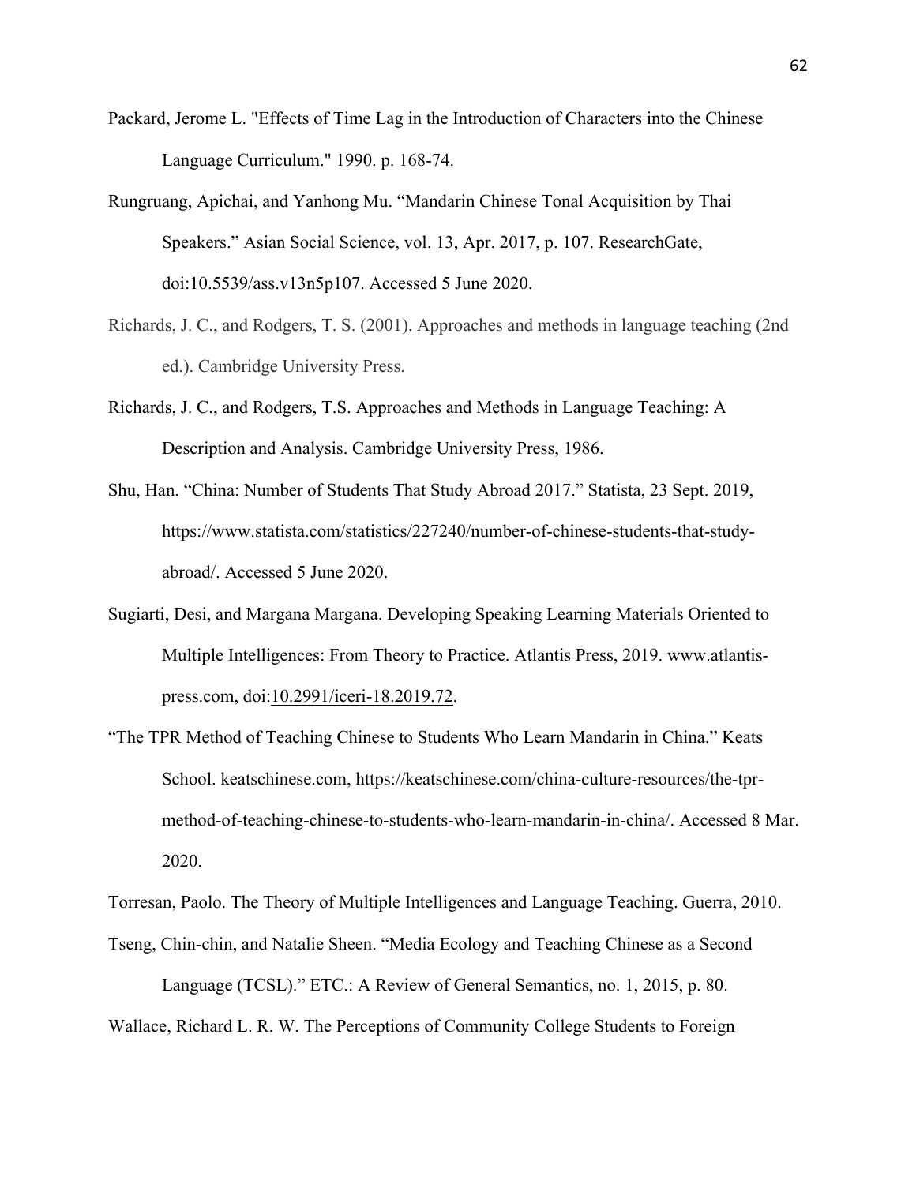Packard, Jerome L. "Effects of Time Lag in the Introduction of Characters into the Chinese Language Curriculum." 1990. p. 168-74.

Rungruang, Apichai, and Yanhong Mu. "Mandarin Chinese Tonal Acquisition by Thai Speakers." Asian Social Science, vol. 13, Apr. 2017, p. 107. ResearchGate, doi:10.5539/ass.v13n5p107. Accessed 5 June 2020.

Richards, J. C., and Rodgers, T. S. (2001). Approaches and methods in language teaching (2nd ed.). Cambridge University Press.

Richards, J. C., and Rodgers, T.S. Approaches and Methods in Language Teaching: A Description and Analysis. Cambridge University Press, 1986.

Shu, Han. "China: Number of Students That Study Abroad 2017." Statista, 23 Sept. 2019, https://www.statista.com/statistics/227240/number-of-chinese-students-that-study-abroad/. Accessed 5 June 2020.

Sugiarti, Desi, and Margana Margana. Developing Speaking Learning Materials Oriented to Multiple Intelligences: From Theory to Practice. Atlantis Press, 2019. www.atlantis-press.com, doi:10.2991/iceri-18.2019.72.

"The TPR Method of Teaching Chinese to Students Who Learn Mandarin in China." Keats School. keatschinese.com, https://keatschinese.com/china-culture-resources/the-tpr-method-of-teaching-chinese-to-students-who-learn-mandarin-in-china/. Accessed 8 Mar. 2020.

Torresan, Paolo. The Theory of Multiple Intelligences and Language Teaching. Guerra, 2010.

Tseng, Chin-chin, and Natalie Sheen. "Media Ecology and Teaching Chinese as a Second Language (TCSL)." ETC.: A Review of General Semantics, no. 1, 2015, p. 80.

Wallace, Richard L. R. W. The Perceptions of Community College Students to Foreign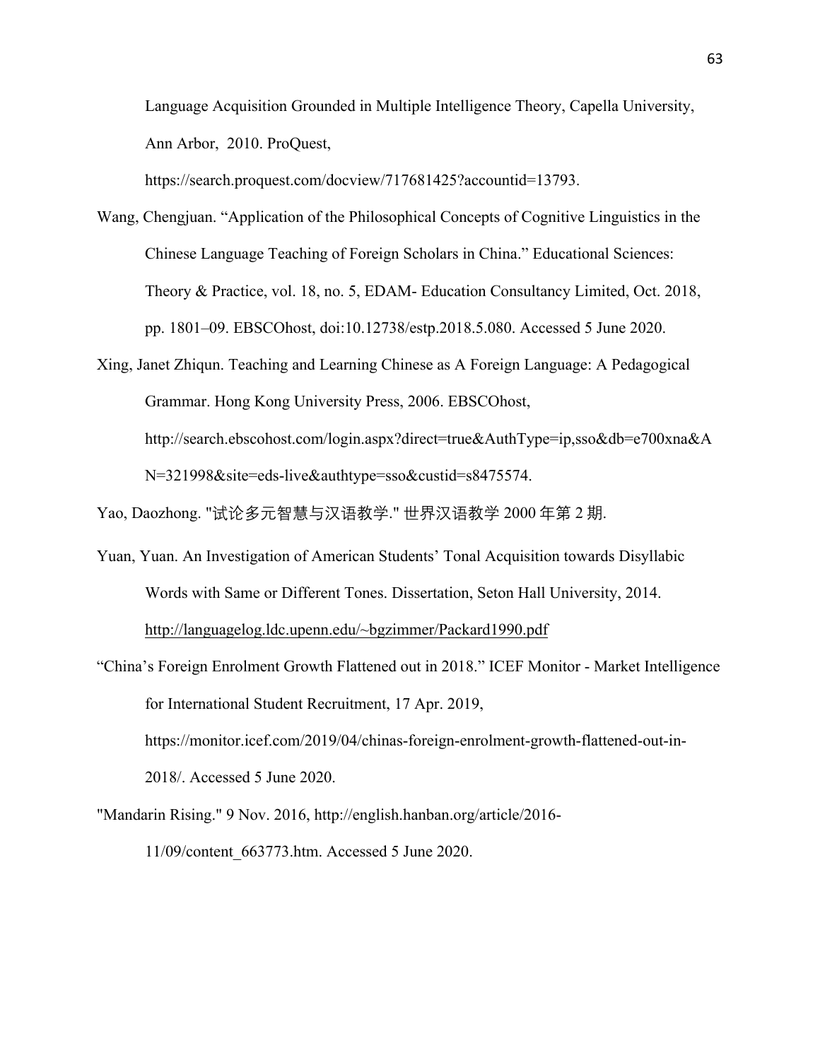Language Acquisition Grounded in Multiple Intelligence Theory, Capella University, Ann Arbor, 2010. ProQuest, https://search.proquest.com/docview/717681425?accountid=13793.

Wang, Chengjuan. "Application of the Philosophical Concepts of Cognitive Linguistics in the Chinese Language Teaching of Foreign Scholars in China." Educational Sciences: Theory & Practice, vol. 18, no. 5, EDAM- Education Consultancy Limited, Oct. 2018, pp. 1801–09. EBSCOhost, doi:10.12738/estp.2018.5.080. Accessed 5 June 2020.

Xing, Janet Zhiqun. Teaching and Learning Chinese as A Foreign Language: A Pedagogical Grammar. Hong Kong University Press, 2006. EBSCOhost, http://search.ebscohost.com/login.aspx?direct=true&AuthType=ip,sso&db=e700xna&AN=321998&site=eds-live&authtype=sso&custid=s8475574.

Yao, Daozhong. "试论多元智慧与汉语教学." 世界汉语教学 2000 年第 2 期.

Yuan, Yuan. An Investigation of American Students' Tonal Acquisition towards Disyllabic Words with Same or Different Tones. Dissertation, Seton Hall University, 2014. http://languagelog.ldc.upenn.edu/~bgzimmer/Packard1990.pdf

"China's Foreign Enrolment Growth Flattened out in 2018." ICEF Monitor - Market Intelligence for International Student Recruitment, 17 Apr. 2019, https://monitor.icef.com/2019/04/chinas-foreign-enrolment-growth-flattened-out-in-2018/. Accessed 5 June 2020.

"Mandarin Rising." 9 Nov. 2016, http://english.hanban.org/article/2016-11/09/content_663773.htm. Accessed 5 June 2020.